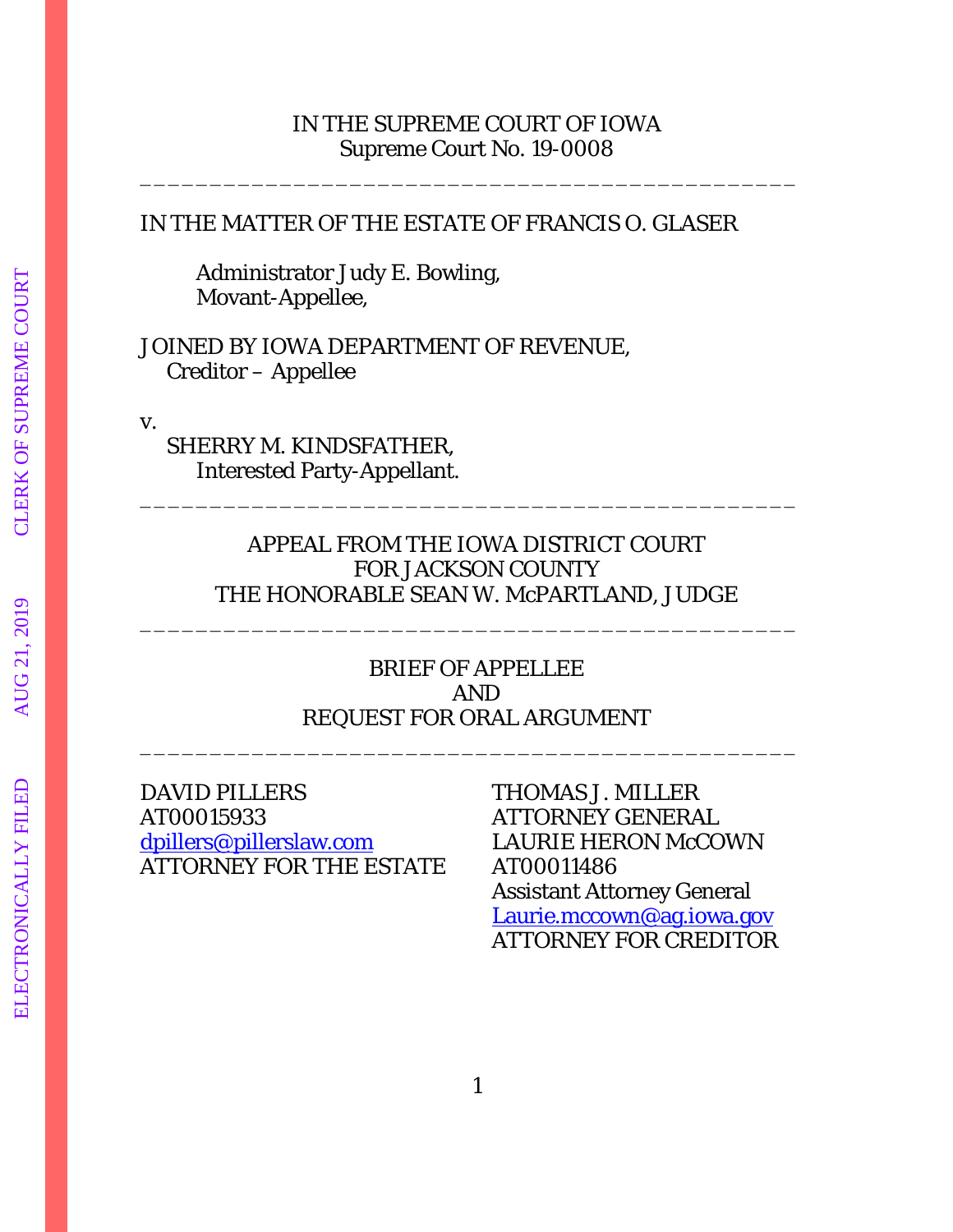IN THE SUPREME COURT OF IOWA
Supreme Court No. 19-0008

---

IN THE MATTER OF THE ESTATE OF FRANCIS O. GLASER

Administrator Judy E. Bowling,
Movant-Appellee,

JOINED BY IOWA DEPARTMENT OF REVENUE,
*Creditor* – Appellee

v.
SHERRY M. KINDSFATHER,
Interested Party-Appellant.

---

APPEAL FROM THE IOWA DISTRICT COURT
FOR JACKSON COUNTY
THE HONORABLE SEAN W. McPARTLAND, JUDGE

---

BRIEF OF APPELLEE
AND
REQUEST FOR ORAL ARGUMENT

---

DAVID PILLERS
AT00015933
dpillers@pillerslaw.com
ATTORNEY FOR THE ESTATE

THOMAS J. MILLER
ATTORNEY GENERAL
LAURIE HERON McCOWN
AT00011486
Assistant Attorney General
Laurie.mccown@ag.iowa.gov
ATTORNEY FOR CREDITOR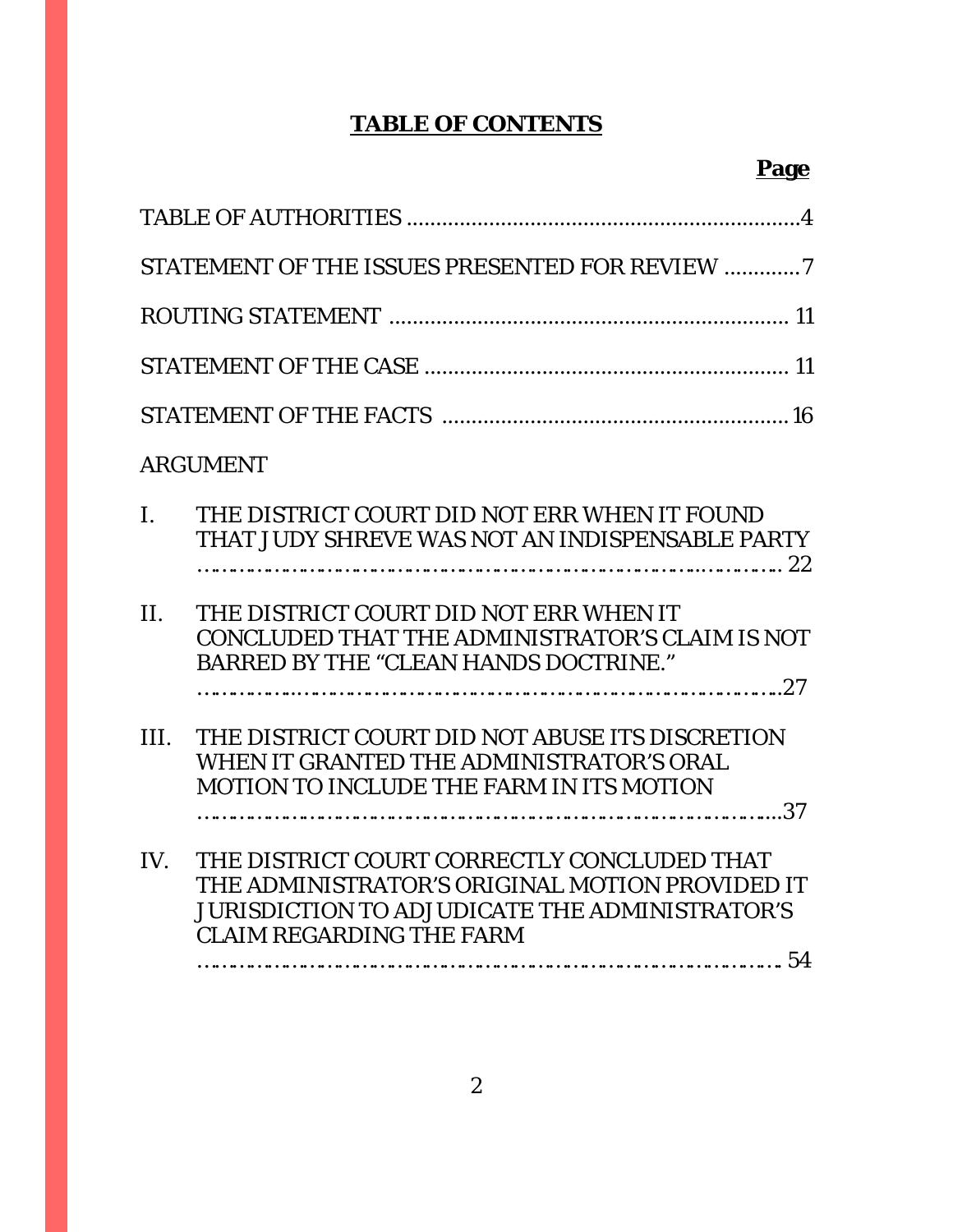# TABLE OF CONTENTS

| | Page |
|---|---|
| TABLE OF AUTHORITIES | 4 |
| STATEMENT OF THE ISSUES PRESENTED FOR REVIEW | 7 |
| ROUTING STATEMENT | 11 |
| STATEMENT OF THE CASE | 11 |
| STATEMENT OF THE FACTS | 16 |
| ARGUMENT | |
| I. THE DISTRICT COURT DID NOT ERR WHEN IT FOUND THAT JUDY SHREVE WAS NOT AN INDISPENSABLE PARTY | 22 |
| II. THE DISTRICT COURT DID NOT ERR WHEN IT CONCLUDED THAT THE ADMINISTRATOR'S CLAIM IS NOT BARRED BY THE "CLEAN HANDS DOCTRINE." | 27 |
| III. THE DISTRICT COURT DID NOT ABUSE ITS DISCRETION WHEN IT GRANTED THE ADMINISTRATOR'S ORAL MOTION TO INCLUDE THE FARM IN ITS MOTION | 37 |
| IV. THE DISTRICT COURT CORRECTLY CONCLUDED THAT THE ADMINISTRATOR'S ORIGINAL MOTION PROVIDED IT JURISDICTION TO ADJUDICATE THE ADMINISTRATOR'S CLAIM REGARDING THE FARM | 54 |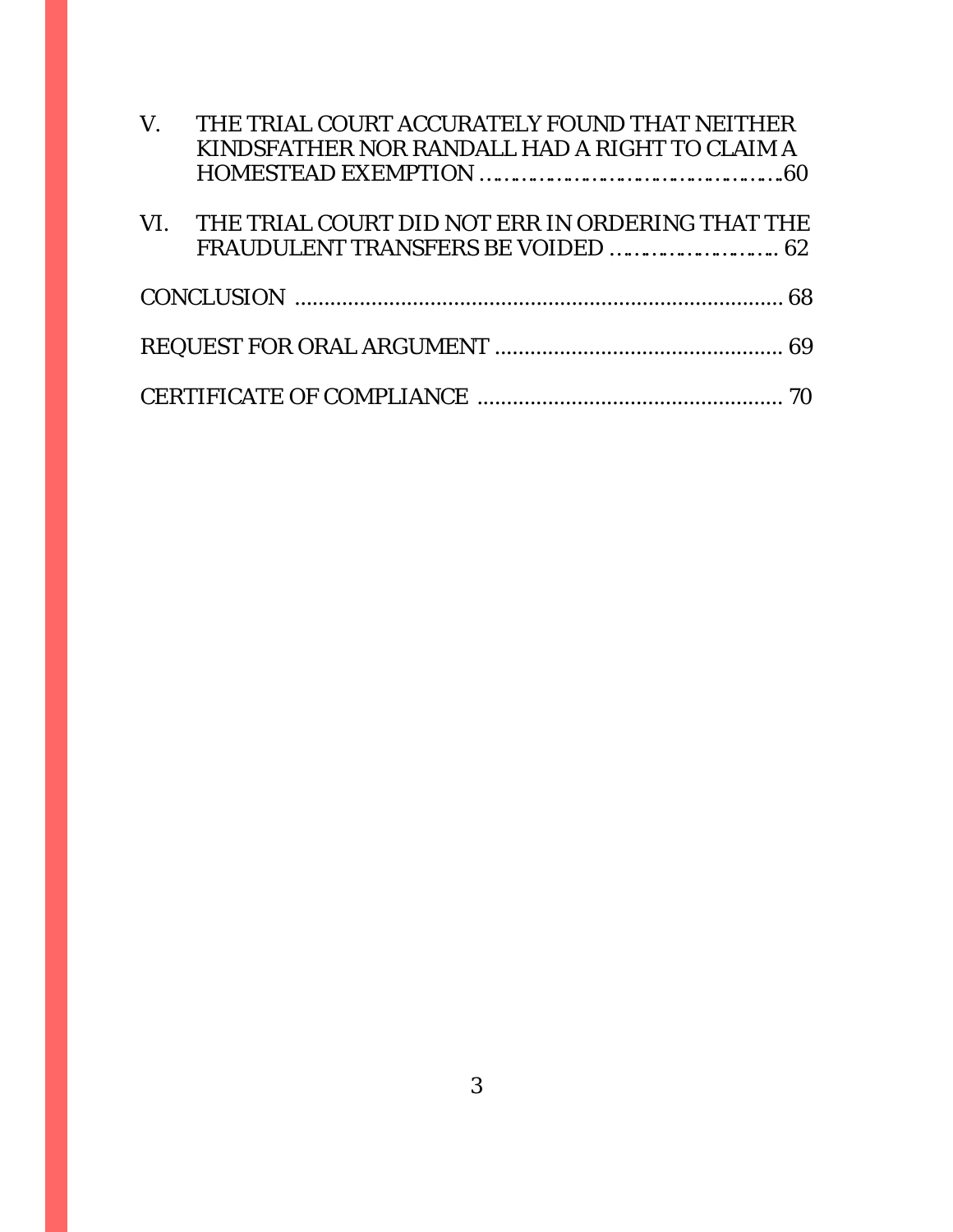V. THE TRIAL COURT ACCURATELY FOUND THAT NEITHER KINDSFATHER NOR RANDALL HAD A RIGHT TO CLAIM A HOMESTEAD EXEMPTION ........................................60

VI. THE TRIAL COURT DID NOT ERR IN ORDERING THAT THE FRAUDULENT TRANSFERS BE VOIDED ......................... 62

CONCLUSION ................................................................................ 68

REQUEST FOR ORAL ARGUMENT ............................................... 69

CERTIFICATE OF COMPLIANCE .................................................. 70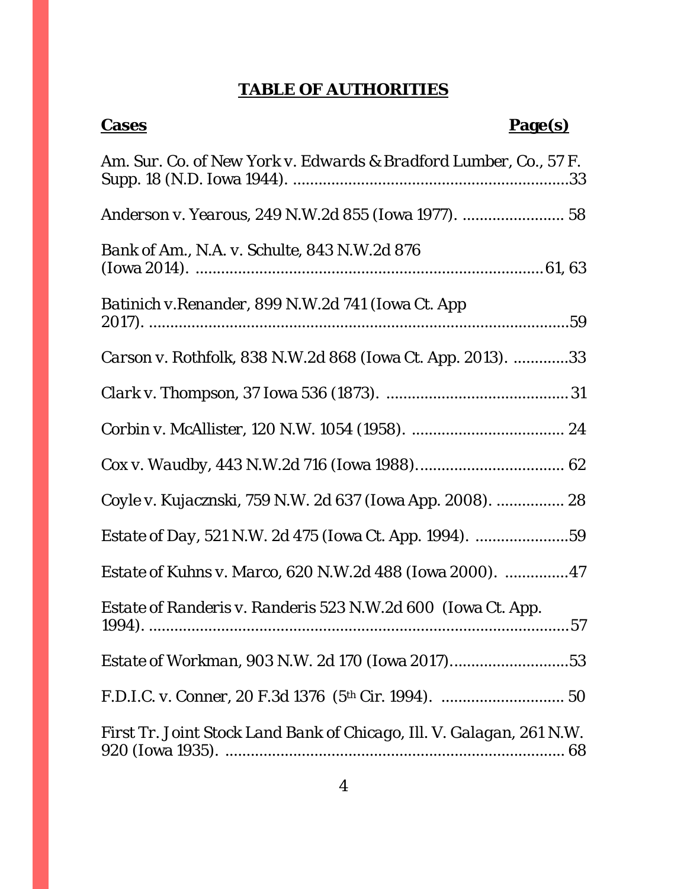# **TABLE OF AUTHORITIES**

| **Cases** | **Page(s)** |
|---|---|
| *Am. Sur. Co. of New York v. Edwards & Bradford Lumber, Co.*, 57 F. Supp. 18 (N.D. Iowa 1944). | 33 |
| *Anderson v. Yearous*, 249 N.W.2d 855 (Iowa 1977). | 58 |
| *Bank of Am., N.A. v. Schulte*, 843 N.W.2d 876 (Iowa 2014). | 61, 63 |
| *Batinich v.Renander*, 899 N.W.2d 741 (Iowa Ct. App 2017). | 59 |
| *Carson v. Rothfolk*, 838 N.W.2d 868 (Iowa Ct. App. 2013). | 33 |
| *Clark v. Thompson*, 37 Iowa 536 (1873). | 31 |
| *Corbin v. McAllister*, 120 N.W. 1054 (1958). | 24 |
| *Cox v. Waudby*, 443 N.W.2d 716 (Iowa 1988). | 62 |
| *Coyle v. Kujacznski*, 759 N.W. 2d 637 (Iowa App. 2008). | 28 |
| *Estate of Day*, 521 N.W. 2d 475 (Iowa Ct. App. 1994). | 59 |
| *Estate of Kuhns v. Marco*, 620 N.W.2d 488 (Iowa 2000). | 47 |
| *Estate of Randeris v. Randeris* 523 N.W.2d 600 (Iowa Ct. App. 1994). | 57 |
| *Estate of Workman*, 903 N.W. 2d 170 (Iowa 2017). | 53 |
| F.D.I.C. v. Conner, 20 F.3d 1376 (5th Cir. 1994). | 50 |
| *First Tr. Joint Stock Land Bank of Chicago, Ill. V. Galagan*, 261 N.W. 920 (Iowa 1935). | 68 |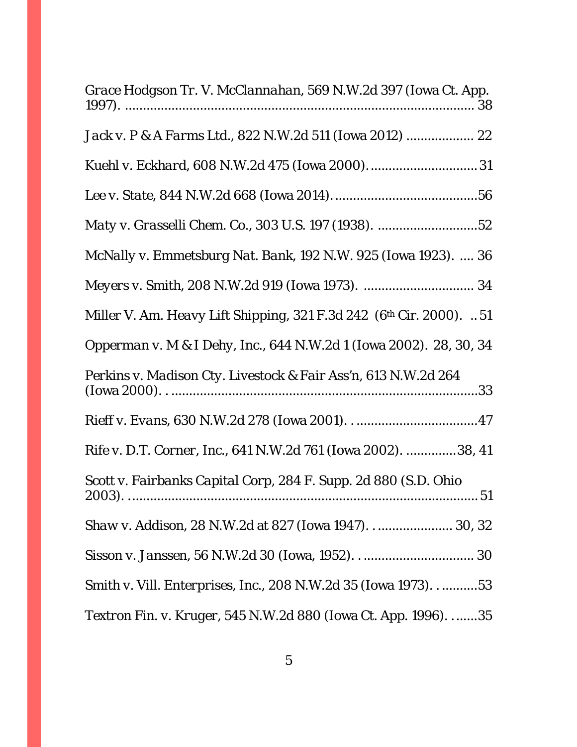*Grace Hodgson Tr. V. McClannahan*, 569 N.W.2d 397 (Iowa Ct. App. 1997). ........................................................................................ 38

*Jack v. P & A Farms Ltd.*, 822 N.W.2d 511 (Iowa 2012) .................. 22

*Kuehl v. Eckhard*, 608 N.W.2d 475 (Iowa 2000). ............................. 31

*Lee v. State*, 844 N.W.2d 668 (Iowa 2014). .......................................56

*Maty v. Grasselli Chem. Co.*, 303 U.S. 197 (1938). ...........................52

*McNally v. Emmetsburg Nat. Bank*, 192 N.W. 925 (Iowa 1923). .... 36

*Meyers v. Smith*, 208 N.W.2d 919 (Iowa 1973). .............................. 34

Miller V. Am. Heavy Lift Shipping, 321 F.3d 242 (6th Cir. 2000). .. 51

*Opperman v. M & I Dehy, Inc.*, 644 N.W.2d 1 (Iowa 2002). 28, 30, 34

*Perkins v. Madison Cty. Livestock & Fair Ass'n*, 613 N.W.2d 264 (Iowa 2000). . ....................................................................................33

*Rieff v. Evans*, 630 N.W.2d 278 (Iowa 2001). . ..................................47

*Rife v. D.T. Corner, Inc.*, 641 N.W.2d 761 (Iowa 2002). ..............38, 41

*Scott v. Fairbanks Capital Corp*, 284 F. Supp. 2d 880 (S.D. Ohio 2003). ..................................................................................................51

*Shaw v. Addison*, 28 N.W.2d at 827 (Iowa 1947). . ..................... 30, 32

*Sisson v. Janssen*, 56 N.W.2d 30 (Iowa, 1952). . .............................. 30

*Smith v. Vill. Enterprises, Inc.*, 208 N.W.2d 35 (Iowa 1973). . ..........53

*Textron Fin. v. Kruger*, 545 N.W.2d 880 (Iowa Ct. App. 1996). . ......35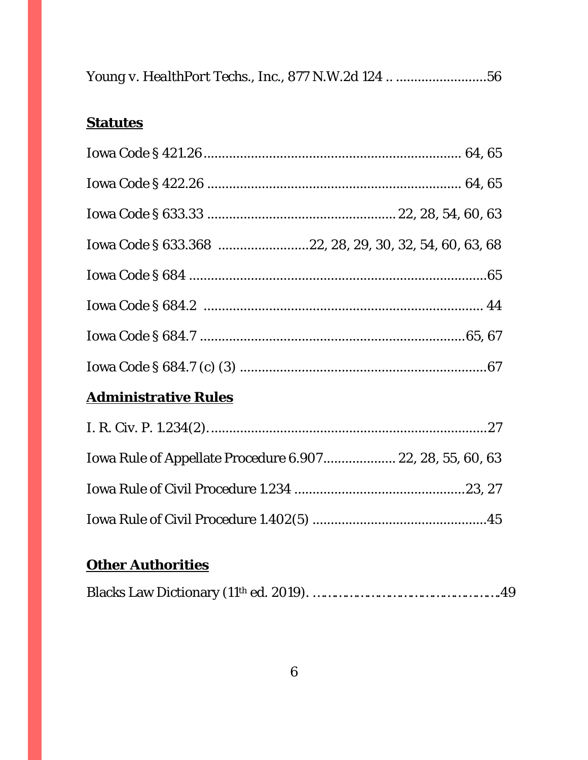Young v. HealthPort Techs., Inc., 877 N.W.2d 124 .. .........................56

**Statutes**

Iowa Code § 421.26....................................................................... 64, 65

Iowa Code § 422.26 ...................................................................... 64, 65

Iowa Code § 633.33 .................................................... 22, 28, 54, 60, 63

Iowa Code § 633.368 .........................22, 28, 29, 30, 32, 54, 60, 63, 68

Iowa Code § 684 .................................................................................65

Iowa Code § 684.2 ............................................................................ 44

Iowa Code § 684.7 .........................................................................65, 67

Iowa Code § 684.7 (c) (3) ....................................................................67

**Administrative Rules**

I. R. Civ. P. 1.234(2)...............................................................................27

Iowa Rule of Appellate Procedure 6.907.................... 22, 28, 55, 60, 63

Iowa Rule of Civil Procedure 1.234 ...............................................23, 27

Iowa Rule of Civil Procedure 1.402(5) ................................................45

**Other Authorities**

Blacks Law Dictionary (11th ed. 2019). ……………………………………….49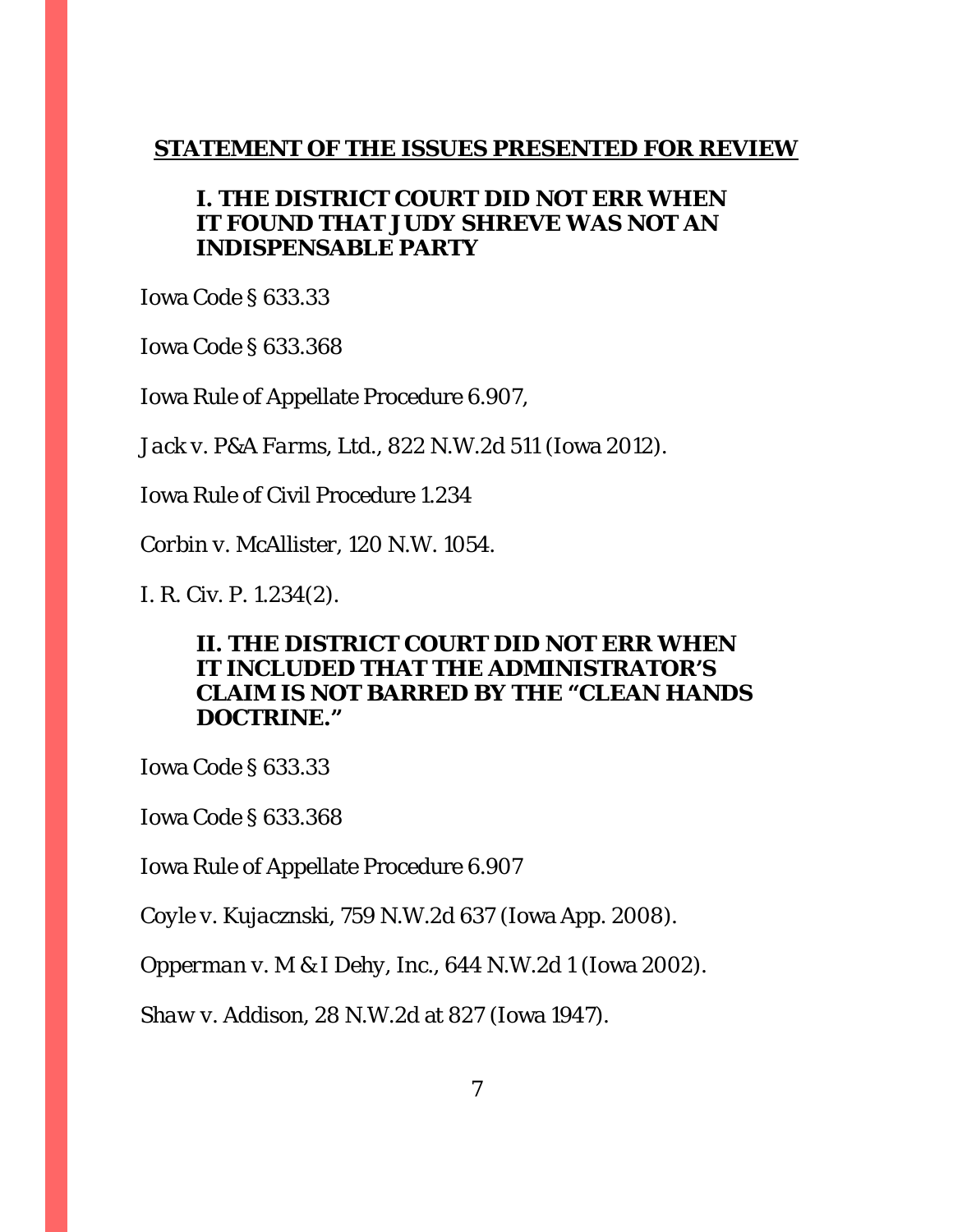## **STATEMENT OF THE ISSUES PRESENTED FOR REVIEW**

### I. THE DISTRICT COURT DID NOT ERR WHEN IT FOUND THAT JUDY SHREVE WAS NOT AN INDISPENSABLE PARTY

Iowa Code § 633.33

Iowa Code § 633.368

Iowa Rule of Appellate Procedure 6.907,

*Jack v. P&A Farms, Ltd.*, 822 N.W.2d 511 (Iowa 2012).

Iowa Rule of Civil Procedure 1.234

*Corbin v. McAllister*, 120 N.W. 1054.

*I. R. Civ. P.* 1.234(2).

### II. THE DISTRICT COURT DID NOT ERR WHEN IT INCLUDED THAT THE ADMINISTRATOR'S CLAIM IS NOT BARRED BY THE "CLEAN HANDS DOCTRINE."

Iowa Code § 633.33

Iowa Code § 633.368

Iowa Rule of Appellate Procedure 6.907

*Coyle v. Kujacznski*, 759 N.W.2d 637 (Iowa App. 2008).

*Opperman v. M & I Dehy, Inc.*, 644 N.W.2d 1 (Iowa 2002).

*Shaw v. Addison*, 28 N.W.2d at 827 (Iowa 1947).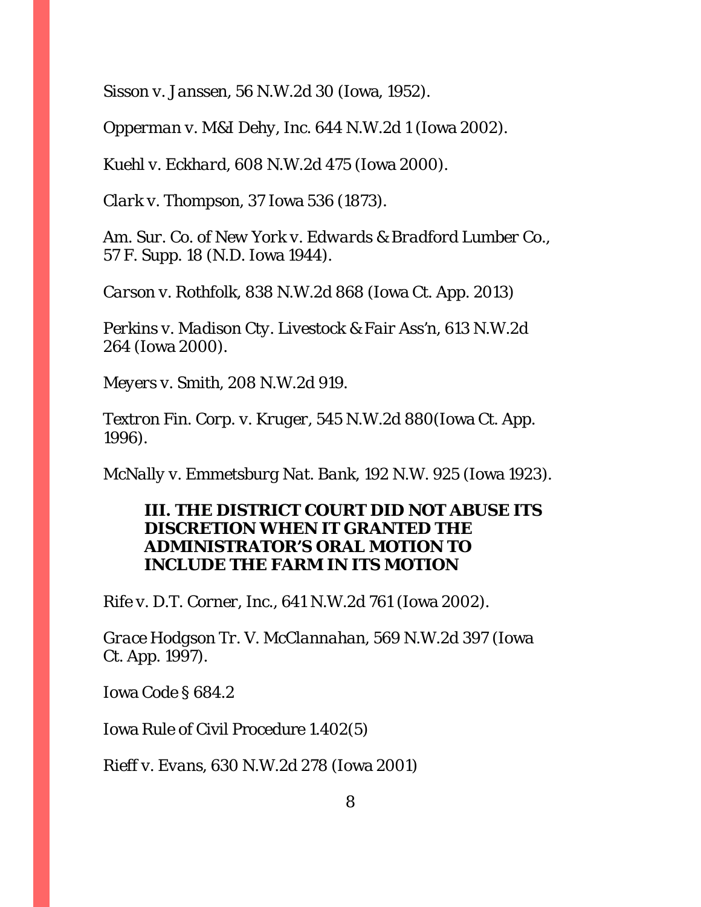*Sisson v. Janssen*, 56 N.W.2d 30 (Iowa, 1952).

*Opperman v. M&I Dehy, Inc.* 644 N.W.2d 1 (Iowa 2002).

*Kuehl v. Eckhard*, 608 N.W.2d 475 (Iowa 2000).

*Clark v. Thompson*, 37 Iowa 536 (1873).

*Am. Sur. Co. of New York v. Edwards & Bradford Lumber Co.*, 57 F. Supp. 18 (N.D. Iowa 1944).

*Carson v. Rothfolk*, 838 N.W.2d 868 (Iowa Ct. App. 2013)

*Perkins v. Madison Cty. Livestock & Fair Ass'n*, 613 N.W.2d 264 (Iowa 2000).

*Meyers v. Smith*, 208 N.W.2d 919.

*Textron Fin. Corp. v. Kruger*, 545 N.W.2d 880(Iowa Ct. App. 1996).

*McNally v. Emmetsburg Nat. Bank*, 192 N.W. 925 (Iowa 1923).

**III. THE DISTRICT COURT DID NOT ABUSE ITS DISCRETION WHEN IT GRANTED THE ADMINISTRATOR'S ORAL MOTION TO INCLUDE THE FARM IN ITS MOTION**

*Rife v. D.T. Corner, Inc.*, 641 N.W.2d 761 (Iowa 2002).

*Grace Hodgson Tr. V. McClannahan*, 569 N.W.2d 397 (Iowa Ct. App. 1997).

Iowa Code § 684.2

Iowa Rule of Civil Procedure 1.402(5)

*Rieff v. Evans*, 630 N.W.2d 278 (Iowa 2001)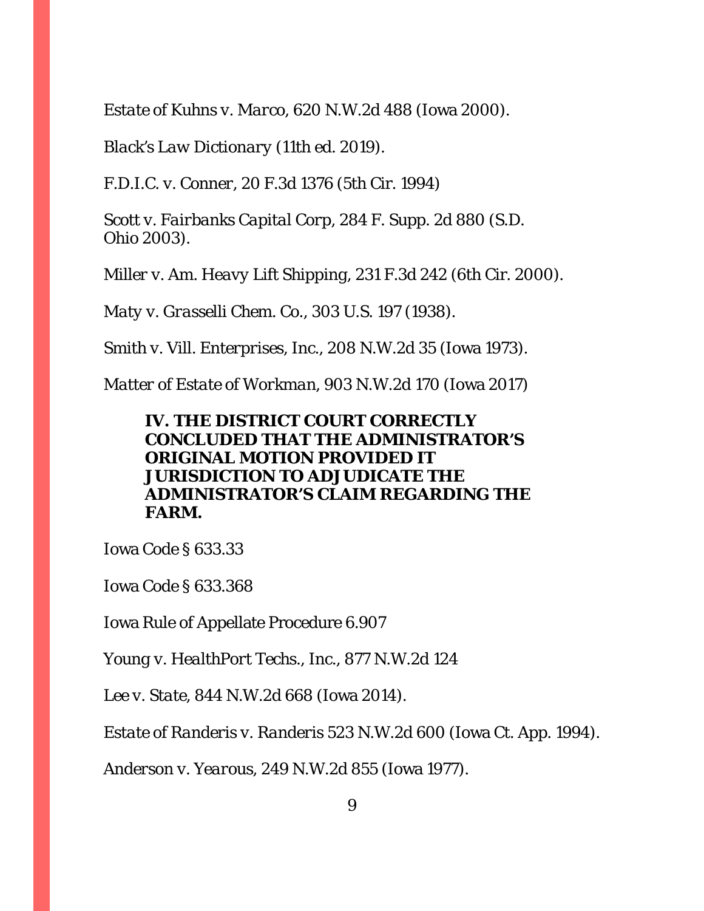*Estate of Kuhns v. Marco*, 620 N.W.2d 488 (Iowa 2000).

*Black's Law Dictionary* (11th ed. 2019).

*F.D.I.C. v. Conner*, 20 F.3d 1376 (5th Cir. 1994)

*Scott v. Fairbanks Capital Corp*, 284 F. Supp. 2d 880 (S.D. Ohio 2003).

*Miller v. Am. Heavy Lift Shipping*, 231 F.3d 242 (6th Cir. 2000).

*Maty v. Grasselli Chem. Co.*, 303 U.S. 197 (1938).

*Smith v. Vill. Enterprises, Inc.*, 208 N.W.2d 35 (Iowa 1973).

*Matter of Estate of Workman*, 903 N.W.2d 170 (Iowa 2017)

**IV. THE DISTRICT COURT CORRECTLY CONCLUDED THAT THE ADMINISTRATOR'S ORIGINAL MOTION PROVIDED IT JURISDICTION TO ADJUDICATE THE ADMINISTRATOR'S CLAIM REGARDING THE FARM.**

Iowa Code § 633.33

Iowa Code § 633.368

Iowa Rule of Appellate Procedure 6.907

*Young v. HealthPort Techs., Inc.*, 877 N.W.2d 124

*Lee v. State*, 844 N.W.2d 668 (Iowa 2014).

*Estate of Randeris v. Randeris* 523 N.W.2d 600 (Iowa Ct. App. 1994).

*Anderson v. Yearous*, 249 N.W.2d 855 (Iowa 1977).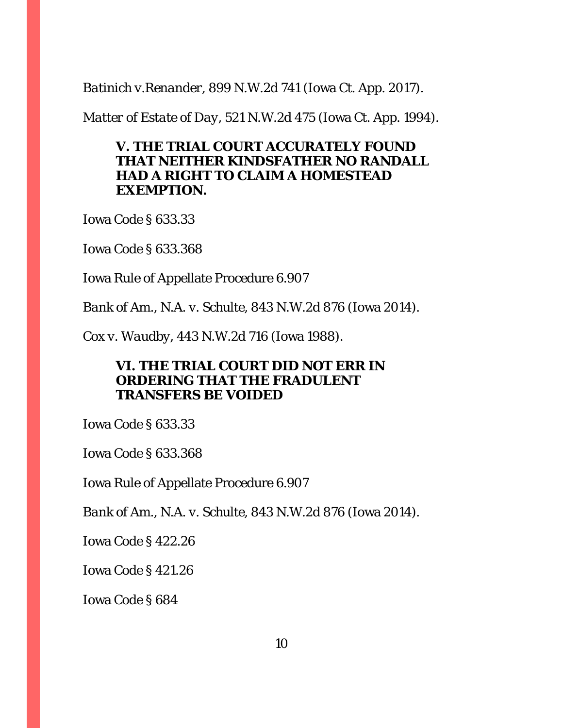*Batinich v.Renander*, 899 N.W.2d 741 (Iowa Ct. App. 2017).

*Matter of Estate of Day*, 521 N.W.2d 475 (Iowa Ct. App. 1994).

**V. THE TRIAL COURT ACCURATELY FOUND THAT NEITHER KINDSFATHER NO RANDALL HAD A RIGHT TO CLAIM A HOMESTEAD EXEMPTION.**

Iowa Code § 633.33

Iowa Code § 633.368

Iowa Rule of Appellate Procedure 6.907

*Bank of Am., N.A. v. Schulte*, 843 N.W.2d 876 (Iowa 2014).

*Cox v. Waudby*, 443 N.W.2d 716 (Iowa 1988).

**VI. THE TRIAL COURT DID NOT ERR IN ORDERING THAT THE FRADULENT TRANSFERS BE VOIDED**

Iowa Code § 633.33

Iowa Code § 633.368

Iowa Rule of Appellate Procedure 6.907

*Bank of Am., N.A. v. Schulte*, 843 N.W.2d 876 (Iowa 2014).

Iowa Code § 422.26

Iowa Code § 421.26

Iowa Code § 684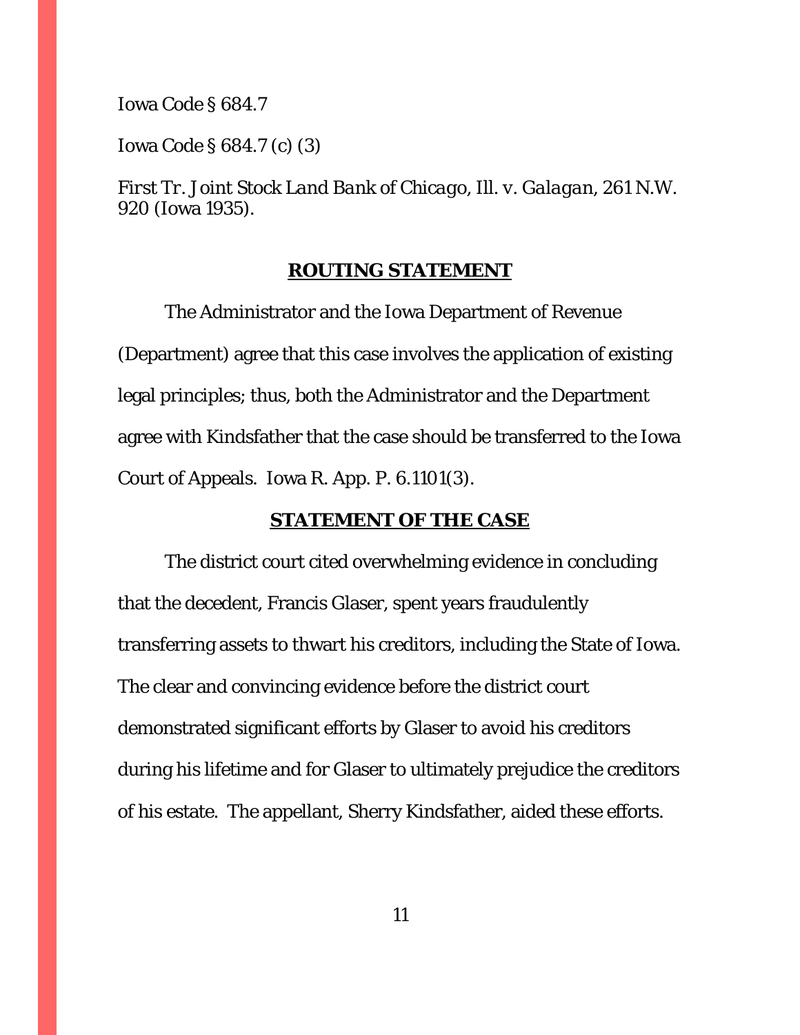Iowa Code § 684.7

Iowa Code § 684.7 (c) (3)

*First Tr. Joint Stock Land Bank of Chicago, Ill. v. Galagan*, 261 N.W. 920 (Iowa 1935).

## ROUTING STATEMENT

The Administrator and the Iowa Department of Revenue (Department) agree that this case involves the application of existing legal principles; thus, both the Administrator and the Department agree with Kindsfather that the case should be transferred to the Iowa Court of Appeals. Iowa R. App. P. 6.1101(3).

## STATEMENT OF THE CASE

The district court cited overwhelming evidence in concluding that the decedent, Francis Glaser, spent years fraudulently transferring assets to thwart his creditors, including the State of Iowa. The clear and convincing evidence before the district court demonstrated significant efforts by Glaser to avoid his creditors during his lifetime and for Glaser to ultimately prejudice the creditors of his estate. The appellant, Sherry Kindsfather, aided these efforts.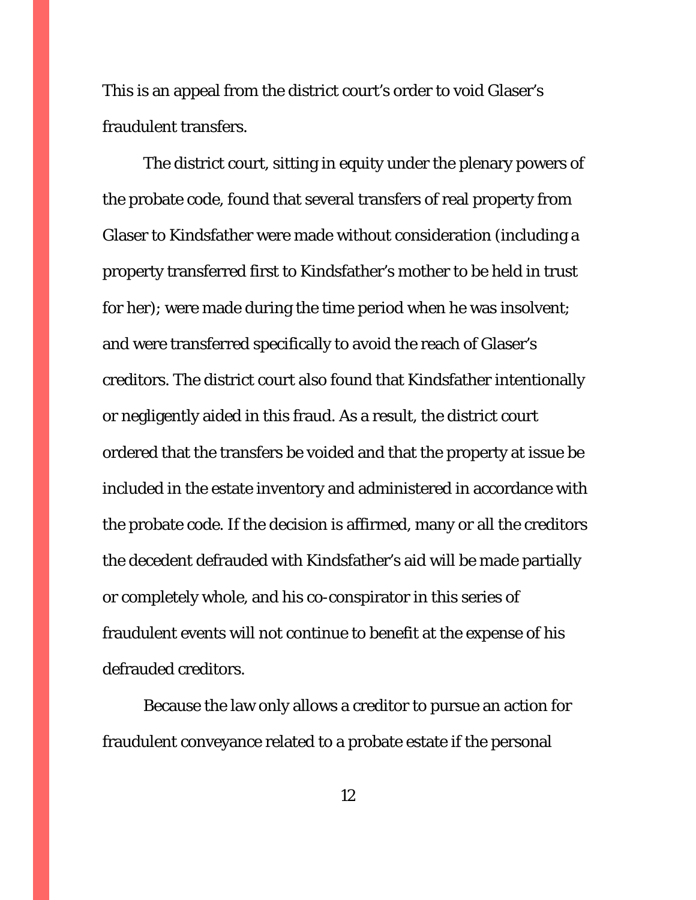This is an appeal from the district court's order to void Glaser's fraudulent transfers.

The district court, sitting in equity under the plenary powers of the probate code, found that several transfers of real property from Glaser to Kindsfather were made without consideration (including a property transferred first to Kindsfather's mother to be held in trust for her); were made during the time period when he was insolvent; and were transferred specifically to avoid the reach of Glaser's creditors. The district court also found that Kindsfather intentionally or negligently aided in this fraud. As a result, the district court ordered that the transfers be voided and that the property at issue be included in the estate inventory and administered in accordance with the probate code. If the decision is affirmed, many or all the creditors the decedent defrauded with Kindsfather's aid will be made partially or completely whole, and his co-conspirator in this series of fraudulent events will not continue to benefit at the expense of his defrauded creditors.

Because the law only allows a creditor to pursue an action for fraudulent conveyance related to a probate estate if the personal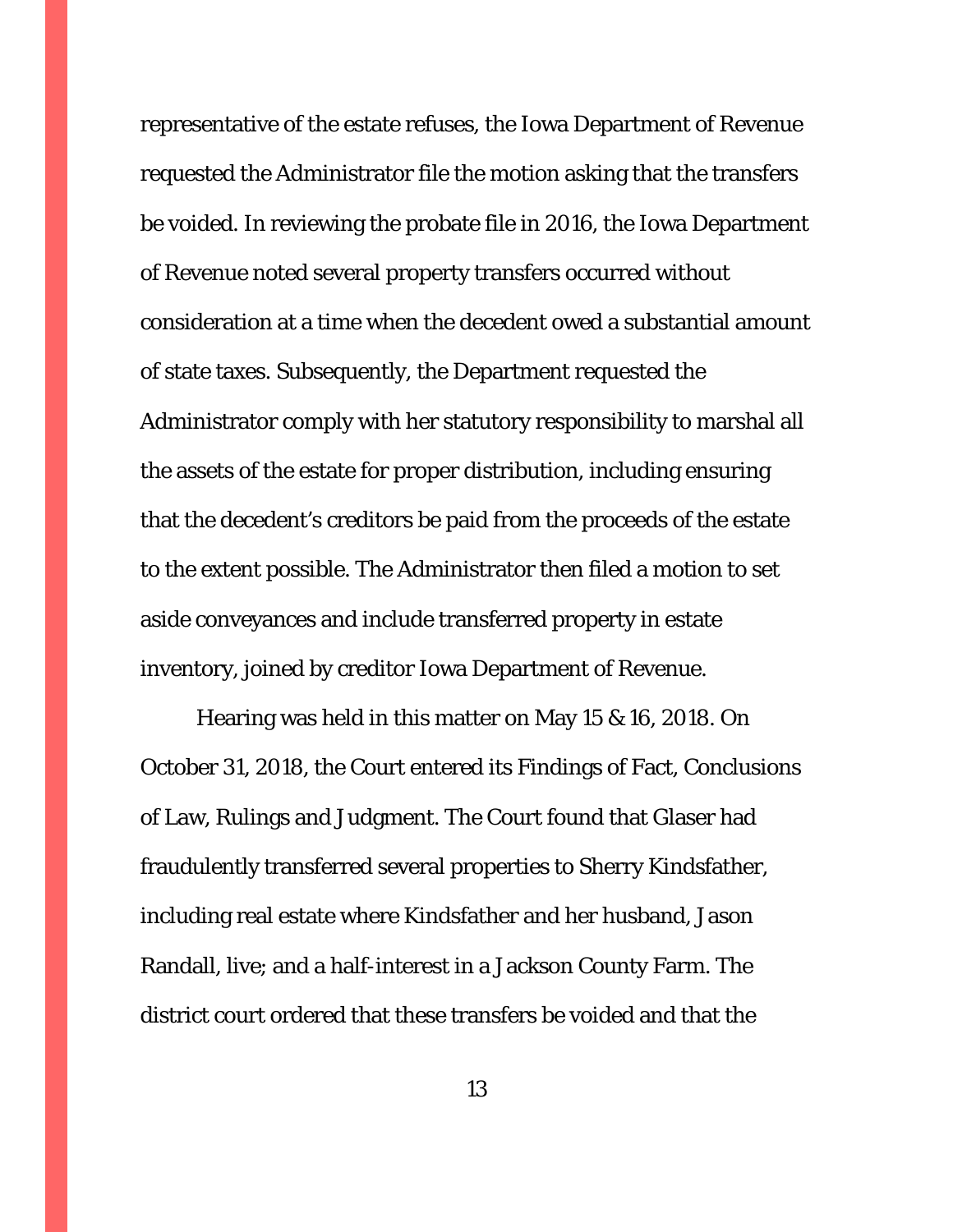representative of the estate refuses, the Iowa Department of Revenue requested the Administrator file the motion asking that the transfers be voided. In reviewing the probate file in 2016, the Iowa Department of Revenue noted several property transfers occurred without consideration at a time when the decedent owed a substantial amount of state taxes. Subsequently, the Department requested the Administrator comply with her statutory responsibility to marshal all the assets of the estate for proper distribution, including ensuring that the decedent's creditors be paid from the proceeds of the estate to the extent possible. The Administrator then filed a motion to set aside conveyances and include transferred property in estate inventory, joined by creditor Iowa Department of Revenue.

Hearing was held in this matter on May 15 & 16, 2018. On October 31, 2018, the Court entered its Findings of Fact, Conclusions of Law, Rulings and Judgment. The Court found that Glaser had fraudulently transferred several properties to Sherry Kindsfather, including real estate where Kindsfather and her husband, Jason Randall, live; and a half-interest in a Jackson County Farm. The district court ordered that these transfers be voided and that the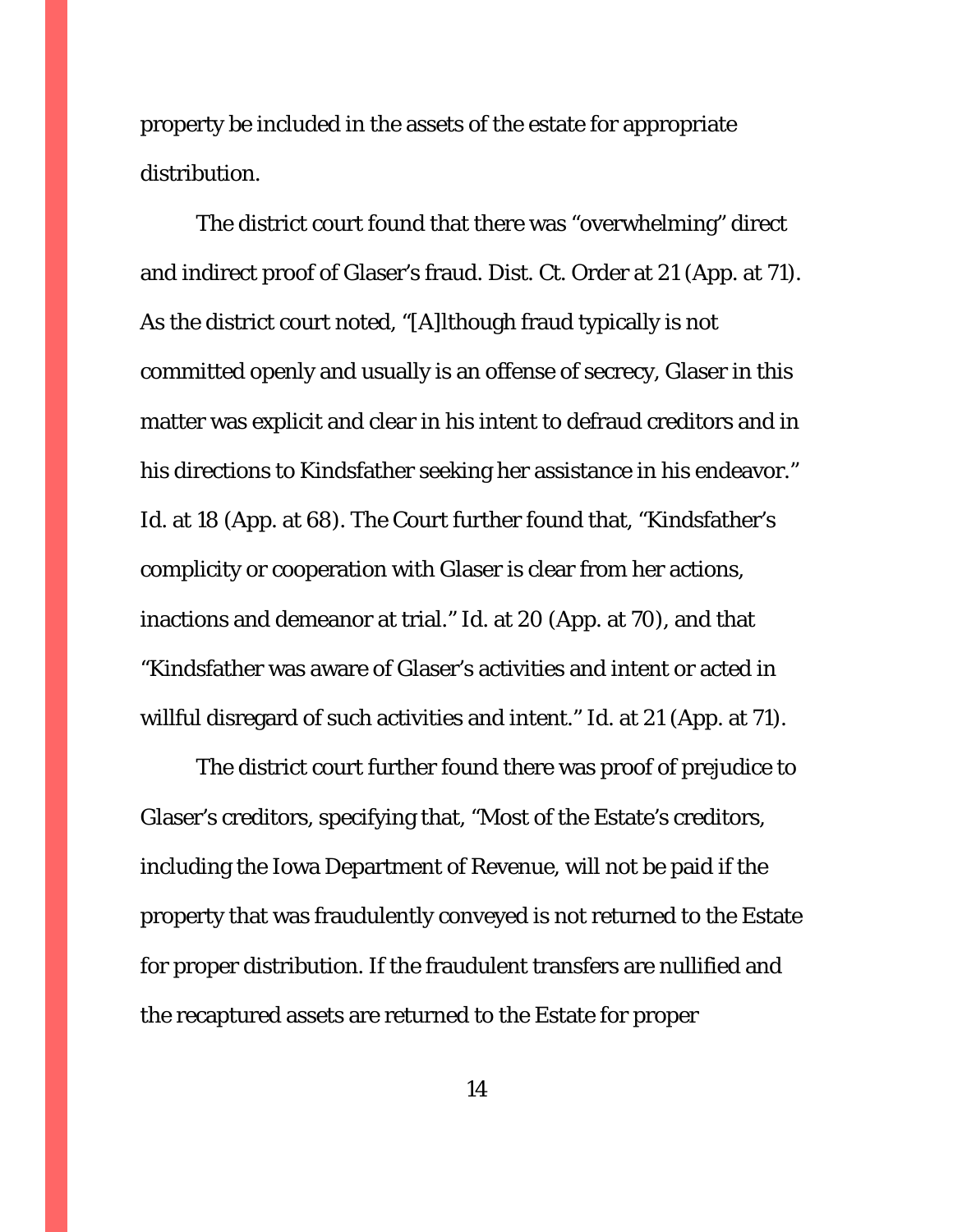property be included in the assets of the estate for appropriate distribution.

The district court found that there was "overwhelming" direct and indirect proof of Glaser's fraud. Dist. Ct. Order at 21 (App. at 71). As the district court noted, "[A]lthough fraud typically is not committed openly and usually is an offense of secrecy, Glaser in this matter was explicit and clear in his intent to defraud creditors and in his directions to Kindsfather seeking her assistance in his endeavor." Id. at 18 (App. at 68). The Court further found that, "Kindsfather's complicity or cooperation with Glaser is clear from her actions, inactions and demeanor at trial." Id. at 20 (App. at 70), and that "Kindsfather was aware of Glaser's activities and intent or acted in willful disregard of such activities and intent." Id. at 21 (App. at 71).

The district court further found there was proof of prejudice to Glaser's creditors, specifying that, "Most of the Estate's creditors, including the Iowa Department of Revenue, will not be paid if the property that was fraudulently conveyed is not returned to the Estate for proper distribution. If the fraudulent transfers are nullified and the recaptured assets are returned to the Estate for proper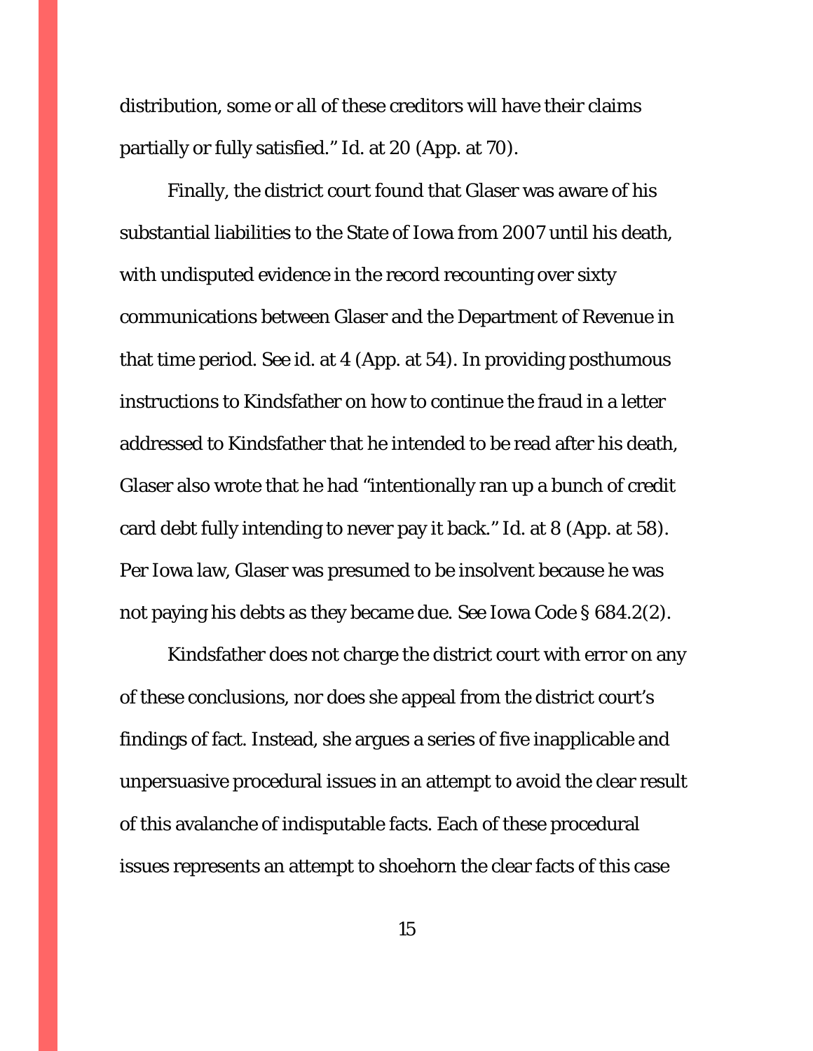distribution, some or all of these creditors will have their claims partially or fully satisfied." Id. at 20 (App. at 70).

Finally, the district court found that Glaser was aware of his substantial liabilities to the State of Iowa from 2007 until his death, with undisputed evidence in the record recounting over sixty communications between Glaser and the Department of Revenue in that time period. See id. at 4 (App. at 54). In providing posthumous instructions to Kindsfather on how to continue the fraud in a letter addressed to Kindsfather that he intended to be read after his death, Glaser also wrote that he had "intentionally ran up a bunch of credit card debt fully intending to never pay it back." Id. at 8 (App. at 58). Per Iowa law, Glaser was presumed to be insolvent because he was not paying his debts as they became due. See Iowa Code § 684.2(2).

Kindsfather does not charge the district court with error on any of these conclusions, nor does she appeal from the district court's findings of fact. Instead, she argues a series of five inapplicable and unpersuasive procedural issues in an attempt to avoid the clear result of this avalanche of indisputable facts. Each of these procedural issues represents an attempt to shoehorn the clear facts of this case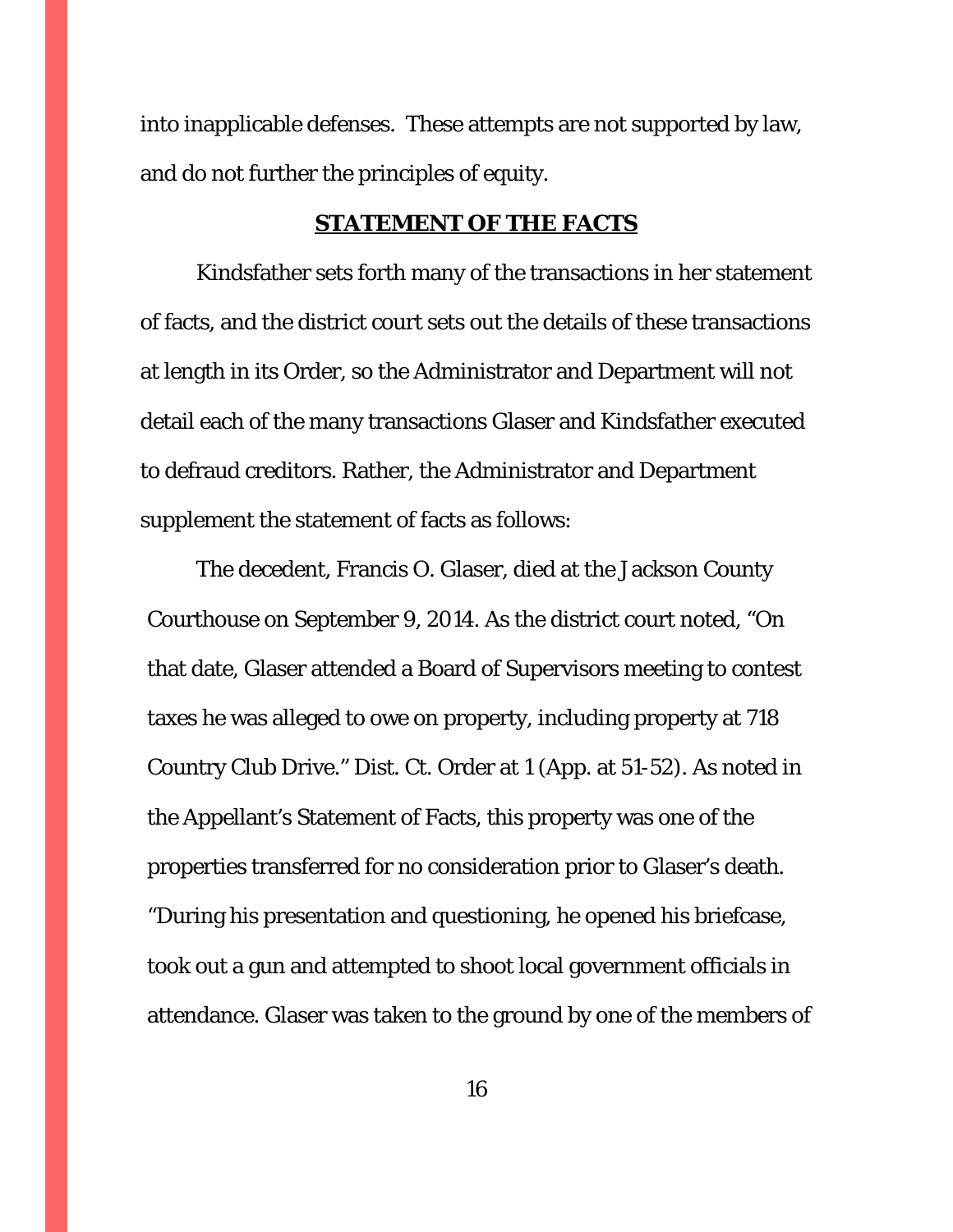into inapplicable defenses. These attempts are not supported by law, and do not further the principles of equity.

## STATEMENT OF THE FACTS

Kindsfather sets forth many of the transactions in her statement of facts, and the district court sets out the details of these transactions at length in its Order, so the Administrator and Department will not detail each of the many transactions Glaser and Kindsfather executed to defraud creditors. Rather, the Administrator and Department supplement the statement of facts as follows:

The decedent, Francis O. Glaser, died at the Jackson County Courthouse on September 9, 2014. As the district court noted, "On that date, Glaser attended a Board of Supervisors meeting to contest taxes he was alleged to owe on property, including property at 718 Country Club Drive." Dist. Ct. Order at 1 (App. at 51-52). As noted in the Appellant's Statement of Facts, this property was one of the properties transferred for no consideration prior to Glaser's death. "During his presentation and questioning, he opened his briefcase, took out a gun and attempted to shoot local government officials in attendance. Glaser was taken to the ground by one of the members of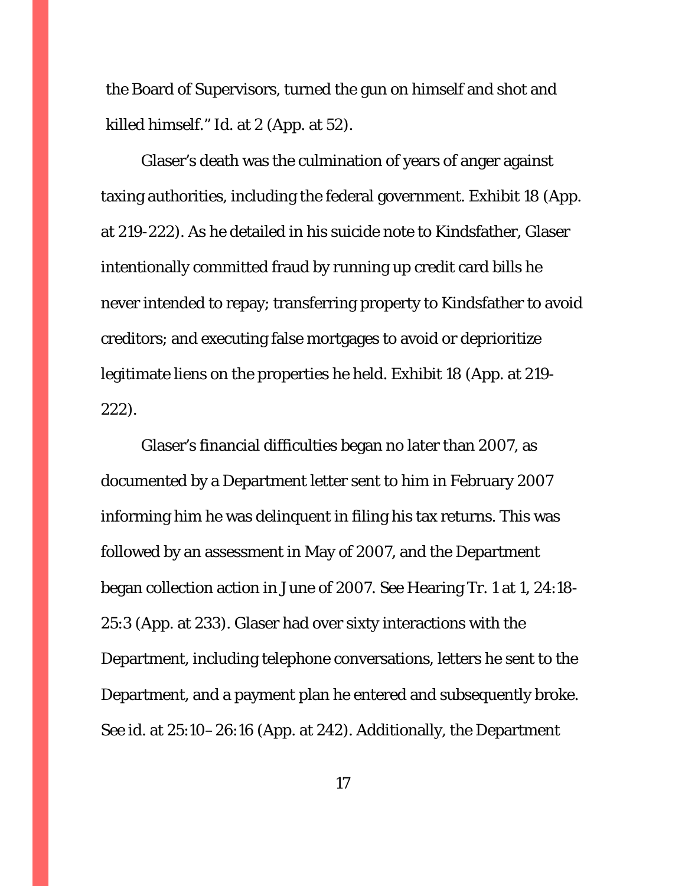the Board of Supervisors, turned the gun on himself and shot and killed himself." Id. at 2 (App. at 52).

Glaser's death was the culmination of years of anger against taxing authorities, including the federal government. Exhibit 18 (App. at 219-222). As he detailed in his suicide note to Kindsfather, Glaser intentionally committed fraud by running up credit card bills he never intended to repay; transferring property to Kindsfather to avoid creditors; and executing false mortgages to avoid or deprioritize legitimate liens on the properties he held. Exhibit 18 (App. at 219-222).

Glaser's financial difficulties began no later than 2007, as documented by a Department letter sent to him in February 2007 informing him he was delinquent in filing his tax returns. This was followed by an assessment in May of 2007, and the Department began collection action in June of 2007. See Hearing Tr. 1 at 1, 24:18-25:3 (App. at 233). Glaser had over sixty interactions with the Department, including telephone conversations, letters he sent to the Department, and a payment plan he entered and subsequently broke. See id. at 25:10–26:16 (App. at 242). Additionally, the Department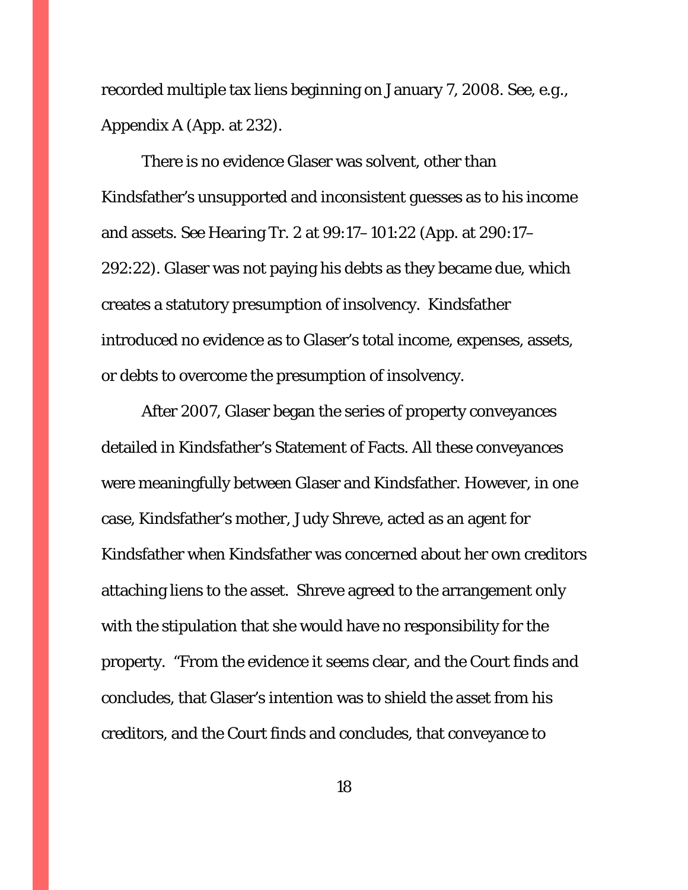recorded multiple tax liens beginning on January 7, 2008. See, e.g., Appendix A (App. at 232).

There is no evidence Glaser was solvent, other than Kindsfather's unsupported and inconsistent guesses as to his income and assets. See Hearing Tr. 2 at 99:17–101:22 (App. at 290:17–292:22). Glaser was not paying his debts as they became due, which creates a statutory presumption of insolvency. Kindsfather introduced no evidence as to Glaser's total income, expenses, assets, or debts to overcome the presumption of insolvency.

After 2007, Glaser began the series of property conveyances detailed in Kindsfather's Statement of Facts. All these conveyances were meaningfully between Glaser and Kindsfather. However, in one case, Kindsfather's mother, Judy Shreve, acted as an agent for Kindsfather when Kindsfather was concerned about her own creditors attaching liens to the asset. Shreve agreed to the arrangement only with the stipulation that she would have no responsibility for the property. "From the evidence it seems clear, and the Court finds and concludes, that Glaser's intention was to shield the asset from his creditors, and the Court finds and concludes, that conveyance to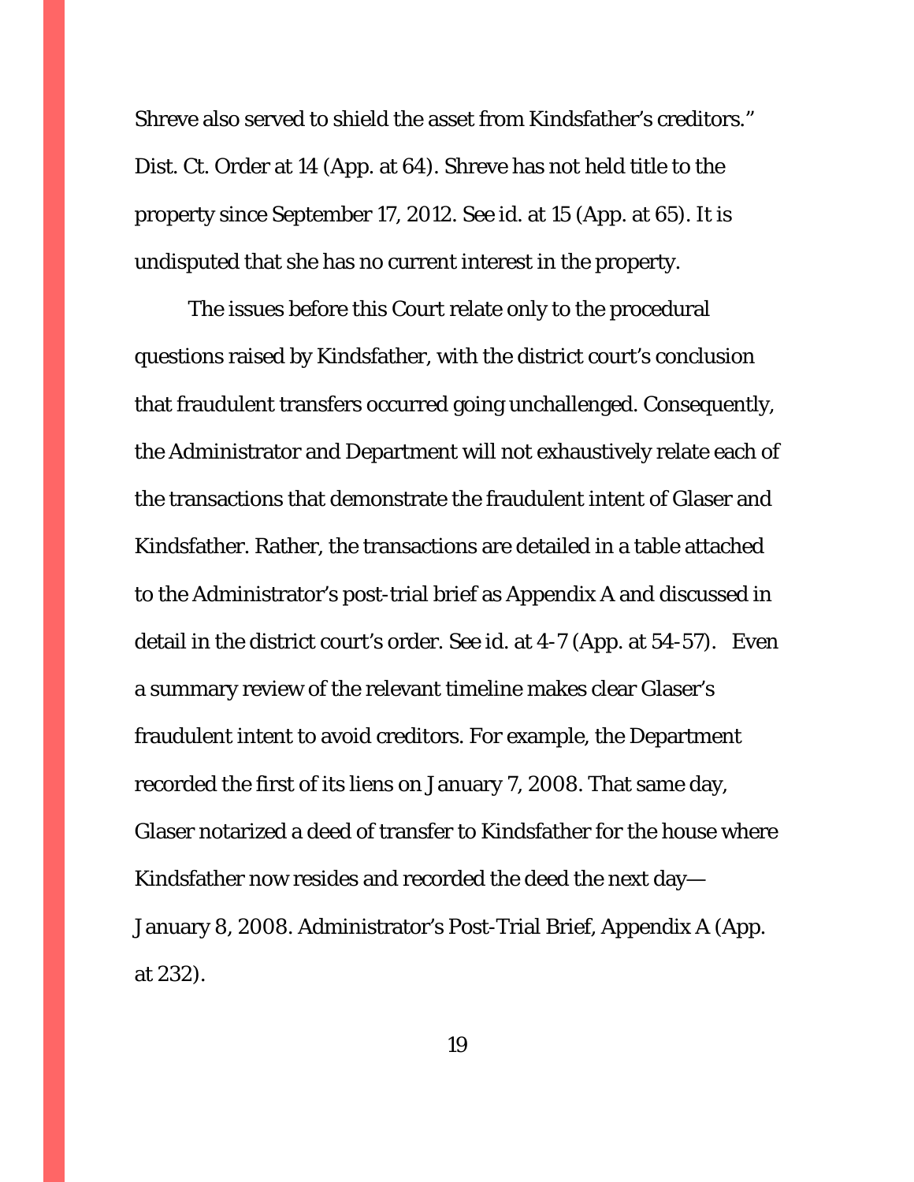Shreve also served to shield the asset from Kindsfather's creditors." Dist. Ct. Order at 14 (App. at 64). Shreve has not held title to the property since September 17, 2012. See id. at 15 (App. at 65). It is undisputed that she has no current interest in the property.

The issues before this Court relate only to the procedural questions raised by Kindsfather, with the district court's conclusion that fraudulent transfers occurred going unchallenged. Consequently, the Administrator and Department will not exhaustively relate each of the transactions that demonstrate the fraudulent intent of Glaser and Kindsfather. Rather, the transactions are detailed in a table attached to the Administrator's post-trial brief as Appendix A and discussed in detail in the district court's order. See id. at 4-7 (App. at 54-57). Even a summary review of the relevant timeline makes clear Glaser's fraudulent intent to avoid creditors. For example, the Department recorded the first of its liens on January 7, 2008. That same day, Glaser notarized a deed of transfer to Kindsfather for the house where Kindsfather now resides and recorded the deed the next day—January 8, 2008. Administrator's Post-Trial Brief, Appendix A (App. at 232).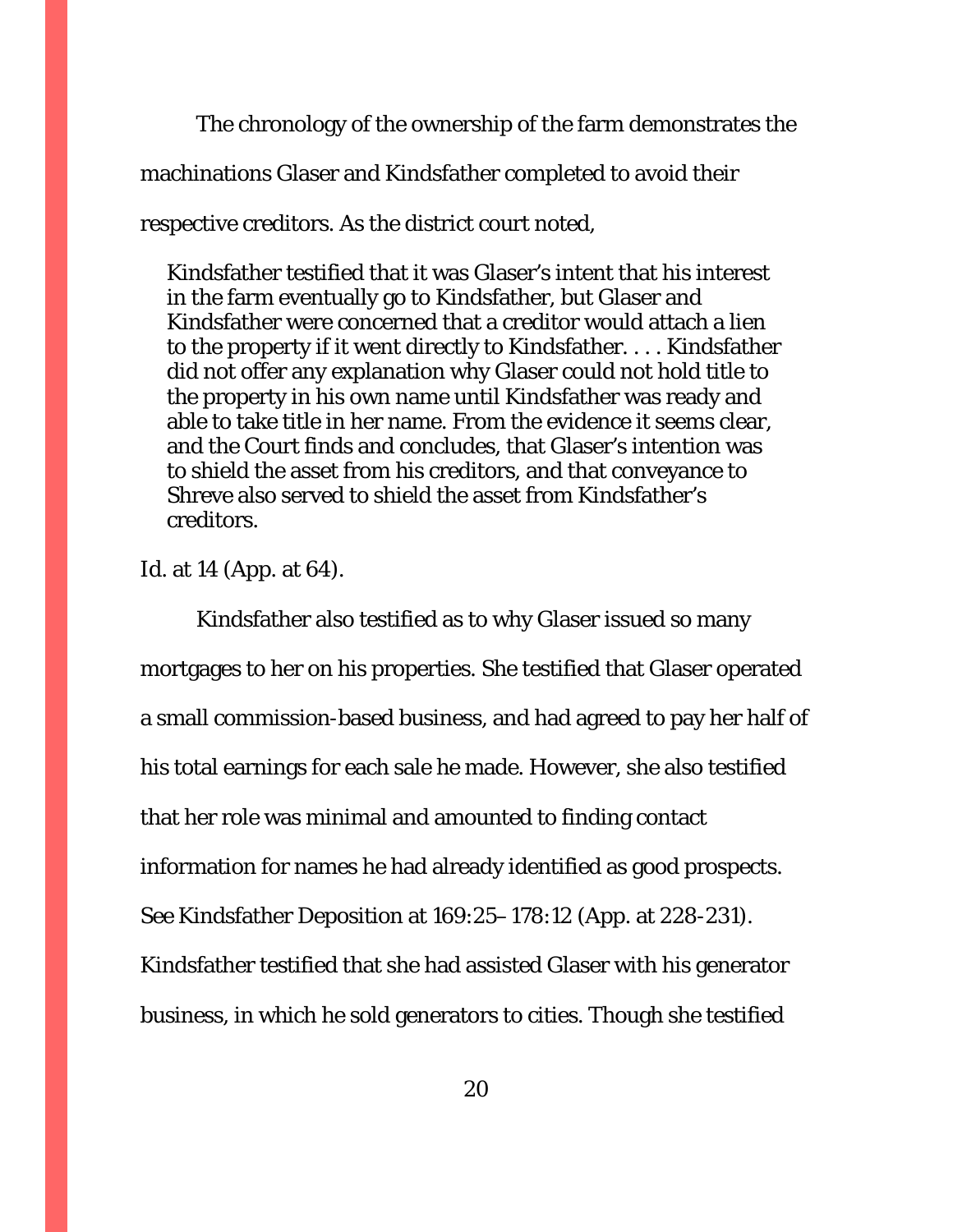The chronology of the ownership of the farm demonstrates the machinations Glaser and Kindsfather completed to avoid their respective creditors. As the district court noted,

> Kindsfather testified that it was Glaser's intent that his interest in the farm eventually go to Kindsfather, but Glaser and Kindsfather were concerned that a creditor would attach a lien to the property if it went directly to Kindsfather. . . . Kindsfather did not offer any explanation why Glaser could not hold title to the property in his own name until Kindsfather was ready and able to take title in her name. From the evidence it seems clear, and the Court finds and concludes, that Glaser's intention was to shield the asset from his creditors, and that conveyance to Shreve also served to shield the asset from Kindsfather's creditors.

Id. at 14 (App. at 64).

Kindsfather also testified as to why Glaser issued so many mortgages to her on his properties. She testified that Glaser operated a small commission-based business, and had agreed to pay her half of his total earnings for each sale he made. However, she also testified that her role was minimal and amounted to finding contact information for names he had already identified as good prospects. See Kindsfather Deposition at 169:25–178:12 (App. at 228-231). Kindsfather testified that she had assisted Glaser with his generator business, in which he sold generators to cities. Though she testified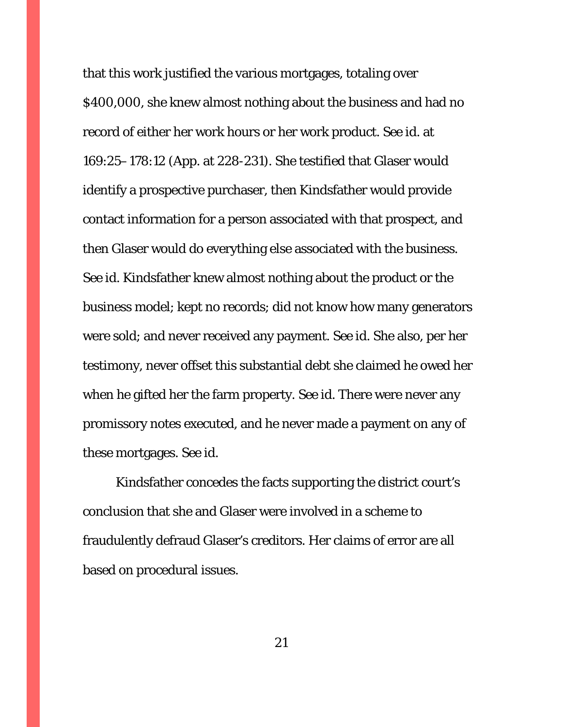that this work justified the various mortgages, totaling over $400,000, she knew almost nothing about the business and had no record of either her work hours or her work product. See id. at 169:25–178:12 (App. at 228-231). She testified that Glaser would identify a prospective purchaser, then Kindsfather would provide contact information for a person associated with that prospect, and then Glaser would do everything else associated with the business. See id. Kindsfather knew almost nothing about the product or the business model; kept no records; did not know how many generators were sold; and never received any payment. See id. She also, per her testimony, never offset this substantial debt she claimed he owed her when he gifted her the farm property. See id. There were never any promissory notes executed, and he never made a payment on any of these mortgages. See id.

Kindsfather concedes the facts supporting the district court's conclusion that she and Glaser were involved in a scheme to fraudulently defraud Glaser's creditors. Her claims of error are all based on procedural issues.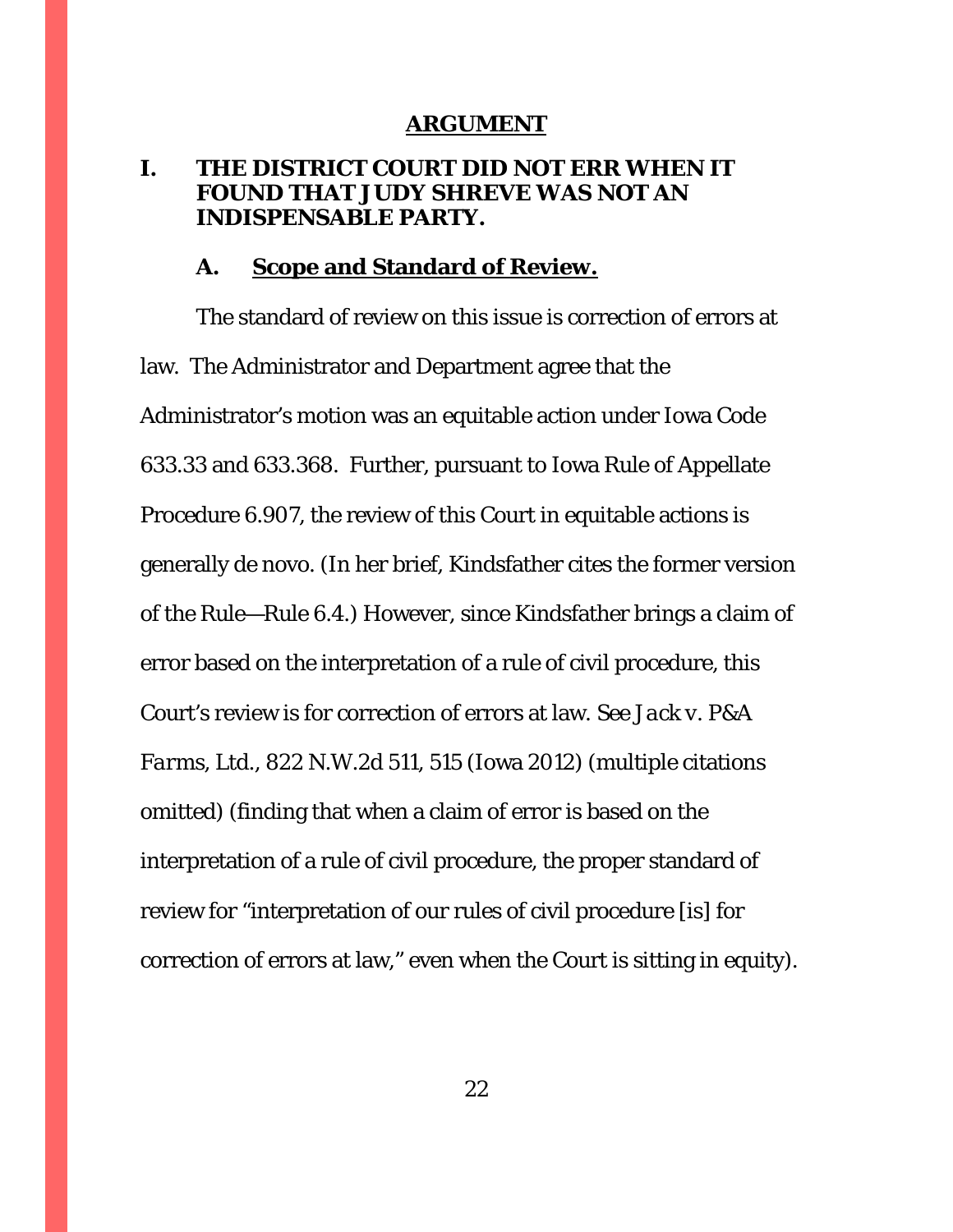## ARGUMENT

### I. THE DISTRICT COURT DID NOT ERR WHEN IT FOUND THAT JUDY SHREVE WAS NOT AN INDISPENSABLE PARTY.

#### A. Scope and Standard of Review.

The standard of review on this issue is correction of errors at law. The Administrator and Department agree that the Administrator's motion was an equitable action under Iowa Code 633.33 and 633.368. Further, pursuant to Iowa Rule of Appellate Procedure 6.907, the review of this Court in equitable actions is generally de novo. (In her brief, Kindsfather cites the former version of the Rule—Rule 6.4.) However, since Kindsfather brings a claim of error based on the interpretation of a rule of civil procedure, this Court's review is for correction of errors at law. *See Jack v. P&A Farms, Ltd.*, 822 N.W.2d 511, 515 (Iowa 2012) (multiple citations omitted) (finding that when a claim of error is based on the interpretation of a rule of civil procedure, the proper standard of review for "interpretation of our rules of civil procedure [is] for correction of errors at law," even when the Court is sitting in equity).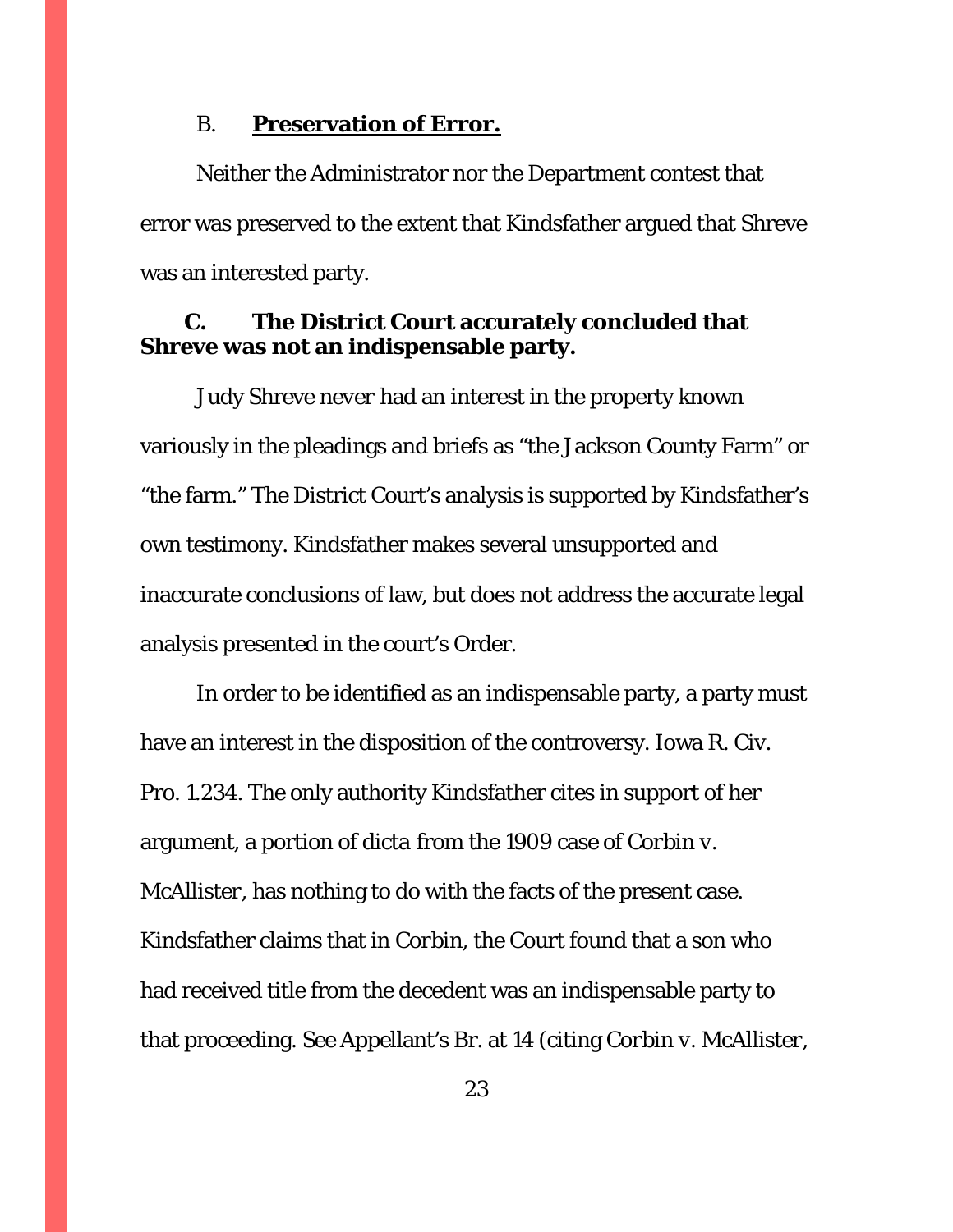### B. **<u>Preservation of Error.</u>**

Neither the Administrator nor the Department contest that error was preserved to the extent that Kindsfather argued that Shreve was an interested party.

### C. **The District Court accurately concluded that Shreve was not an indispensable party.**

Judy Shreve never had an interest in the property known variously in the pleadings and briefs as "the Jackson County Farm" or "the farm." The District Court's analysis is supported by Kindsfather's own testimony. Kindsfather makes several unsupported and inaccurate conclusions of law, but does not address the accurate legal analysis presented in the court's Order.

In order to be identified as an indispensable party, a party must have an interest in the disposition of the controversy. Iowa R. Civ. Pro. 1.234. The only authority Kindsfather cites in support of her argument, a portion of dicta from the 1909 case of *Corbin v. McAllister*, has nothing to do with the facts of the present case. Kindsfather claims that in *Corbin*, the Court found that a son who had received title from the decedent was an indispensable party to that proceeding. See Appellant's Br. at 14 (citing *Corbin v. McAllister*,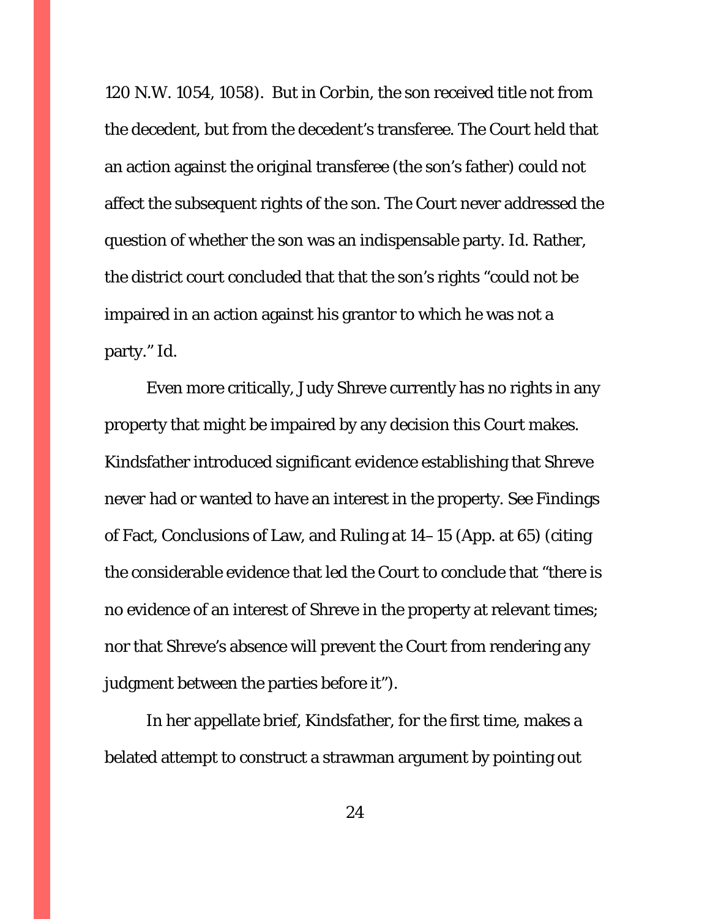120 N.W. 1054, 1058). But in Corbin, the son received title not from the decedent, but from the decedent's transferee. The Court held that an action against the original transferee (the son's father) could not affect the subsequent rights of the son. The Court never addressed the question of whether the son was an indispensable party. Id. Rather, the district court concluded that that the son's rights "could not be impaired in an action against his grantor to which he was not a party." Id.

Even more critically, Judy Shreve currently has no rights in any property that might be impaired by any decision this Court makes. Kindsfather introduced significant evidence establishing that Shreve never had or wanted to have an interest in the property. See Findings of Fact, Conclusions of Law, and Ruling at 14– 15 (App. at 65) (citing the considerable evidence that led the Court to conclude that "there is no evidence of an interest of Shreve in the property at relevant times; nor that Shreve's absence will prevent the Court from rendering any judgment between the parties before it").

In her appellate brief, Kindsfather, for the first time, makes a belated attempt to construct a strawman argument by pointing out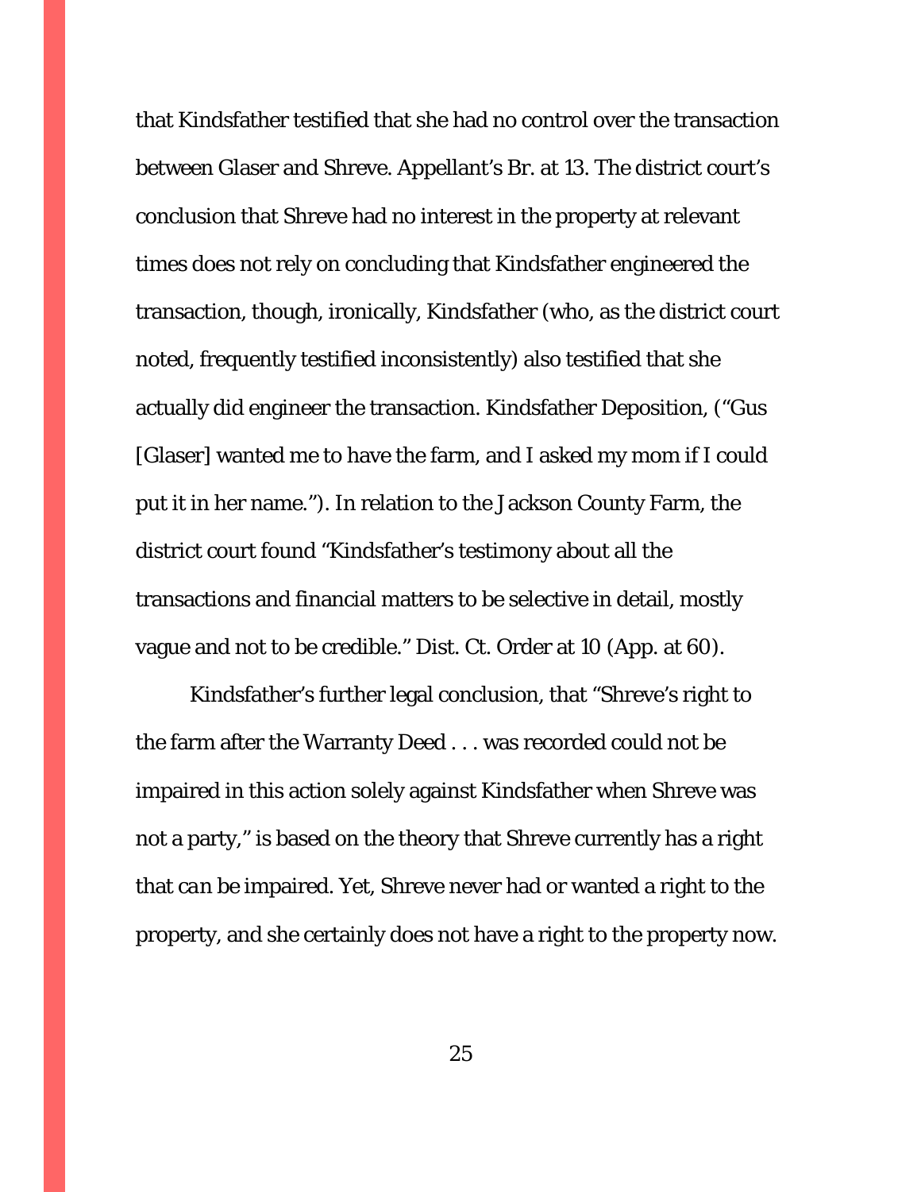that Kindsfather testified that she had no control over the transaction between Glaser and Shreve. Appellant's Br. at 13. The district court's conclusion that Shreve had no interest in the property at relevant times does not rely on concluding that Kindsfather engineered the transaction, though, ironically, Kindsfather (who, as the district court noted, frequently testified inconsistently) also testified that she actually did engineer the transaction. Kindsfather Deposition, ("Gus [Glaser] wanted me to have the farm, and I asked my mom if I could put it in her name."). In relation to the Jackson County Farm, the district court found "Kindsfather's testimony about all the transactions and financial matters to be selective in detail, mostly vague and not to be credible." Dist. Ct. Order at 10 (App. at 60).

Kindsfather's further legal conclusion, that "Shreve's right to the farm after the Warranty Deed . . . was recorded could not be impaired in this action solely against Kindsfather when Shreve was not a party," is based on the theory that Shreve currently has a right that *can* be impaired. Yet, Shreve never had or wanted a right to the property, and she certainly does not have a right to the property now.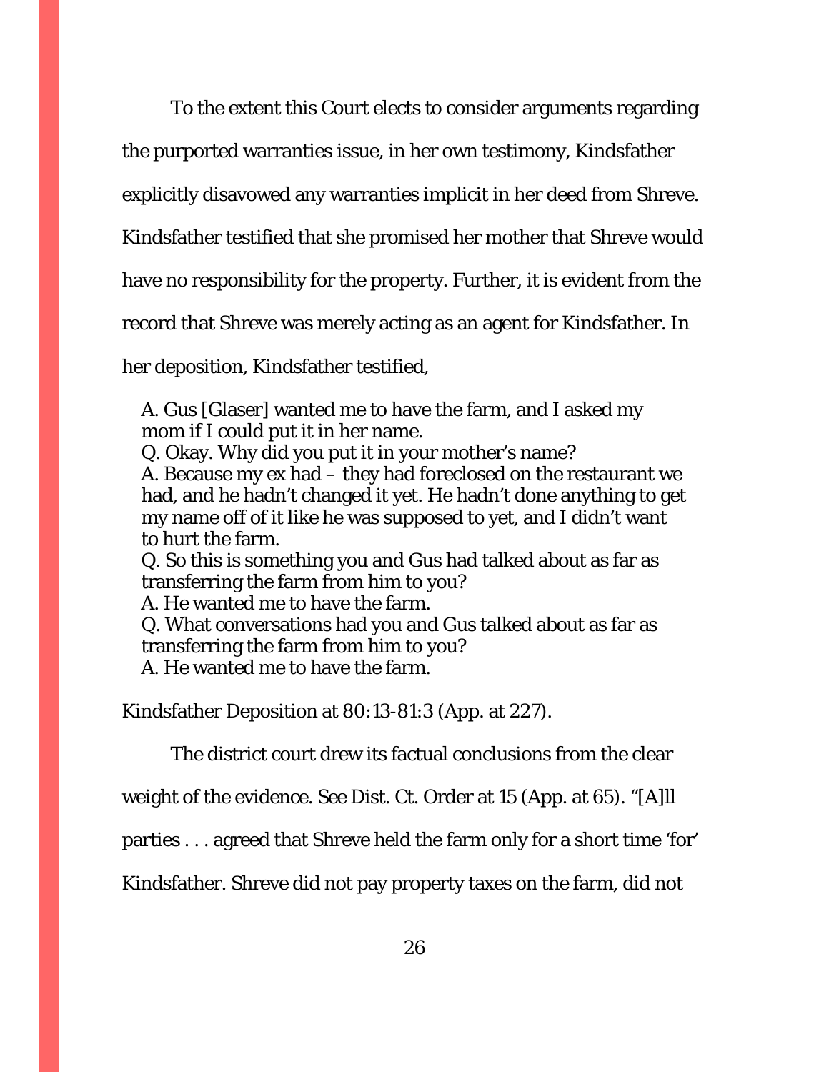To the extent this Court elects to consider arguments regarding the purported warranties issue, in her own testimony, Kindsfather explicitly disavowed any warranties implicit in her deed from Shreve. Kindsfather testified that she promised her mother that Shreve would have no responsibility for the property. Further, it is evident from the record that Shreve was merely acting as an agent for Kindsfather. In her deposition, Kindsfather testified,

> A. Gus [Glaser] wanted me to have the farm, and I asked my mom if I could put it in her name.
> Q. Okay. Why did you put it in your mother's name?
> A. Because my ex had – they had foreclosed on the restaurant we had, and he hadn't changed it yet. He hadn't done anything to get my name off of it like he was supposed to yet, and I didn't want to hurt the farm.
> Q. So this is something you and Gus had talked about as far as transferring the farm from him to you?
> A. He wanted me to have the farm.
> Q. What conversations had you and Gus talked about as far as transferring the farm from him to you?
> A. He wanted me to have the farm.

Kindsfather Deposition at 80:13-81:3 (App. at 227).

The district court drew its factual conclusions from the clear weight of the evidence. See Dist. Ct. Order at 15 (App. at 65). "[A]ll parties . . . agreed that Shreve held the farm only for a short time 'for' Kindsfather. Shreve did not pay property taxes on the farm, did not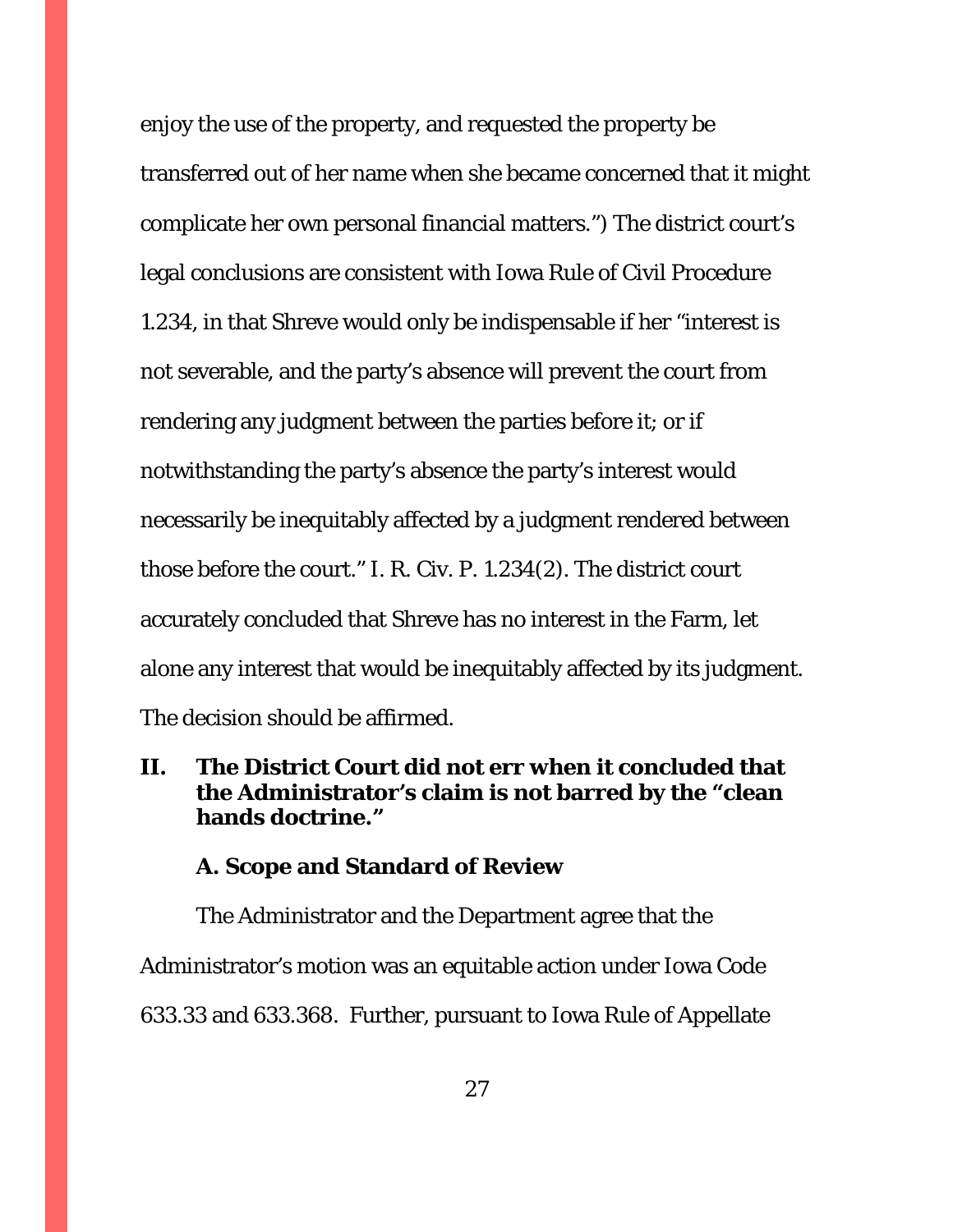enjoy the use of the property, and requested the property be transferred out of her name when she became concerned that it might complicate her own personal financial matters.") The district court's legal conclusions are consistent with Iowa Rule of Civil Procedure 1.234, in that Shreve would only be indispensable if her "interest is not severable, and the party's absence will prevent the court from rendering any judgment between the parties before it; or if notwithstanding the party's absence the party's interest would necessarily be inequitably affected by a judgment rendered between those before the court." I. R. Civ. P. 1.234(2). The district court accurately concluded that Shreve has no interest in the Farm, let alone any interest that would be inequitably affected by its judgment. The decision should be affirmed.

## II. The District Court did not err when it concluded that the Administrator's claim is not barred by the "clean hands doctrine."

### A. Scope and Standard of Review

The Administrator and the Department agree that the Administrator's motion was an equitable action under Iowa Code 633.33 and 633.368. Further, pursuant to Iowa Rule of Appellate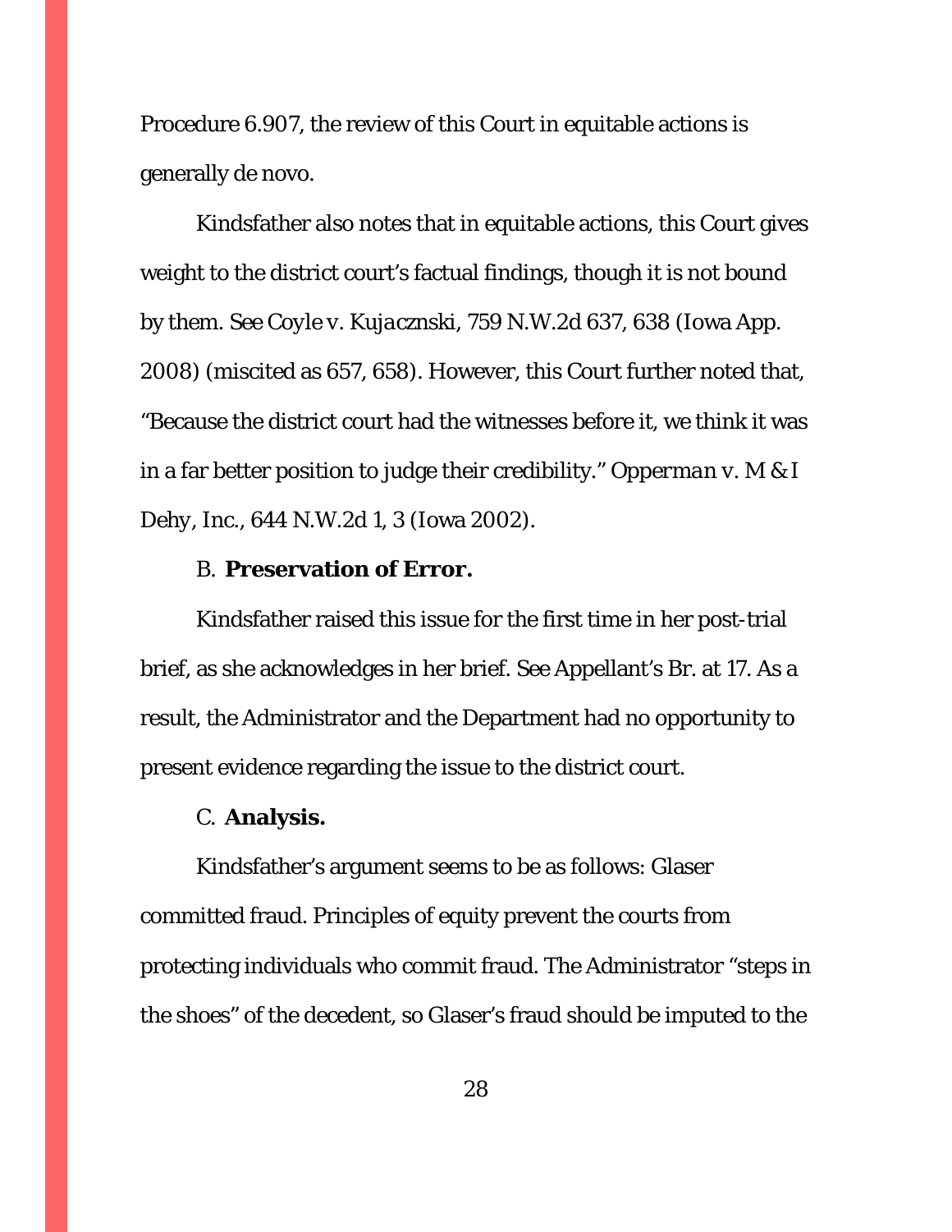Procedure 6.907, the review of this Court in equitable actions is generally de novo.

Kindsfather also notes that in equitable actions, this Court gives weight to the district court's factual findings, though it is not bound by them. See *Coyle v. Kujacznski*, 759 N.W.2d 637, 638 (Iowa App. 2008) (miscited as 657, 658). However, this Court further noted that, "Because the district court had the witnesses before it, we think it was in a far better position to judge their credibility." *Opperman v. M & I Dehy, Inc.*, 644 N.W.2d 1, 3 (Iowa 2002).

B. **Preservation of Error.**

Kindsfather raised this issue for the first time in her post-trial brief, as she acknowledges in her brief. See Appellant's Br. at 17. As a result, the Administrator and the Department had no opportunity to present evidence regarding the issue to the district court.

C. **Analysis.**

Kindsfather's argument seems to be as follows: Glaser committed fraud. Principles of equity prevent the courts from protecting individuals who commit fraud. The Administrator "steps in the shoes" of the decedent, so Glaser's fraud should be imputed to the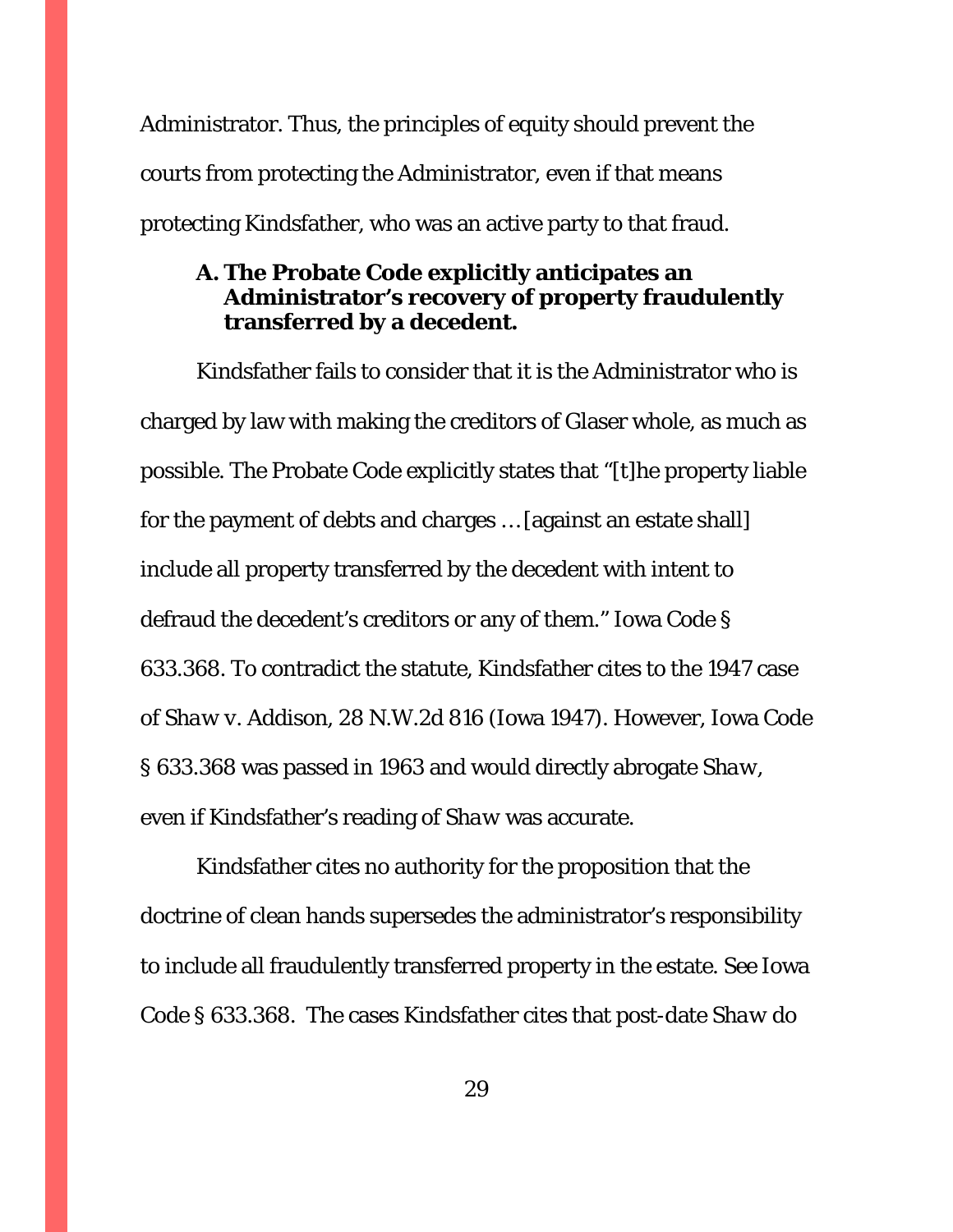Administrator. Thus, the principles of equity should prevent the courts from protecting the Administrator, even if that means protecting Kindsfather, who was an active party to that fraud.

### A. The Probate Code explicitly anticipates an Administrator's recovery of property fraudulently transferred by a decedent.

Kindsfather fails to consider that it is the Administrator who is charged by law with making the creditors of Glaser whole, as much as possible. The Probate Code explicitly states that "[t]he property liable for the payment of debts and charges … [against an estate shall] include all property transferred by the decedent with intent to defraud the decedent's creditors or any of them." Iowa Code § 633.368. To contradict the statute, Kindsfather cites to the 1947 case of *Shaw v. Addison*, 28 N.W.2d 816 (Iowa 1947). However, Iowa Code § 633.368 was passed in 1963 and would directly abrogate *Shaw*, even if Kindsfather's reading of *Shaw* was accurate.

Kindsfather cites no authority for the proposition that the doctrine of clean hands supersedes the administrator's responsibility to include all fraudulently transferred property in the estate. *See* Iowa Code § 633.368. The cases Kindsfather cites that post-date *Shaw* do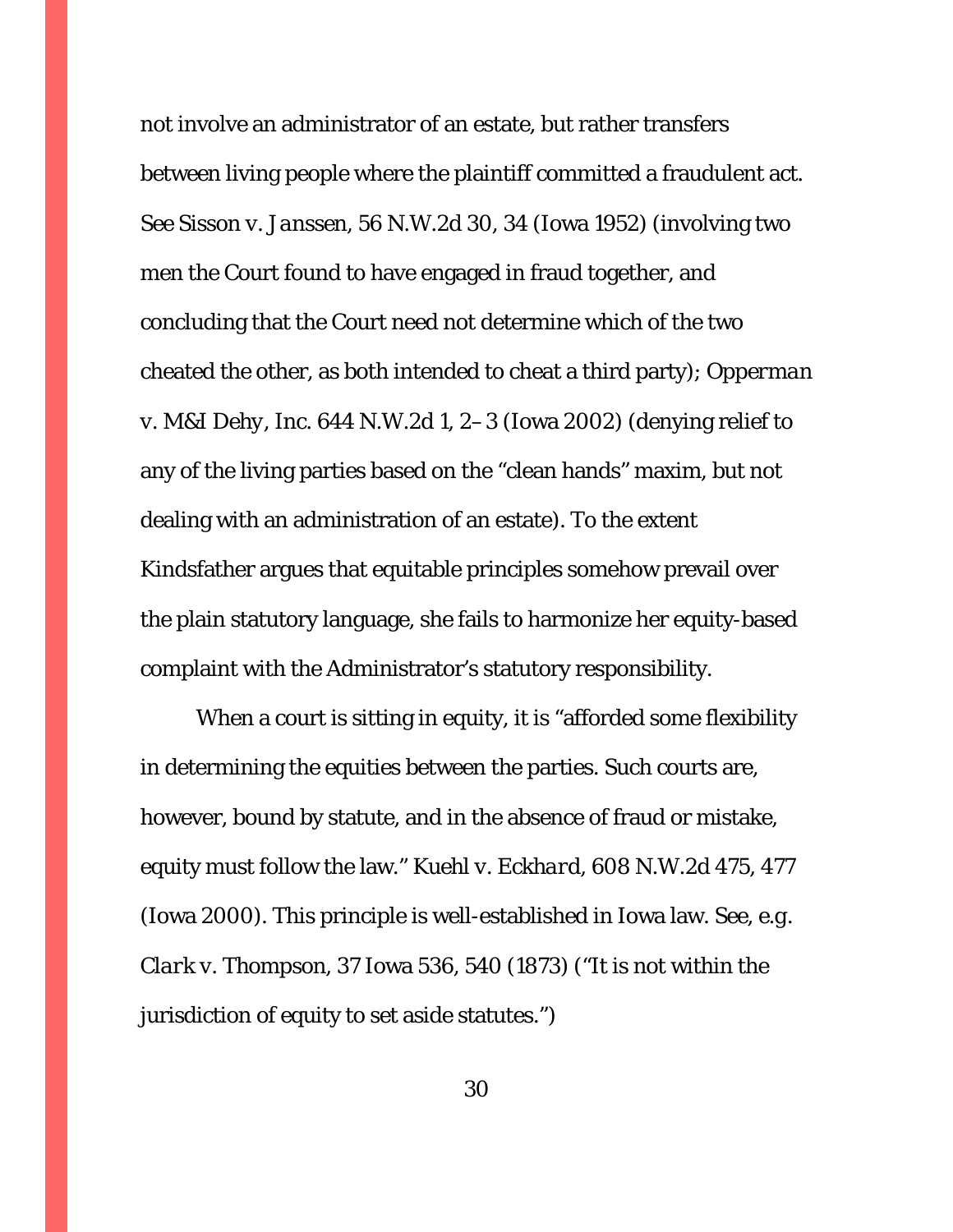not involve an administrator of an estate, but rather transfers between living people where the plaintiff committed a fraudulent act. See *Sisson v. Janssen*, 56 N.W.2d 30, 34 (Iowa 1952) (involving two men the Court found to have engaged in fraud together, and concluding that the Court need not determine which of the two cheated the other, as both intended to cheat a third party); *Opperman v. M&I Dehy, Inc.* 644 N.W.2d 1, 2–3 (Iowa 2002) (denying relief to any of the living parties based on the "clean hands" maxim, but not dealing with an administration of an estate). To the extent Kindsfather argues that equitable principles somehow prevail over the plain statutory language, she fails to harmonize her equity-based complaint with the Administrator's statutory responsibility.

When a court is sitting in equity, it is "afforded some flexibility in determining the equities between the parties. Such courts are, however, bound by statute, and in the absence of fraud or mistake, equity must follow the law." *Kuehl v. Eckhard*, 608 N.W.2d 475, 477 (Iowa 2000). This principle is well-established in Iowa law. See, e.g. *Clark v. Thompson*, 37 Iowa 536, 540 (1873) ("It is not within the jurisdiction of equity to set aside statutes.")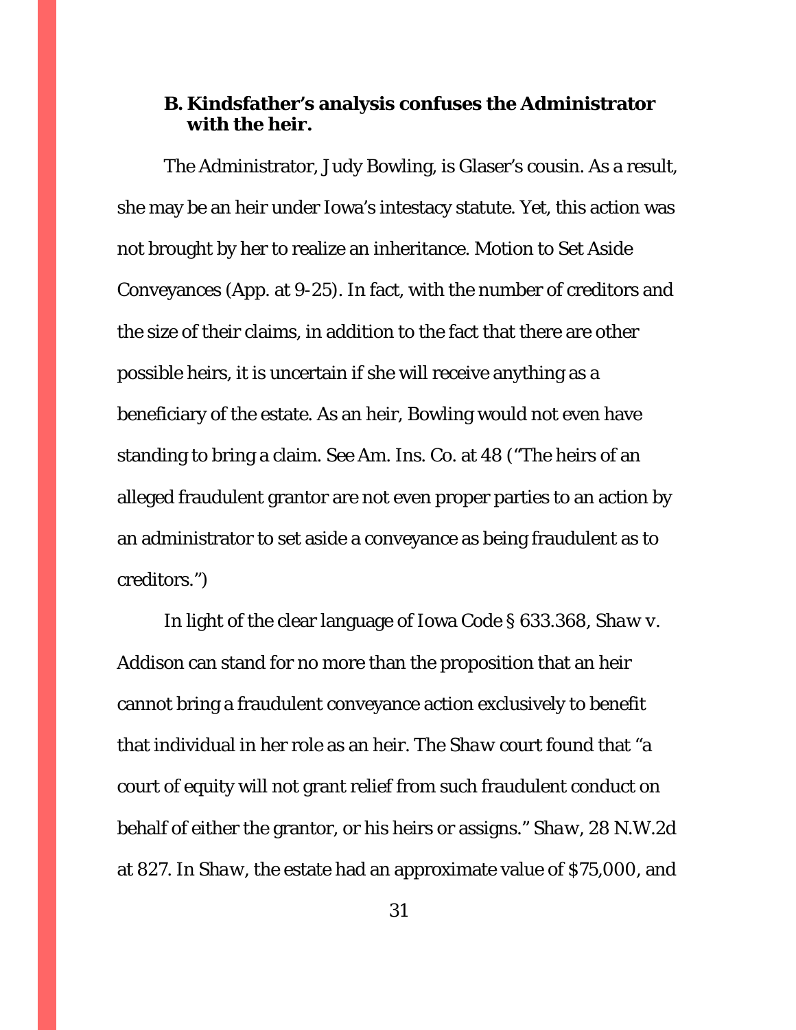### B. Kindsfather's analysis confuses the Administrator with the heir.

The Administrator, Judy Bowling, is Glaser's cousin. As a result, she may be an heir under Iowa's intestacy statute. Yet, this action was not brought by her to realize an inheritance. Motion to Set Aside Conveyances (App. at 9-25). In fact, with the number of creditors and the size of their claims, in addition to the fact that there are other possible heirs, it is uncertain if she will receive anything as a beneficiary of the estate. As an heir, Bowling would not even have standing to bring a claim. *See Am. Ins. Co.* at 48 ("The heirs of an alleged fraudulent grantor are not even proper parties to an action by an administrator to set aside a conveyance as being fraudulent as to creditors.")

In light of the clear language of Iowa Code § 633.368, *Shaw v. Addison* can stand for no more than the proposition that an heir cannot bring a fraudulent conveyance action exclusively to benefit that individual in her role as an heir. The *Shaw* court found that "a court of equity will not grant relief from such fraudulent conduct on behalf of either the grantor, or his heirs or assigns." *Shaw*, 28 N.W.2d at 827. In *Shaw*, the estate had an approximate value of $75,000, and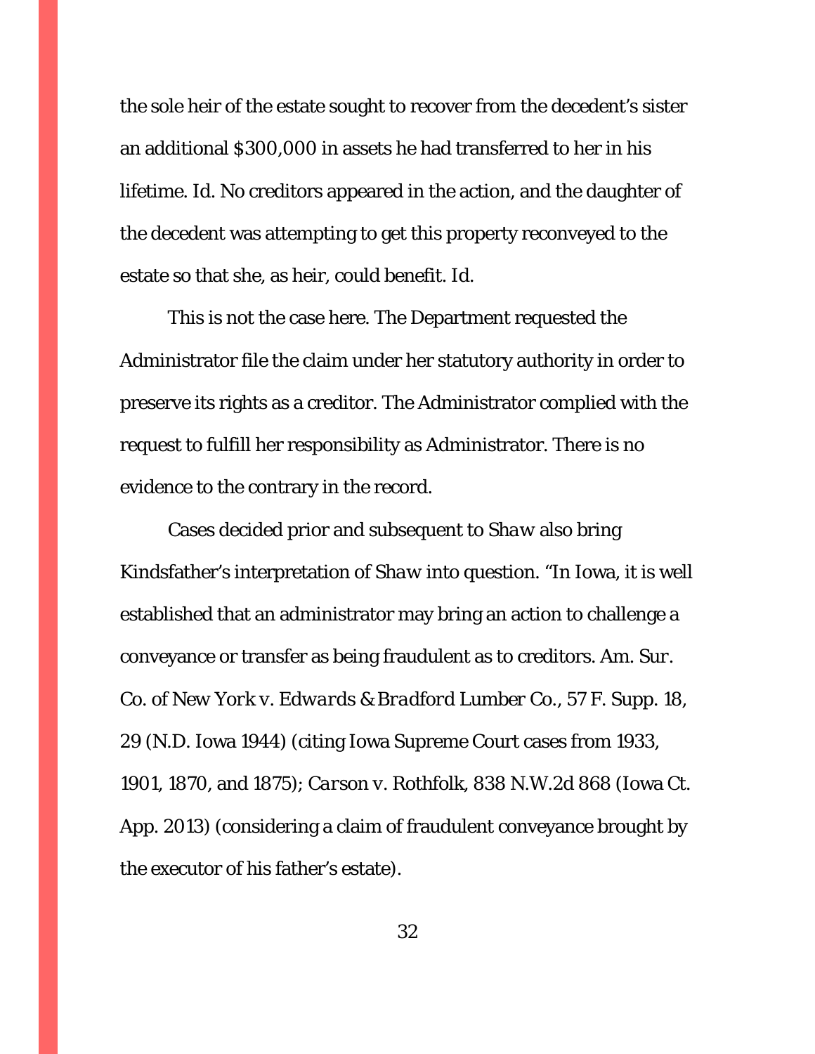the sole heir of the estate sought to recover from the decedent's sister an additional $300,000 in assets he had transferred to her in his lifetime. *Id.* No creditors appeared in the action, and the daughter of the decedent was attempting to get this property reconveyed to the estate so that she, as heir, could benefit. *Id.*

This is not the case here. The Department requested the Administrator file the claim under her statutory authority in order to preserve its rights as a creditor. The Administrator complied with the request to fulfill her responsibility as Administrator. There is no evidence to the contrary in the record.

Cases decided prior and subsequent to *Shaw* also bring Kindsfather's interpretation of *Shaw* into question. "In Iowa, it is well established that an administrator may bring an action to challenge a conveyance or transfer as being fraudulent as to creditors. *Am. Sur. Co. of New York v. Edwards & Bradford Lumber Co.*, 57 F. Supp. 18, 29 (N.D. Iowa 1944) (citing Iowa Supreme Court cases from 1933, 1901, 1870, and 1875); *Carson v. Rothfolk*, 838 N.W.2d 868 (Iowa Ct. App. 2013) (considering a claim of fraudulent conveyance brought by the executor of his father's estate).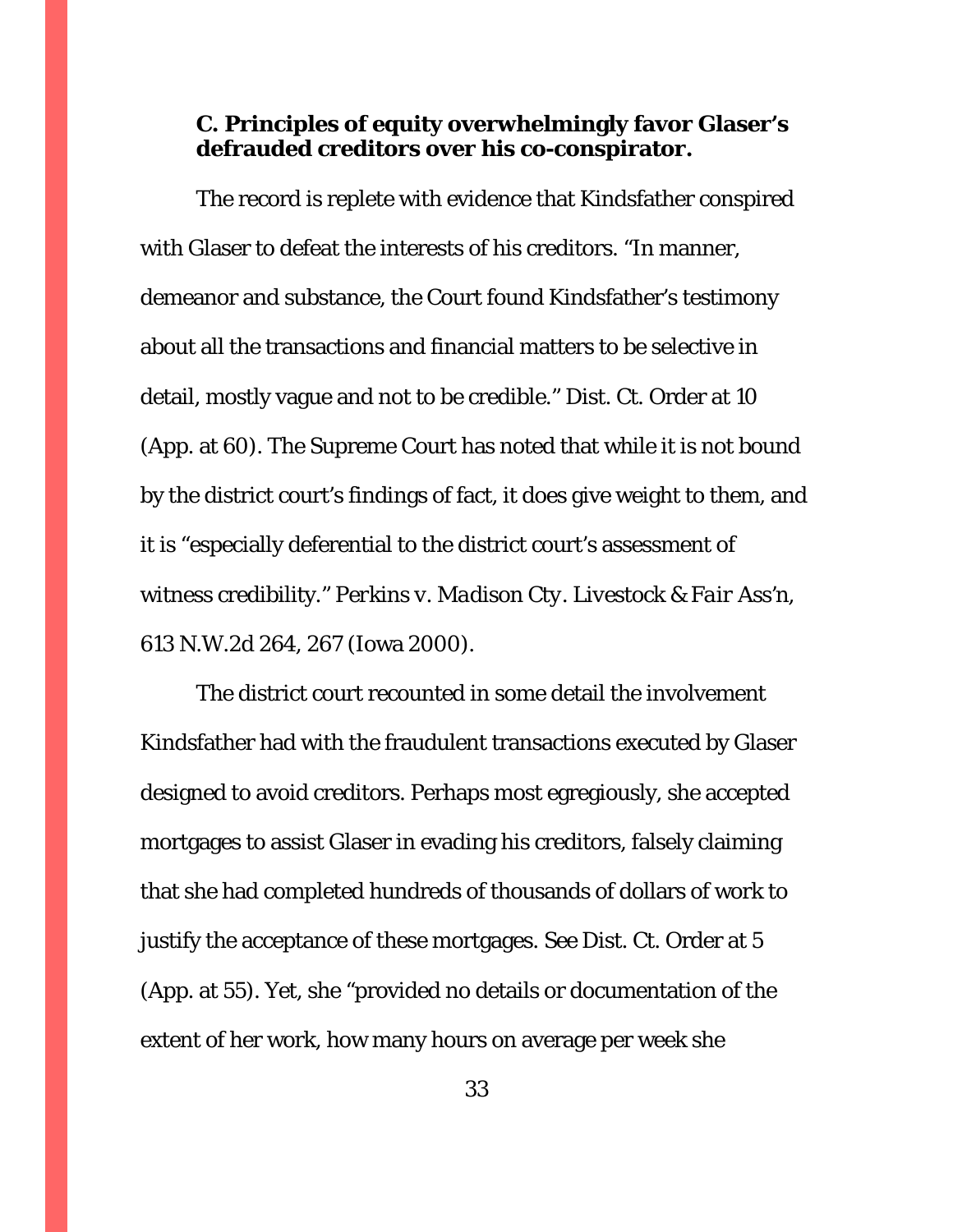### C. Principles of equity overwhelmingly favor Glaser's defrauded creditors over his co-conspirator.

The record is replete with evidence that Kindsfather conspired with Glaser to defeat the interests of his creditors. "In manner, demeanor and substance, the Court found Kindsfather's testimony about all the transactions and financial matters to be selective in detail, mostly vague and not to be credible." Dist. Ct. Order at 10 (App. at 60). The Supreme Court has noted that while it is not bound by the district court's findings of fact, it does give weight to them, and it is "especially deferential to the district court's assessment of witness credibility." *Perkins v. Madison Cty. Livestock & Fair Ass'n*, 613 N.W.2d 264, 267 (Iowa 2000).

The district court recounted in some detail the involvement Kindsfather had with the fraudulent transactions executed by Glaser designed to avoid creditors. Perhaps most egregiously, she accepted mortgages to assist Glaser in evading his creditors, falsely claiming that she had completed hundreds of thousands of dollars of work to justify the acceptance of these mortgages. *See* Dist. Ct. Order at 5 (App. at 55). Yet, she "provided no details or documentation of the extent of her work, how many hours on average per week she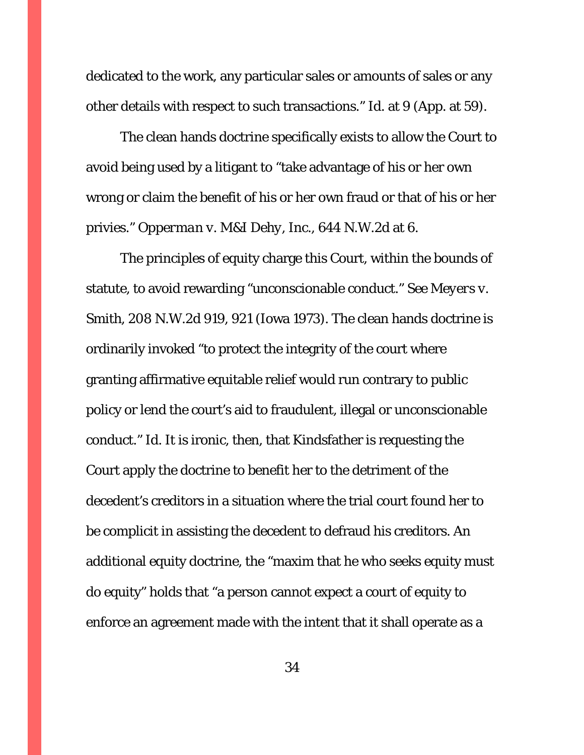dedicated to the work, any particular sales or amounts of sales or any other details with respect to such transactions." *Id.* at 9 (App. at 59).

The clean hands doctrine specifically exists to allow the Court to avoid being used by a litigant to "take advantage of his or her own wrong or claim the benefit of his or her own fraud or that of his or her privies." *Opperman v. M&I Dehy, Inc.*, 644 N.W.2d at 6.

The principles of equity charge this Court, within the bounds of statute, to avoid rewarding "unconscionable conduct." *See Meyers v. Smith*, 208 N.W.2d 919, 921 (Iowa 1973). The clean hands doctrine is ordinarily invoked "to protect the integrity of the court where granting affirmative equitable relief would run contrary to public policy or lend the court's aid to fraudulent, illegal or unconscionable conduct." *Id.* It is ironic, then, that Kindsfather is requesting the Court apply the doctrine to benefit her to the detriment of the decedent's creditors in a situation where the trial court found her to be complicit in assisting the decedent to defraud his creditors. An additional equity doctrine, the "maxim that he who seeks equity must do equity" holds that "a person cannot expect a court of equity to enforce an agreement made with the intent that it shall operate as a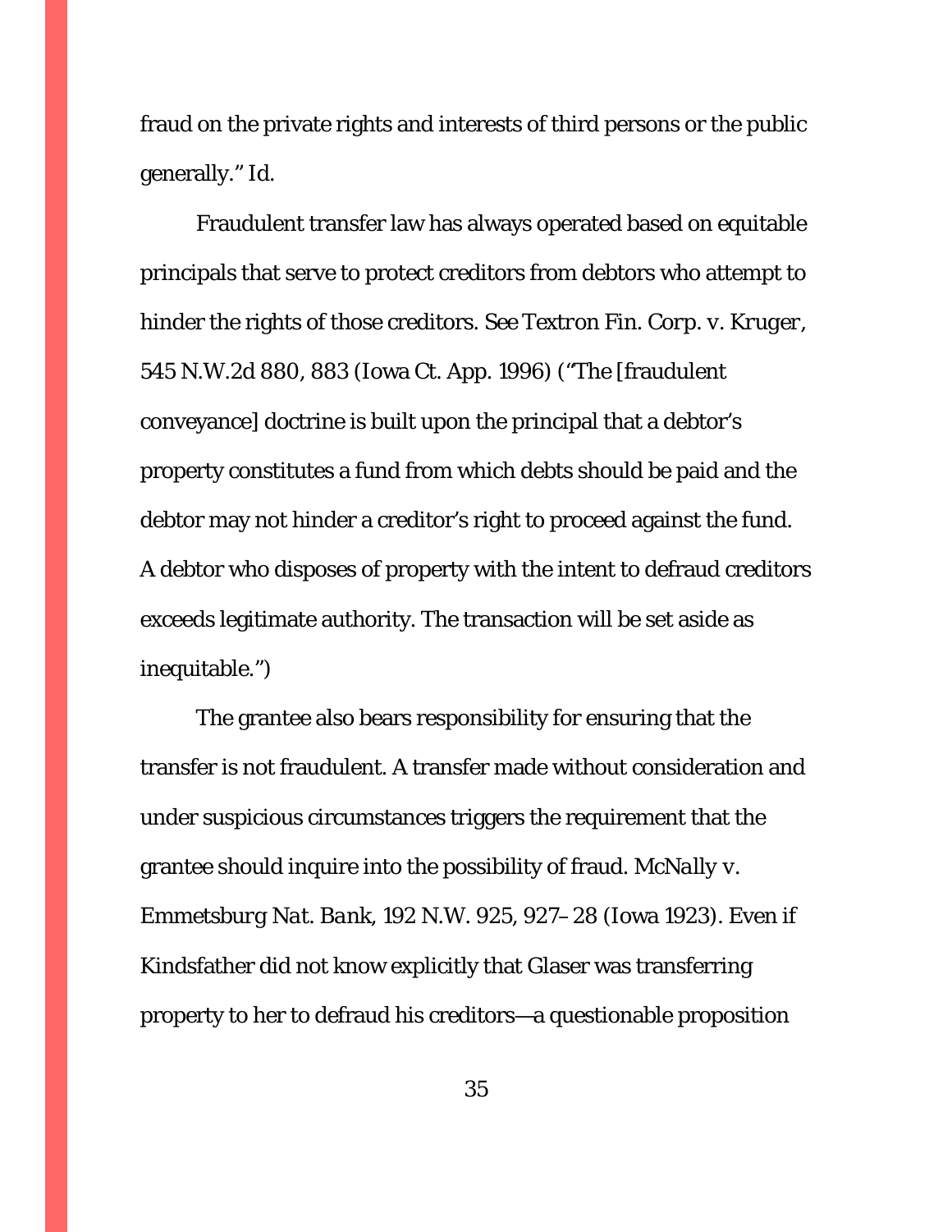fraud on the private rights and interests of third persons or the public generally." *Id.*

Fraudulent transfer law has always operated based on equitable principals that serve to protect creditors from debtors who attempt to hinder the rights of those creditors. *See Textron Fin. Corp. v. Kruger*, 545 N.W.2d 880, 883 (Iowa Ct. App. 1996) ("The [fraudulent conveyance] doctrine is built upon the principal that a debtor's property constitutes a fund from which debts should be paid and the debtor may not hinder a creditor's right to proceed against the fund. A debtor who disposes of property with the intent to defraud creditors exceeds legitimate authority. The transaction will be set aside as inequitable.")

The grantee also bears responsibility for ensuring that the transfer is not fraudulent. A transfer made without consideration and under suspicious circumstances triggers the requirement that the grantee should inquire into the possibility of fraud. *McNally v. Emmetsburg Nat. Bank*, 192 N.W. 925, 927–28 (Iowa 1923). Even if Kindsfather did not know explicitly that Glaser was transferring property to her to defraud his creditors—a questionable proposition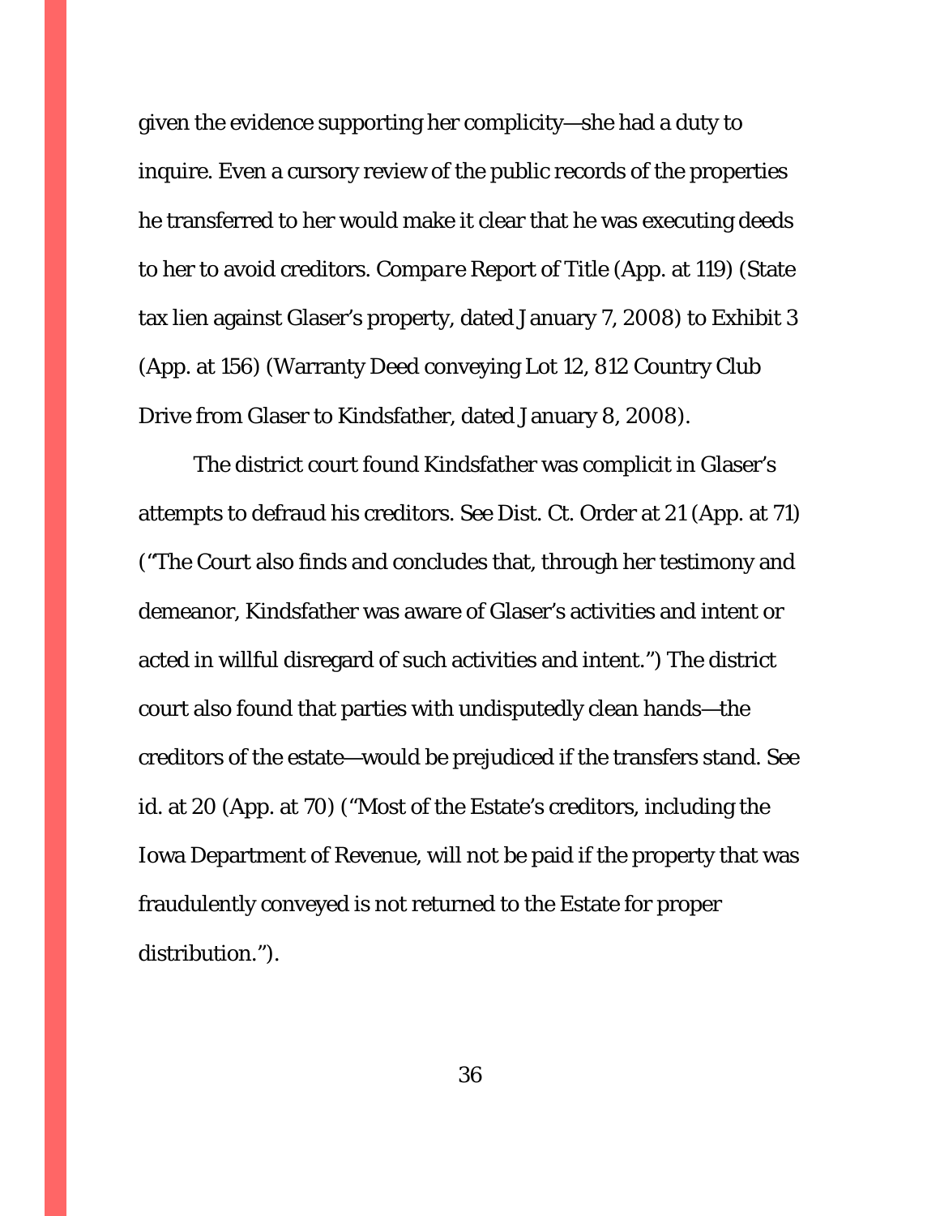given the evidence supporting her complicity—she had a duty to inquire. Even a cursory review of the public records of the properties he transferred to her would make it clear that he was executing deeds to her to avoid creditors. *Compare* Report of Title (App. at 119) (State tax lien against Glaser's property, dated January 7, 2008) to Exhibit 3 (App. at 156) (Warranty Deed conveying Lot 12, 812 Country Club Drive from Glaser to Kindsfather, dated January 8, 2008).

The district court found Kindsfather was complicit in Glaser's attempts to defraud his creditors. See Dist. Ct. Order at 21 (App. at 71) ("The Court also finds and concludes that, through her testimony and demeanor, Kindsfather was aware of Glaser's activities and intent or acted in willful disregard of such activities and intent.") The district court also found that parties with undisputedly clean hands—the creditors of the estate—would be prejudiced if the transfers stand. See id. at 20 (App. at 70) ("Most of the Estate's creditors, including the Iowa Department of Revenue, will not be paid if the property that was fraudulently conveyed is not returned to the Estate for proper distribution.").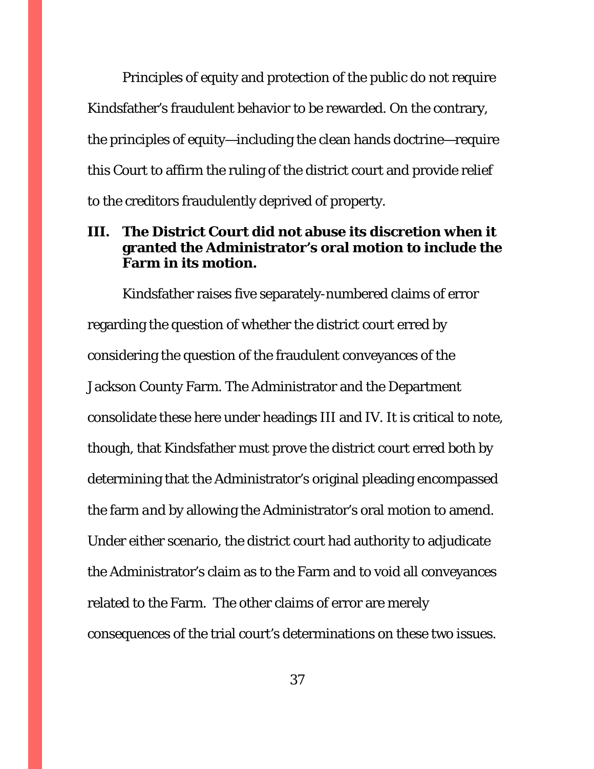Principles of equity and protection of the public do not require Kindsfather's fraudulent behavior to be rewarded. On the contrary, the principles of equity—including the clean hands doctrine—require this Court to affirm the ruling of the district court and provide relief to the creditors fraudulently deprived of property.

## III. The District Court did not abuse its discretion when it granted the Administrator's oral motion to include the Farm in its motion.

Kindsfather raises five separately-numbered claims of error regarding the question of whether the district court erred by considering the question of the fraudulent conveyances of the Jackson County Farm. The Administrator and the Department consolidate these here under headings III and IV. It is critical to note, though, that Kindsfather must prove the district court erred both by determining that the Administrator's original pleading encompassed the farm *and* by allowing the Administrator's oral motion to amend. Under either scenario, the district court had authority to adjudicate the Administrator's claim as to the Farm and to void all conveyances related to the Farm. The other claims of error are merely consequences of the trial court's determinations on these two issues.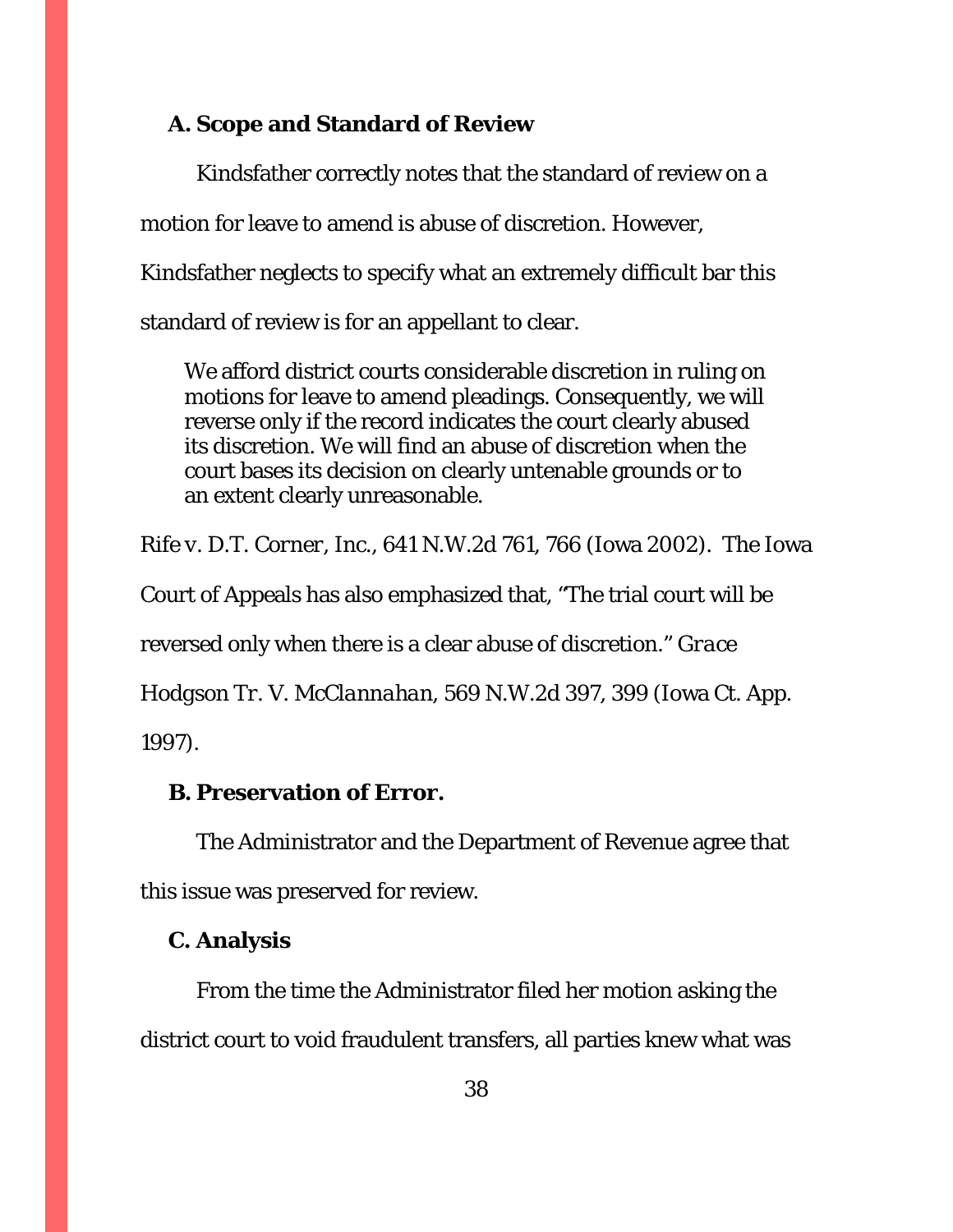### A. Scope and Standard of Review

Kindsfather correctly notes that the standard of review on a motion for leave to amend is abuse of discretion. However, Kindsfather neglects to specify what an extremely difficult bar this standard of review is for an appellant to clear.

> We afford district courts considerable discretion in ruling on motions for leave to amend pleadings. Consequently, we will reverse only if the record indicates the court clearly abused its discretion. We will find an abuse of discretion when the court bases its decision on clearly untenable grounds or to an extent clearly unreasonable.

*Rife v. D.T. Corner, Inc.*, 641 N.W.2d 761, 766 (Iowa 2002). The Iowa Court of Appeals has also emphasized that, "The trial court will be reversed only when there is a clear abuse of discretion." *Grace Hodgson Tr. V. McClannahan*, 569 N.W.2d 397, 399 (Iowa Ct. App. 1997).

### B. Preservation of Error.

The Administrator and the Department of Revenue agree that this issue was preserved for review.

### C. Analysis

From the time the Administrator filed her motion asking the district court to void fraudulent transfers, all parties knew what was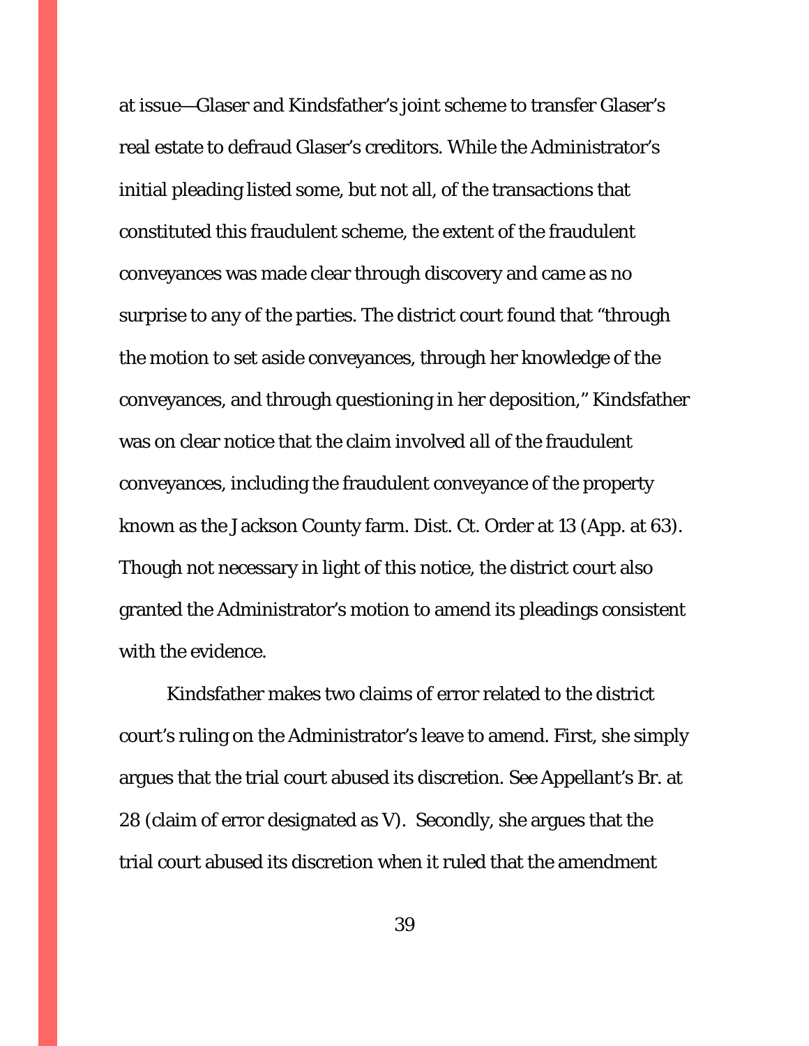at issue—Glaser and Kindsfather's joint scheme to transfer Glaser's real estate to defraud Glaser's creditors. While the Administrator's initial pleading listed some, but not all, of the transactions that constituted this fraudulent scheme, the extent of the fraudulent conveyances was made clear through discovery and came as no surprise to any of the parties. The district court found that "through the motion to set aside conveyances, through her knowledge of the conveyances, and through questioning in her deposition," Kindsfather was on clear notice that the claim involved all of the fraudulent conveyances, including the fraudulent conveyance of the property known as the Jackson County farm. Dist. Ct. Order at 13 (App. at 63). Though not necessary in light of this notice, the district court also granted the Administrator's motion to amend its pleadings consistent with the evidence.

Kindsfather makes two claims of error related to the district court's ruling on the Administrator's leave to amend. First, she simply argues that the trial court abused its discretion. See Appellant's Br. at 28 (claim of error designated as V). Secondly, she argues that the trial court abused its discretion when it ruled that the amendment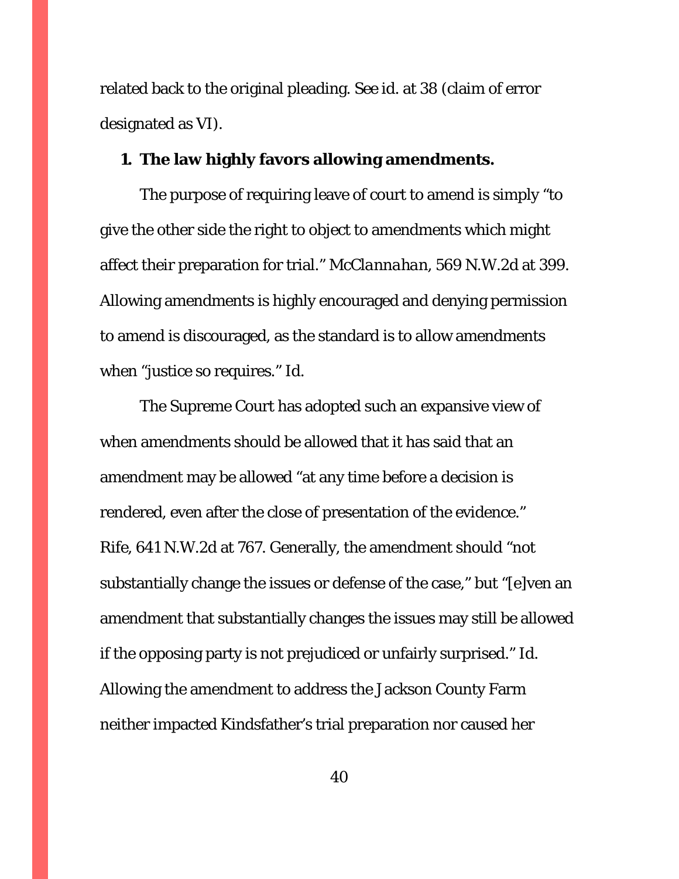related back to the original pleading. *See* id. at 38 (claim of error designated as VI).

### 1. The law highly favors allowing amendments.

The purpose of requiring leave of court to amend is simply "to give the other side the right to object to amendments which might affect their preparation for trial." *McClannahan*, 569 N.W.2d at 399. Allowing amendments is highly encouraged and denying permission to amend is discouraged, as the standard is to allow amendments when "justice so requires." *Id.*

The Supreme Court has adopted such an expansive view of when amendments should be allowed that it has said that an amendment may be allowed "at any time before a decision is rendered, even after the close of presentation of the evidence." *Rife*, 641 N.W.2d at 767. Generally, the amendment should "not substantially change the issues or defense of the case," but "[e]ven an amendment that substantially changes the issues may still be allowed if the opposing party is not prejudiced or unfairly surprised." *Id.* Allowing the amendment to address the Jackson County Farm neither impacted Kindsfather's trial preparation nor caused her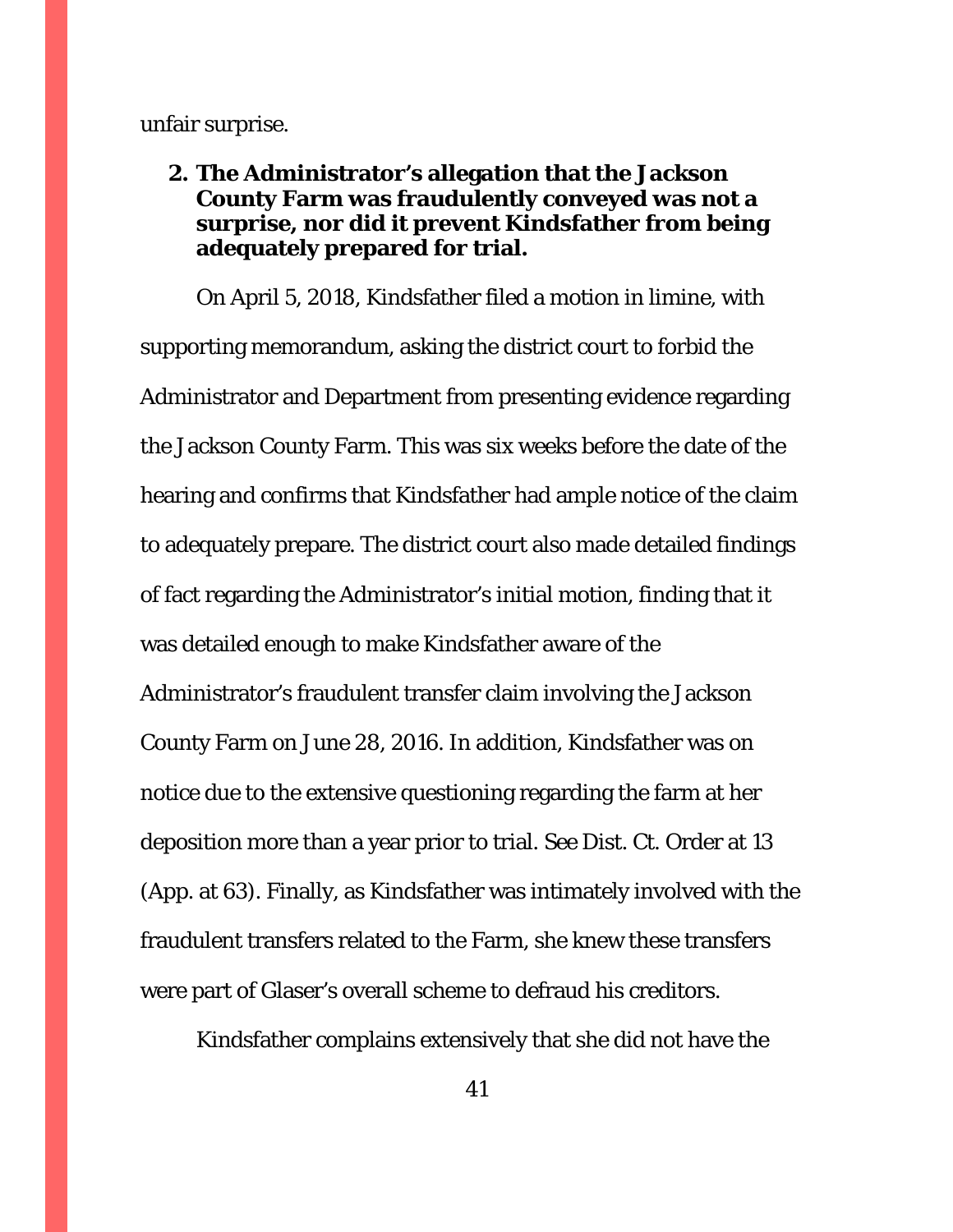unfair surprise.

**2. The Administrator's allegation that the Jackson County Farm was fraudulently conveyed was not a surprise, nor did it prevent Kindsfather from being adequately prepared for trial.**

On April 5, 2018, Kindsfather filed a motion in limine, with supporting memorandum, asking the district court to forbid the Administrator and Department from presenting evidence regarding the Jackson County Farm. This was six weeks before the date of the hearing and confirms that Kindsfather had ample notice of the claim to adequately prepare. The district court also made detailed findings of fact regarding the Administrator's initial motion, finding that it was detailed enough to make Kindsfather aware of the Administrator's fraudulent transfer claim involving the Jackson County Farm on June 28, 2016. In addition, Kindsfather was on notice due to the extensive questioning regarding the farm at her deposition more than a year prior to trial. See Dist. Ct. Order at 13 (App. at 63). Finally, as Kindsfather was intimately involved with the fraudulent transfers related to the Farm, she knew these transfers were part of Glaser's overall scheme to defraud his creditors.

Kindsfather complains extensively that she did not have the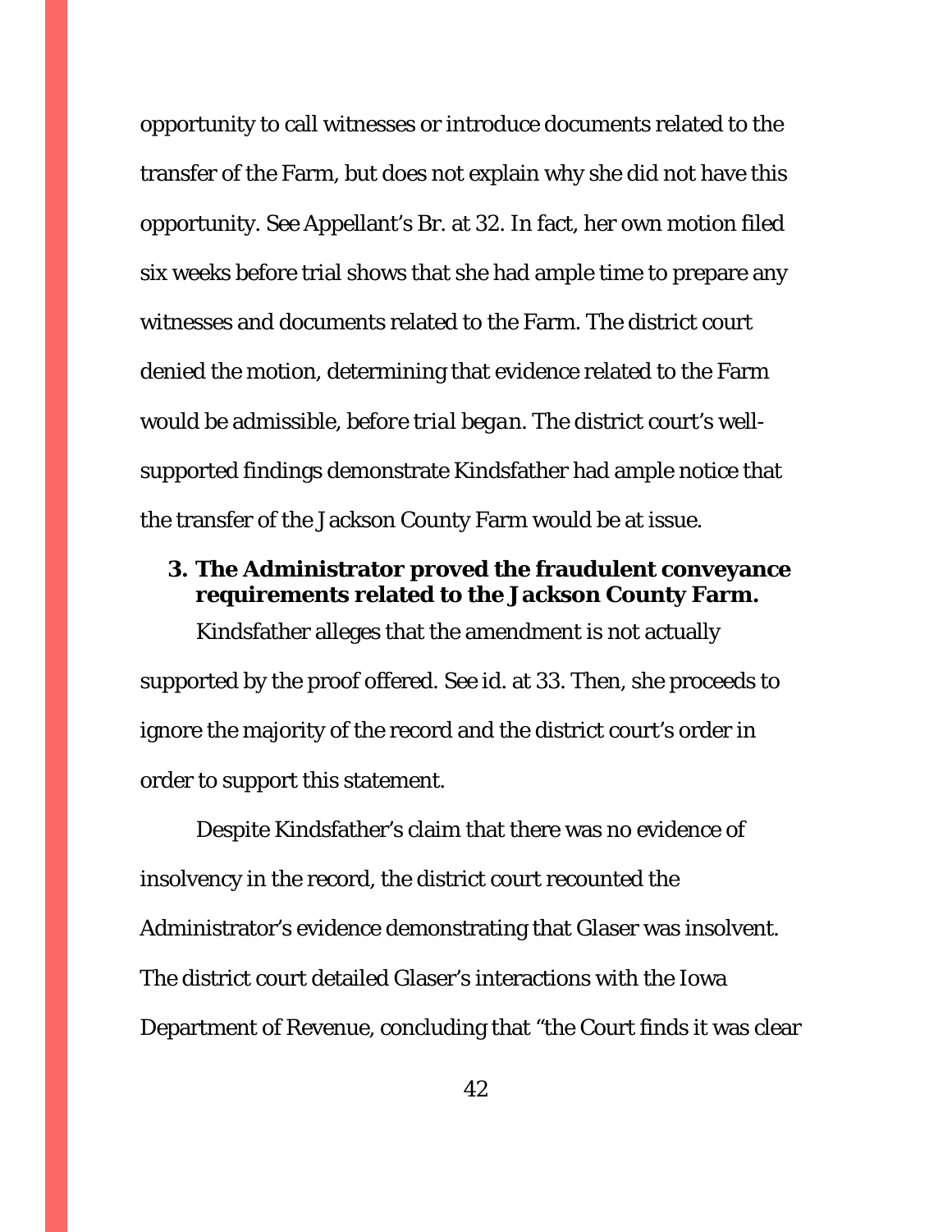opportunity to call witnesses or introduce documents related to the transfer of the Farm, but does not explain why she did not have this opportunity. See Appellant's Br. at 32. In fact, her own motion filed six weeks before trial shows that she had ample time to prepare any witnesses and documents related to the Farm. The district court denied the motion, determining that evidence related to the Farm would be admissible, *before trial began*. The district court's well-supported findings demonstrate Kindsfather had ample notice that the transfer of the Jackson County Farm would be at issue.

**3. The Administrator proved the fraudulent conveyance requirements related to the Jackson County Farm.**

Kindsfather alleges that the amendment is not actually supported by the proof offered. See id. at 33. Then, she proceeds to ignore the majority of the record and the district court's order in order to support this statement.

Despite Kindsfather's claim that there was no evidence of insolvency in the record, the district court recounted the Administrator's evidence demonstrating that Glaser was insolvent. The district court detailed Glaser's interactions with the Iowa Department of Revenue, concluding that "the Court finds it was clear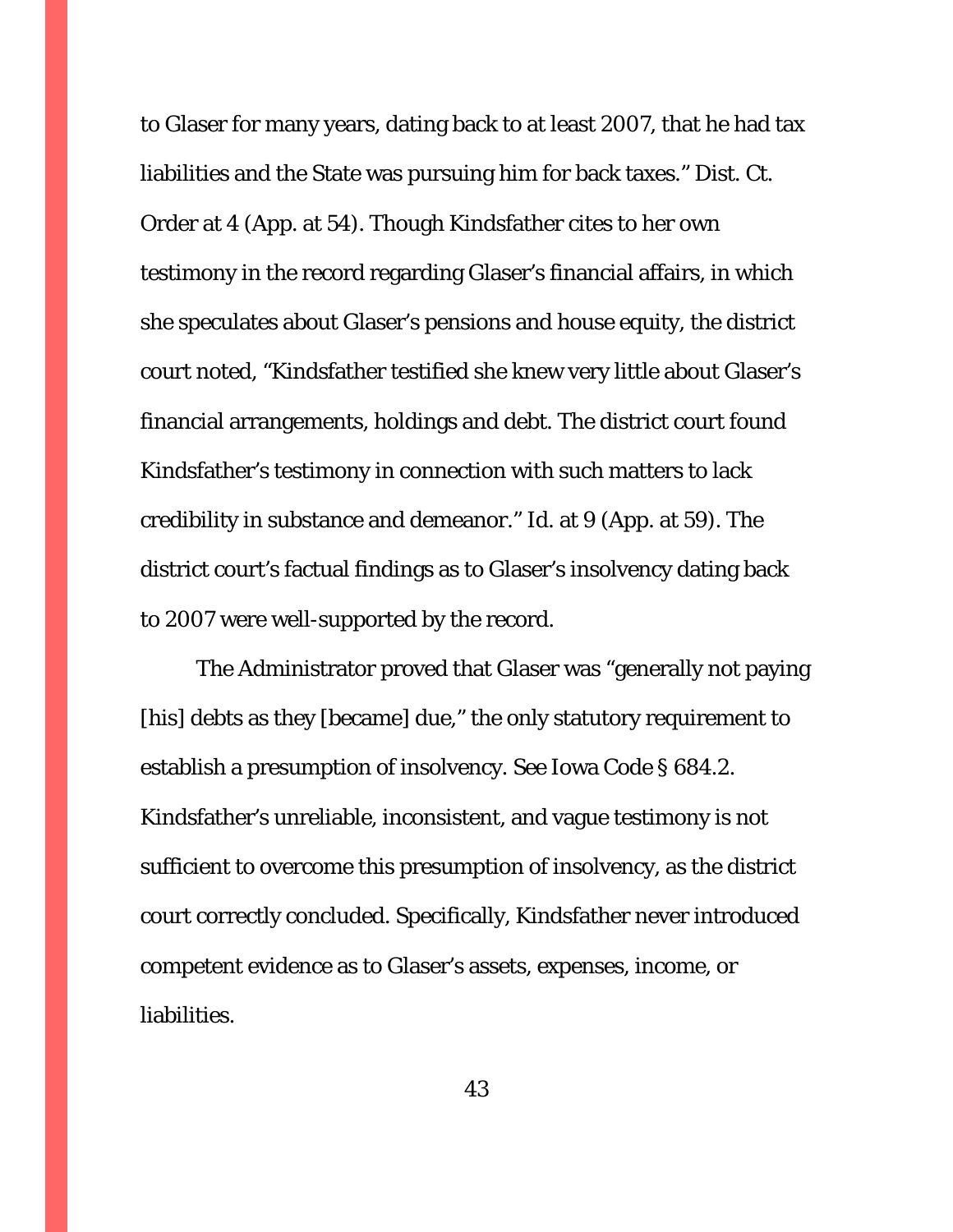to Glaser for many years, dating back to at least 2007, that he had tax liabilities and the State was pursuing him for back taxes." Dist. Ct. Order at 4 (App. at 54). Though Kindsfather cites to her own testimony in the record regarding Glaser's financial affairs, in which she speculates about Glaser's pensions and house equity, the district court noted, "Kindsfather testified she knew very little about Glaser's financial arrangements, holdings and debt. The district court found Kindsfather's testimony in connection with such matters to lack credibility in substance and demeanor." Id. at 9 (App. at 59). The district court's factual findings as to Glaser's insolvency dating back to 2007 were well-supported by the record.

The Administrator proved that Glaser was "generally not paying [his] debts as they [became] due," the only statutory requirement to establish a presumption of insolvency. See Iowa Code § 684.2. Kindsfather's unreliable, inconsistent, and vague testimony is not sufficient to overcome this presumption of insolvency, as the district court correctly concluded. Specifically, Kindsfather never introduced competent evidence as to Glaser's assets, expenses, income, or liabilities.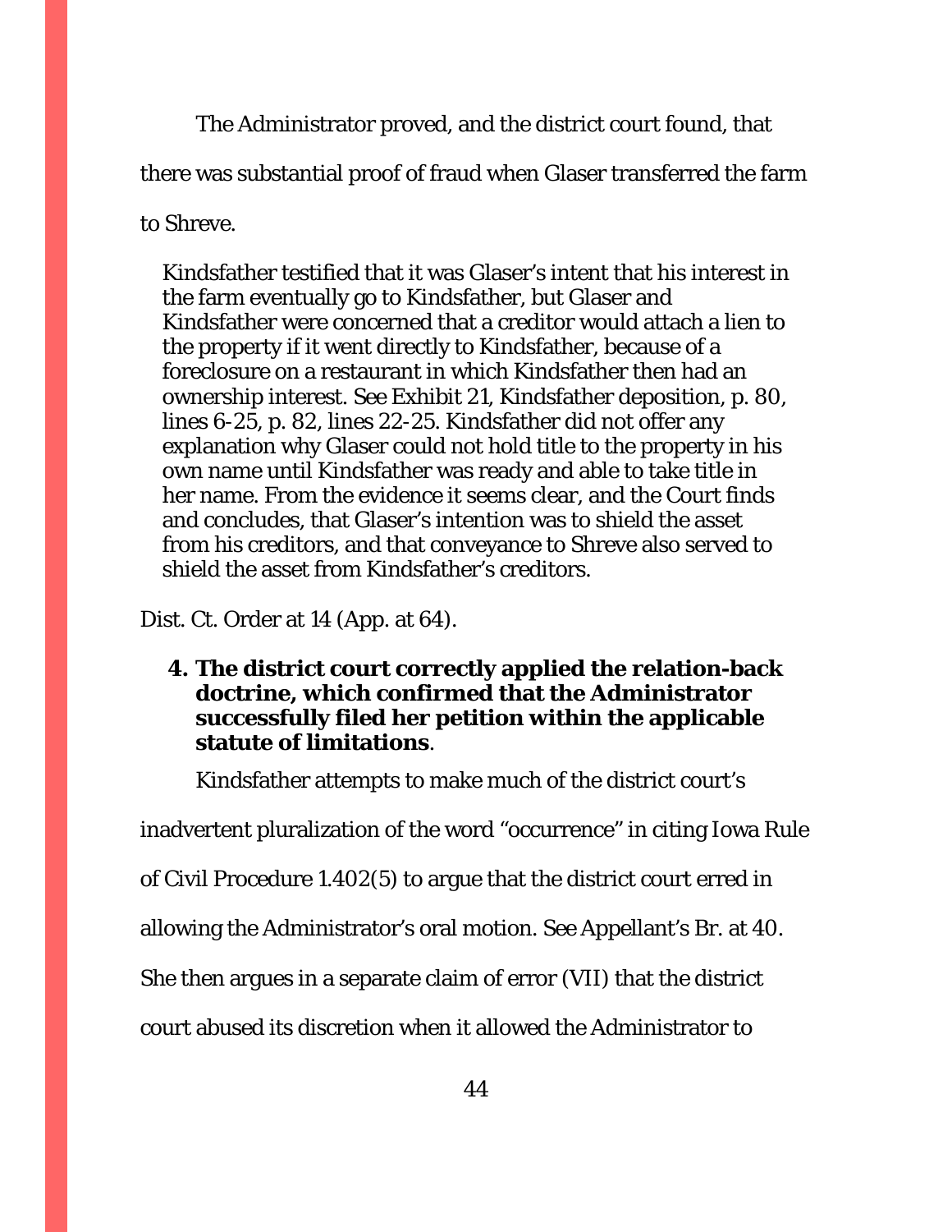The Administrator proved, and the district court found, that there was substantial proof of fraud when Glaser transferred the farm to Shreve.

> Kindsfather testified that it was Glaser's intent that his interest in the farm eventually go to Kindsfather, but Glaser and Kindsfather were concerned that a creditor would attach a lien to the property if it went directly to Kindsfather, because of a foreclosure on a restaurant in which Kindsfather then had an ownership interest. See Exhibit 21, Kindsfather deposition, p. 80, lines 6-25, p. 82, lines 22-25. Kindsfather did not offer any explanation why Glaser could not hold title to the property in his own name until Kindsfather was ready and able to take title in her name. From the evidence it seems clear, and the Court finds and concludes, that Glaser's intention was to shield the asset from his creditors, and that conveyance to Shreve also served to shield the asset from Kindsfather's creditors.

Dist. Ct. Order at 14 (App. at 64).

**4. The district court correctly applied the relation-back doctrine, which confirmed that the Administrator successfully filed her petition within the applicable statute of limitations**.

Kindsfather attempts to make much of the district court's inadvertent pluralization of the word "occurrence" in citing Iowa Rule of Civil Procedure 1.402(5) to argue that the district court erred in allowing the Administrator's oral motion. See Appellant's Br. at 40. She then argues in a separate claim of error (VII) that the district court abused its discretion when it allowed the Administrator to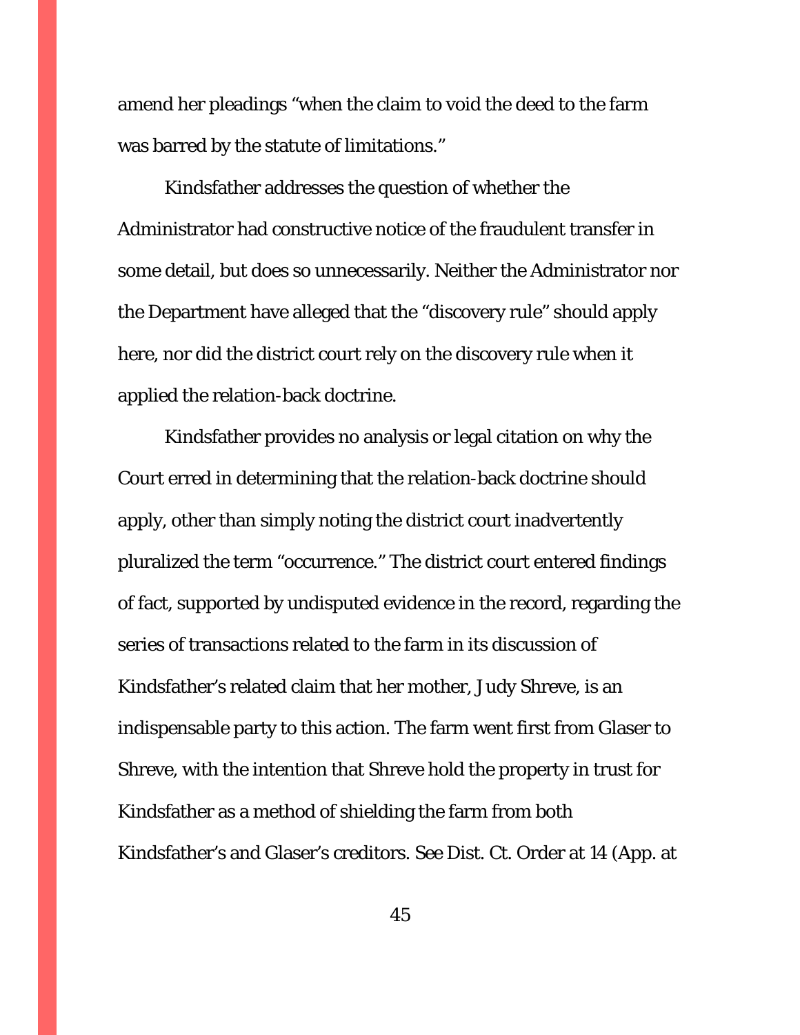amend her pleadings "when the claim to void the deed to the farm was barred by the statute of limitations."

Kindsfather addresses the question of whether the Administrator had constructive notice of the fraudulent transfer in some detail, but does so unnecessarily. Neither the Administrator nor the Department have alleged that the "discovery rule" should apply here, nor did the district court rely on the discovery rule when it applied the relation-back doctrine.

Kindsfather provides no analysis or legal citation on why the Court erred in determining that the relation-back doctrine should apply, other than simply noting the district court inadvertently pluralized the term "occurrence." The district court entered findings of fact, supported by undisputed evidence in the record, regarding the series of transactions related to the farm in its discussion of Kindsfather's related claim that her mother, Judy Shreve, is an indispensable party to this action. The farm went first from Glaser to Shreve, with the intention that Shreve hold the property in trust for Kindsfather as a method of shielding the farm from both Kindsfather's and Glaser's creditors. See Dist. Ct. Order at 14 (App. at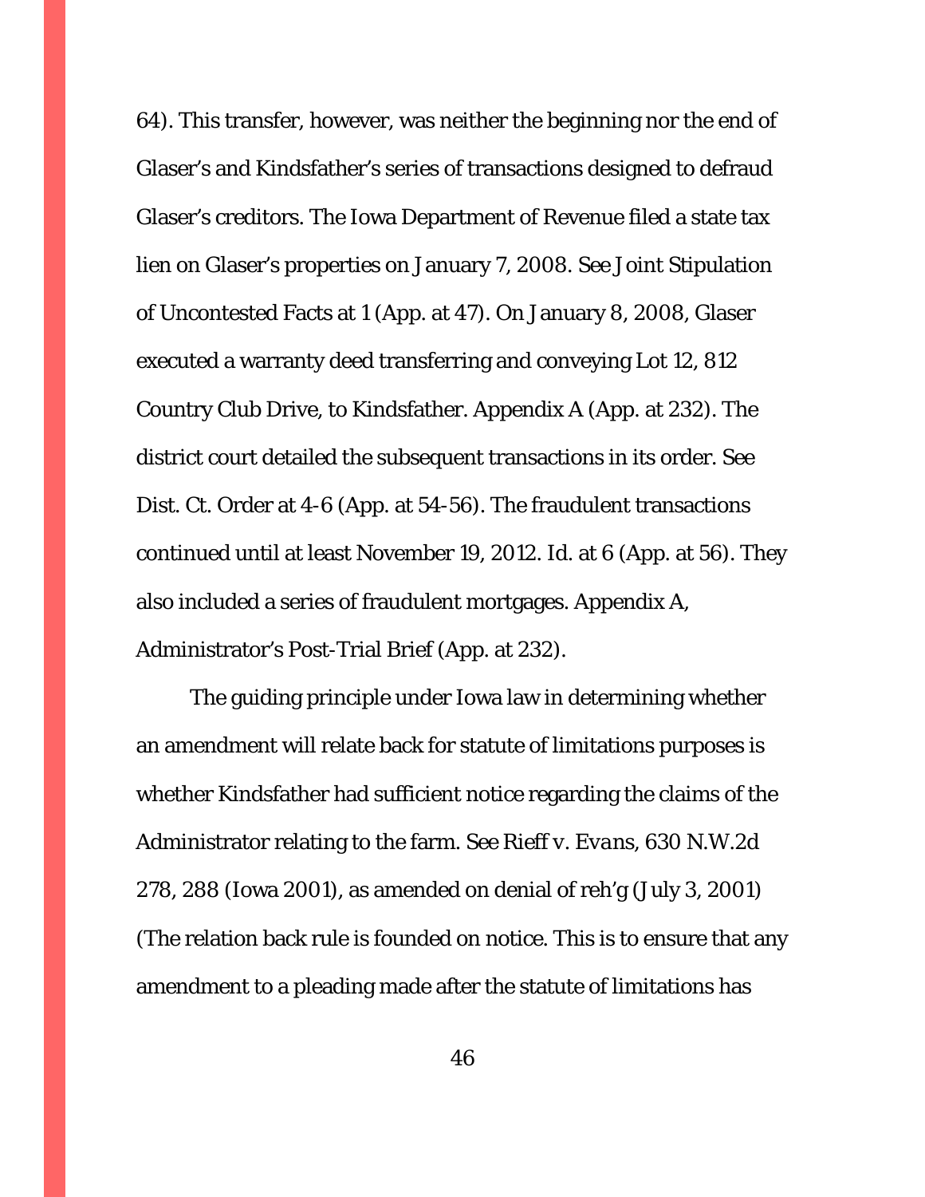64). This transfer, however, was neither the beginning nor the end of Glaser's and Kindsfather's series of transactions designed to defraud Glaser's creditors. The Iowa Department of Revenue filed a state tax lien on Glaser's properties on January 7, 2008. *See* Joint Stipulation of Uncontested Facts at 1 (App. at 47). On January 8, 2008, Glaser executed a warranty deed transferring and conveying Lot 12, 812 Country Club Drive, to Kindsfather. Appendix A (App. at 232). The district court detailed the subsequent transactions in its order. *See* Dist. Ct. Order at 4-6 (App. at 54-56). The fraudulent transactions continued until at least November 19, 2012. *Id.* at 6 (App. at 56). They also included a series of fraudulent mortgages. Appendix A, Administrator's Post-Trial Brief (App. at 232).

The guiding principle under Iowa law in determining whether an amendment will relate back for statute of limitations purposes is whether Kindsfather had sufficient notice regarding the claims of the Administrator relating to the farm. *See Rieff v. Evans*, 630 N.W.2d 278, 288 (Iowa 2001), *as amended on denial of reh'g* (July 3, 2001) (The relation back rule is founded on notice. This is to ensure that any amendment to a pleading made after the statute of limitations has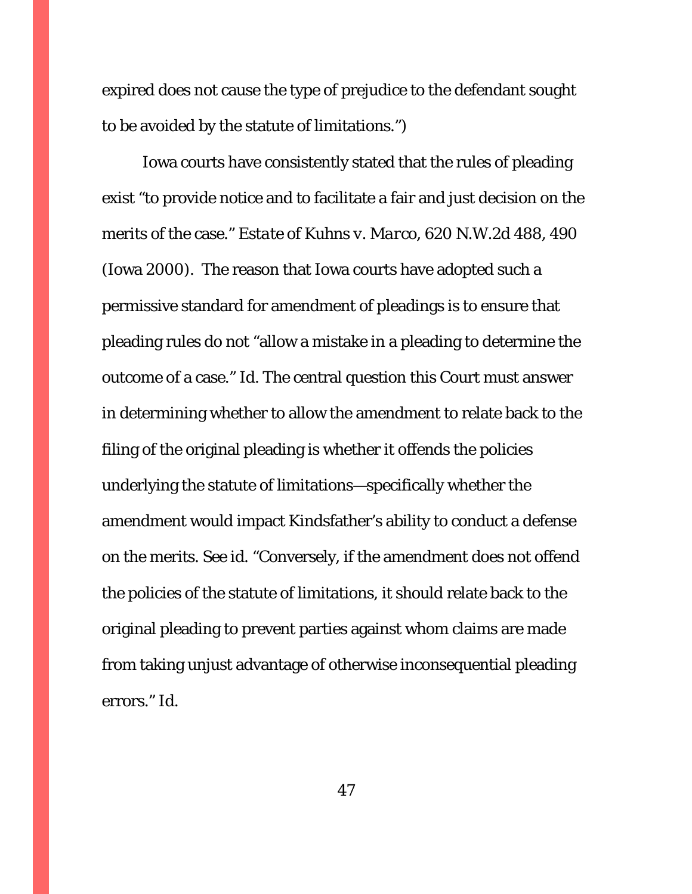expired does not cause the type of prejudice to the defendant sought to be avoided by the statute of limitations.")

Iowa courts have consistently stated that the rules of pleading exist "to provide notice and to facilitate a fair and just decision on the merits of the case." *Estate of Kuhns v. Marco*, 620 N.W.2d 488, 490 (Iowa 2000). The reason that Iowa courts have adopted such a permissive standard for amendment of pleadings is to ensure that pleading rules do not "allow a mistake in a pleading to determine the outcome of a case." *Id.* The central question this Court must answer in determining whether to allow the amendment to relate back to the filing of the original pleading is whether it offends the policies underlying the statute of limitations—specifically whether the amendment would impact Kindsfather's ability to conduct a defense on the merits. *See id.* "Conversely, if the amendment does not offend the policies of the statute of limitations, it should relate back to the original pleading to prevent parties against whom claims are made from taking unjust advantage of otherwise inconsequential pleading errors." *Id.*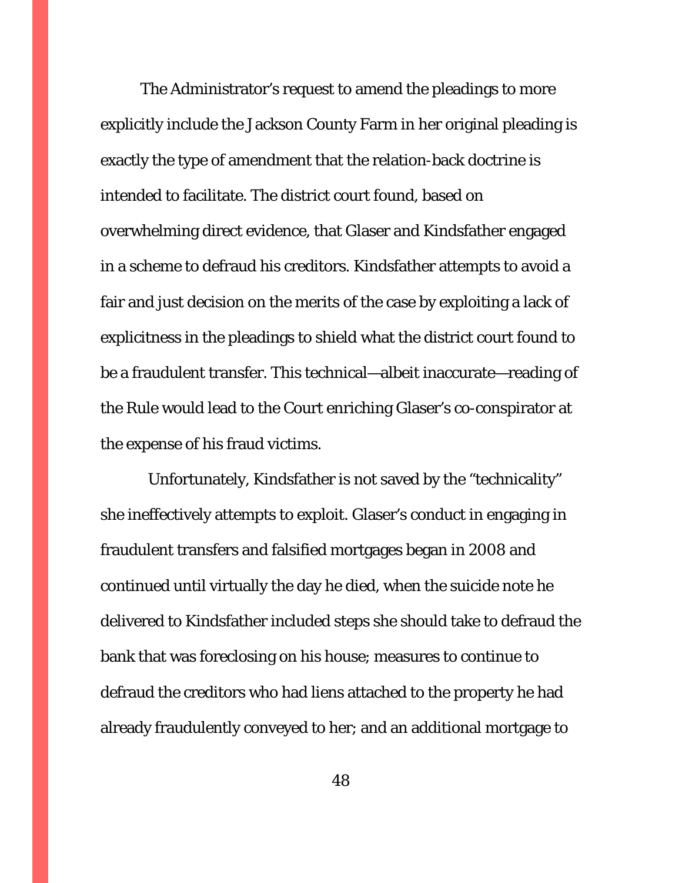The Administrator's request to amend the pleadings to more explicitly include the Jackson County Farm in her original pleading is exactly the type of amendment that the relation-back doctrine is intended to facilitate. The district court found, based on overwhelming direct evidence, that Glaser and Kindsfather engaged in a scheme to defraud his creditors. Kindsfather attempts to avoid a fair and just decision on the merits of the case by exploiting a lack of explicitness in the pleadings to shield what the district court found to be a fraudulent transfer. This technical—albeit inaccurate—reading of the Rule would lead to the Court enriching Glaser's co-conspirator at the expense of his fraud victims.

Unfortunately, Kindsfather is not saved by the "technicality" she ineffectively attempts to exploit. Glaser's conduct in engaging in fraudulent transfers and falsified mortgages began in 2008 and continued until virtually the day he died, when the suicide note he delivered to Kindsfather included steps she should take to defraud the bank that was foreclosing on his house; measures to continue to defraud the creditors who had liens attached to the property he had already fraudulently conveyed to her; and an additional mortgage to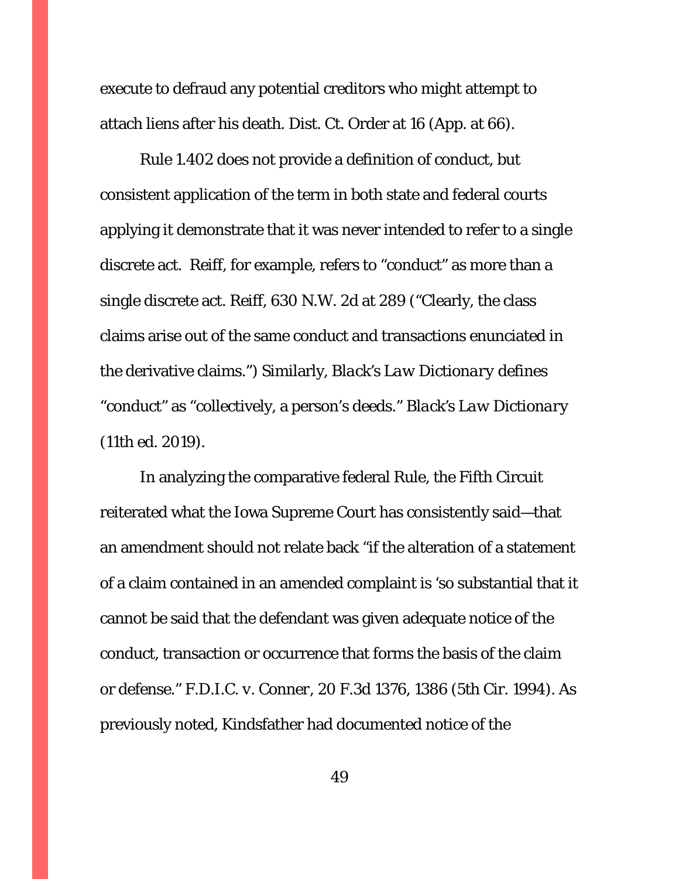execute to defraud any potential creditors who might attempt to attach liens after his death. Dist. Ct. Order at 16 (App. at 66).

Rule 1.402 does not provide a definition of conduct, but consistent application of the term in both state and federal courts applying it demonstrate that it was never intended to refer to a single discrete act. Reiff, for example, refers to "conduct" as more than a single discrete act. Reiff, 630 N.W. 2d at 289 ("Clearly, the class claims arise out of the same conduct and transactions enunciated in the derivative claims.") Similarly, *Black's Law Dictionary* defines "conduct" as "collectively, a person's deeds." *Black's Law Dictionary* (11th ed. 2019).

In analyzing the comparative federal Rule, the Fifth Circuit reiterated what the Iowa Supreme Court has consistently said—that an amendment should not relate back "if the alteration of a statement of a claim contained in an amended complaint is 'so substantial that it cannot be said that the defendant was given adequate notice of the conduct, transaction or occurrence that forms the basis of the claim or defense." F.D.I.C. v. Conner, 20 F.3d 1376, 1386 (5th Cir. 1994). As previously noted, Kindsfather had documented notice of the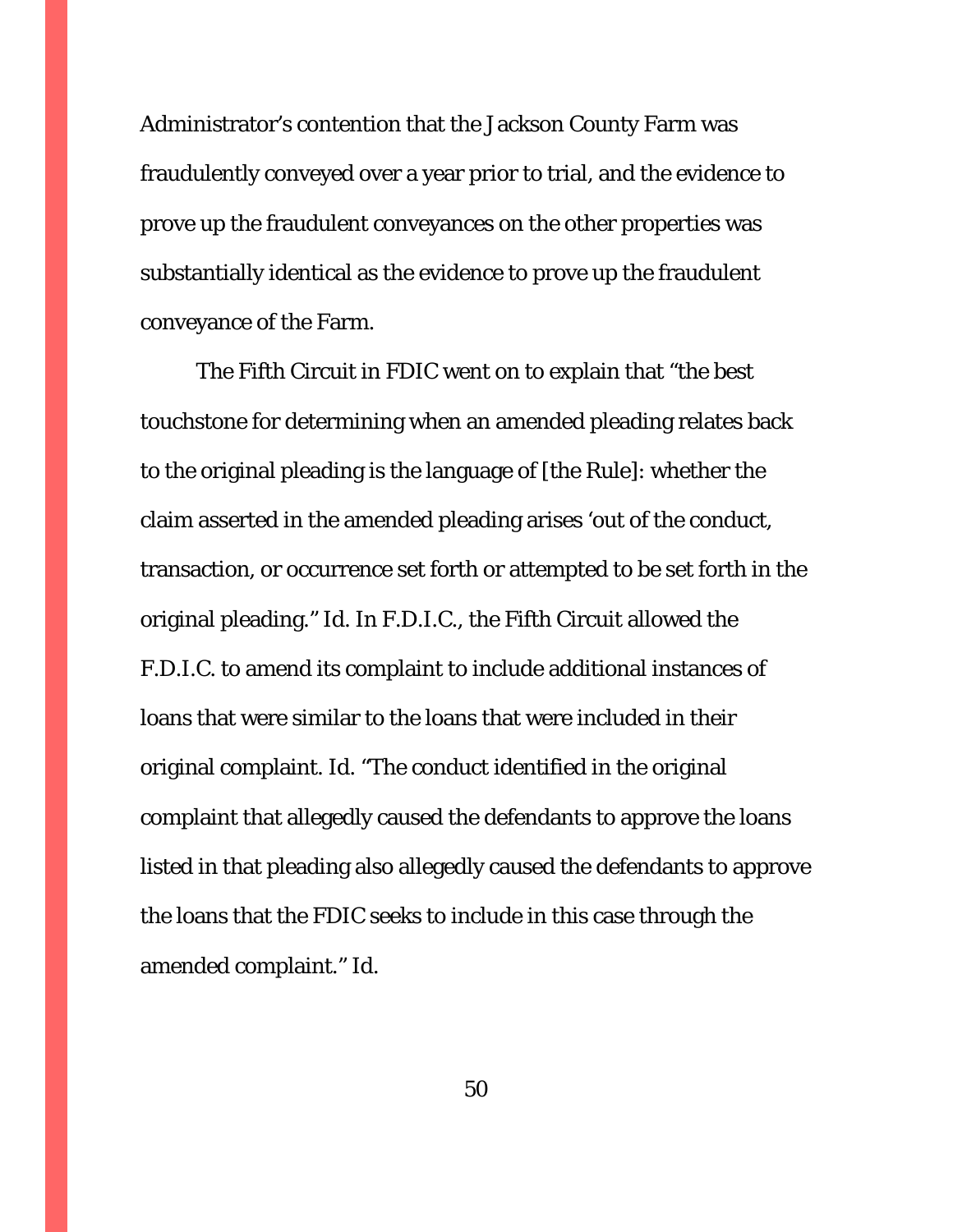Administrator's contention that the Jackson County Farm was fraudulently conveyed over a year prior to trial, and the evidence to prove up the fraudulent conveyances on the other properties was substantially identical as the evidence to prove up the fraudulent conveyance of the Farm.

The Fifth Circuit in FDIC went on to explain that "the best touchstone for determining when an amended pleading relates back to the original pleading is the language of [the Rule]: whether the claim asserted in the amended pleading arises 'out of the conduct, transaction, or occurrence set forth or attempted to be set forth in the original pleading." Id. In F.D.I.C., the Fifth Circuit allowed the F.D.I.C. to amend its complaint to include additional instances of loans that were similar to the loans that were included in their original complaint. Id. "The conduct identified in the original complaint that allegedly caused the defendants to approve the loans listed in that pleading also allegedly caused the defendants to approve the loans that the FDIC seeks to include in this case through the amended complaint." Id.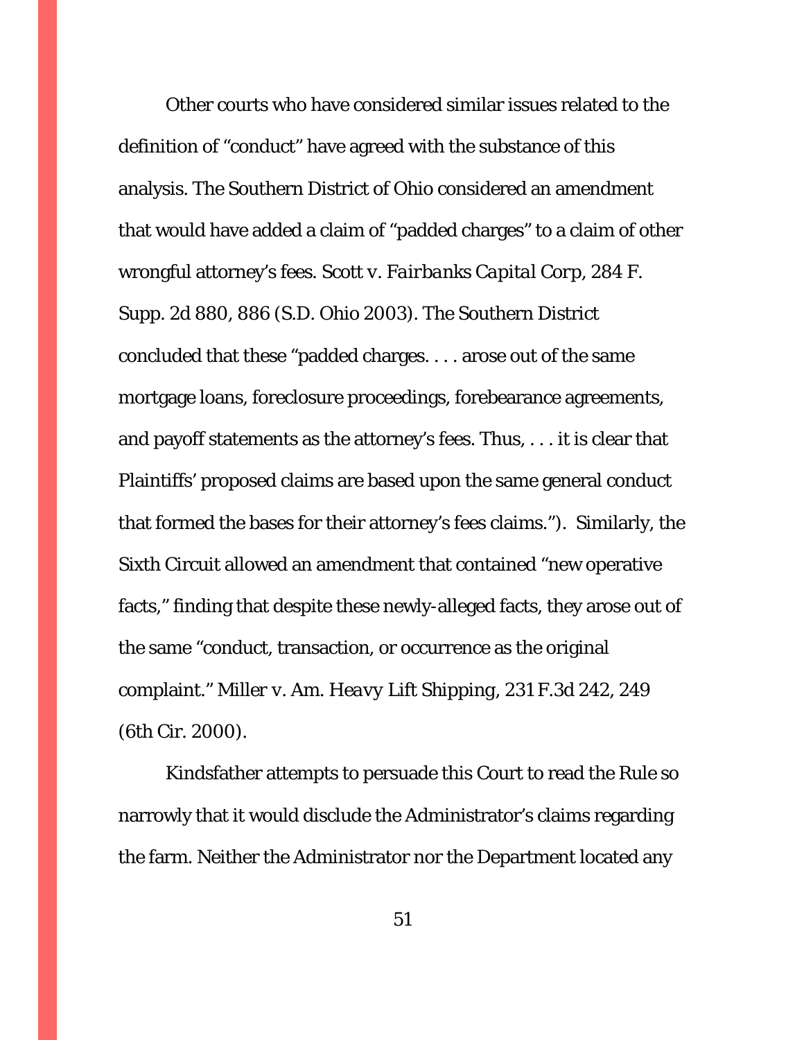Other courts who have considered similar issues related to the definition of "conduct" have agreed with the substance of this analysis. The Southern District of Ohio considered an amendment that would have added a claim of "padded charges" to a claim of other wrongful attorney's fees. *Scott v. Fairbanks Capital Corp*, 284 F. Supp. 2d 880, 886 (S.D. Ohio 2003). The Southern District concluded that these "padded charges. . . . arose out of the same mortgage loans, foreclosure proceedings, forebearance agreements, and payoff statements as the attorney's fees. Thus, . . . it is clear that Plaintiffs' proposed claims are based upon the same general conduct that formed the bases for their attorney's fees claims."). Similarly, the Sixth Circuit allowed an amendment that contained "new operative facts," finding that despite these newly-alleged facts, they arose out of the same "conduct, transaction, or occurrence as the original complaint." *Miller v. Am. Heavy Lift Shipping*, 231 F.3d 242, 249 (6th Cir. 2000).

Kindsfather attempts to persuade this Court to read the Rule so narrowly that it would disclude the Administrator's claims regarding the farm. Neither the Administrator nor the Department located any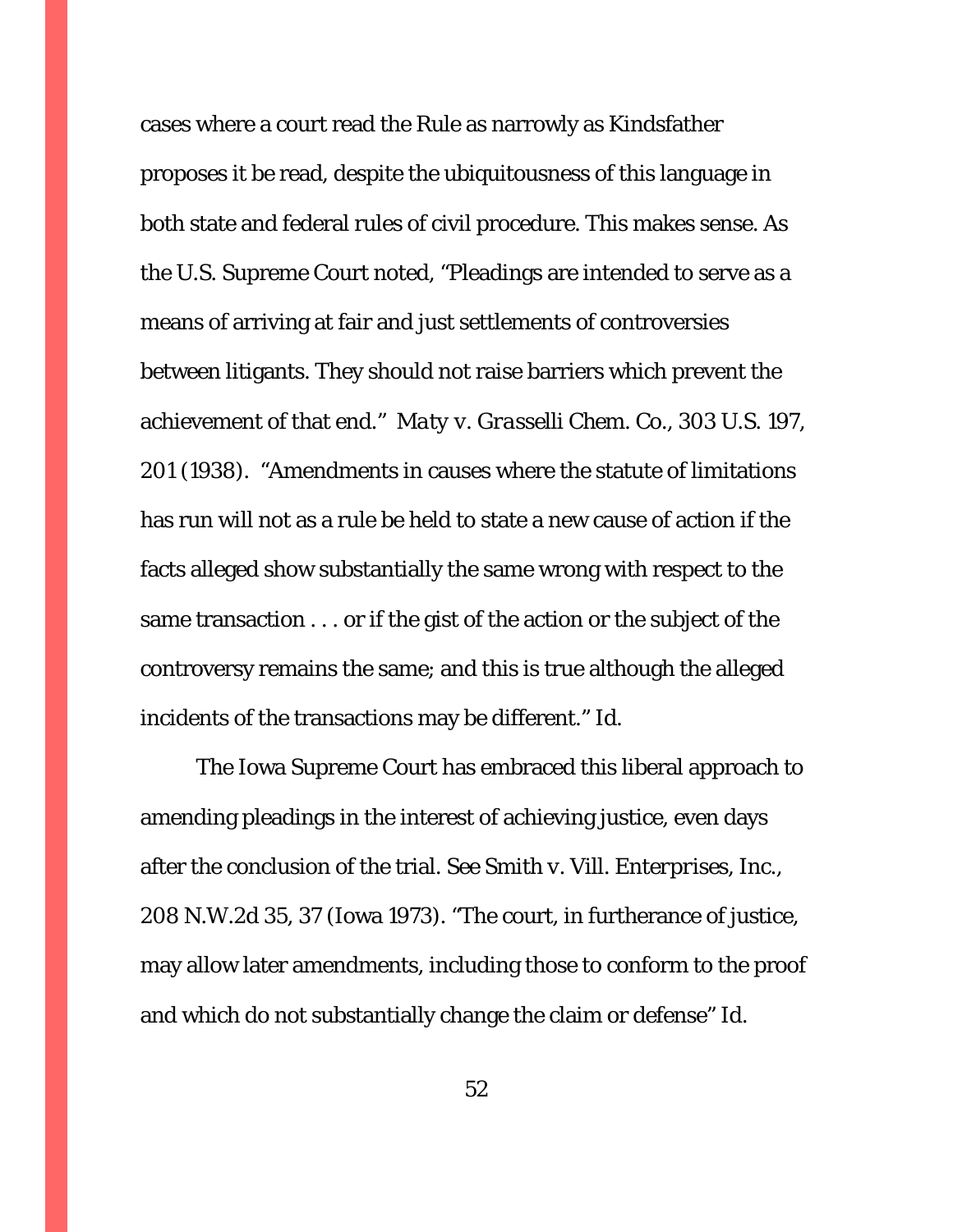cases where a court read the Rule as narrowly as Kindsfather proposes it be read, despite the ubiquitousness of this language in both state and federal rules of civil procedure. This makes sense. As the U.S. Supreme Court noted, "Pleadings are intended to serve as a means of arriving at fair and just settlements of controversies between litigants. They should not raise barriers which prevent the achievement of that end." *Maty v. Grasselli Chem. Co.*, 303 U.S. 197, 201 (1938). "Amendments in causes where the statute of limitations has run will not as a rule be held to state a new cause of action if the facts alleged show substantially the same wrong with respect to the same transaction . . . or if the gist of the action or the subject of the controversy remains the same; and this is true although the alleged incidents of the transactions may be different." *Id.*

The Iowa Supreme Court has embraced this liberal approach to amending pleadings in the interest of achieving justice, even days after the conclusion of the trial. *See Smith v. Vill. Enterprises, Inc.*, 208 N.W.2d 35, 37 (Iowa 1973). "The court, in furtherance of justice, may allow later amendments, including those to conform to the proof and which do not substantially change the claim or defense" *Id.*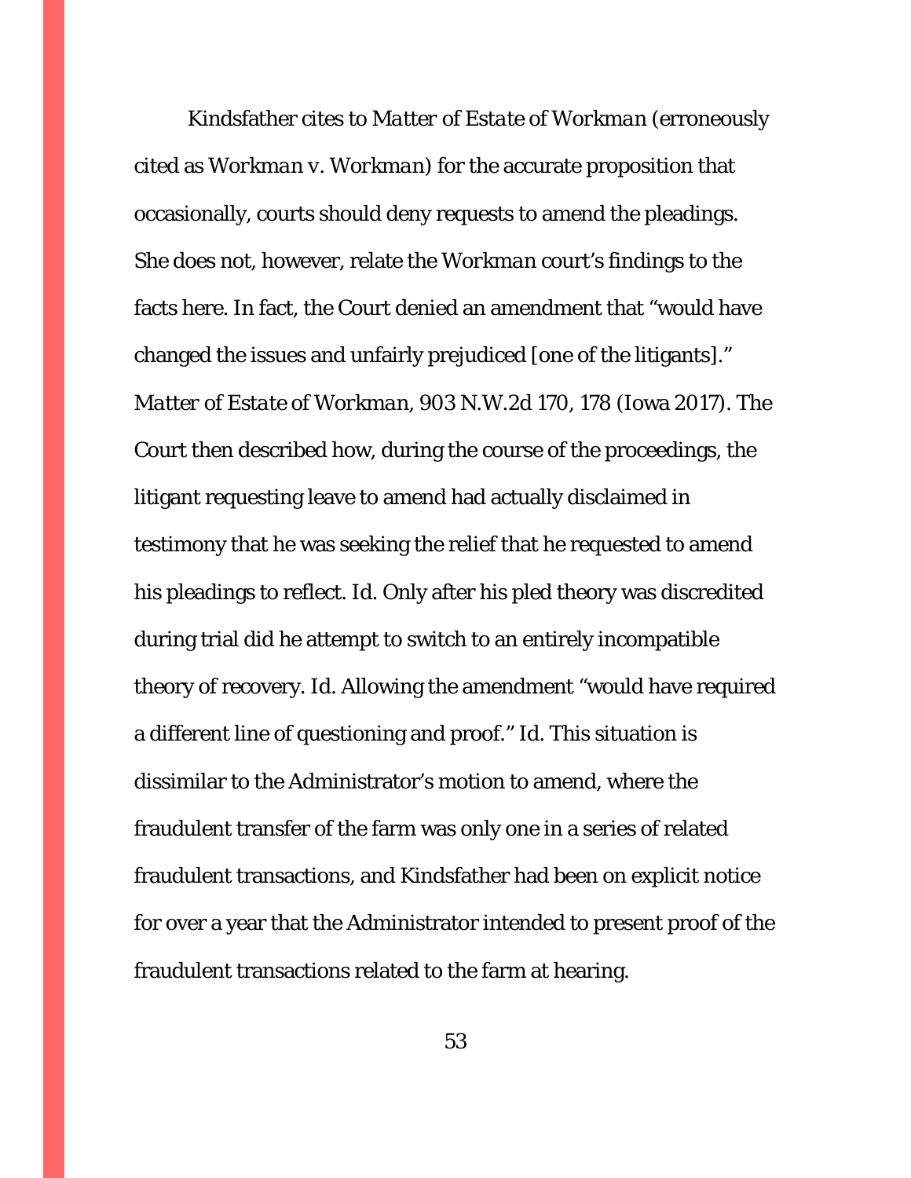Kindsfather cites to *Matter of Estate of Workman* (erroneously cited as *Workman v. Workman*) for the accurate proposition that occasionally, courts should deny requests to amend the pleadings. She does not, however, relate the *Workman* court's findings to the facts here. In fact, the Court denied an amendment that "would have changed the issues and unfairly prejudiced [one of the litigants]." *Matter of Estate of Workman*, 903 N.W.2d 170, 178 (Iowa 2017). The Court then described how, during the course of the proceedings, the litigant requesting leave to amend had actually disclaimed in testimony that he was seeking the relief that he requested to amend his pleadings to reflect. *Id.* Only after his pled theory was discredited during trial did he attempt to switch to an entirely incompatible theory of recovery. *Id.* Allowing the amendment "would have required a different line of questioning and proof." *Id.* This situation is dissimilar to the Administrator's motion to amend, where the fraudulent transfer of the farm was only one in a series of related fraudulent transactions, and Kindsfather had been on explicit notice for over a year that the Administrator intended to present proof of the fraudulent transactions related to the farm at hearing.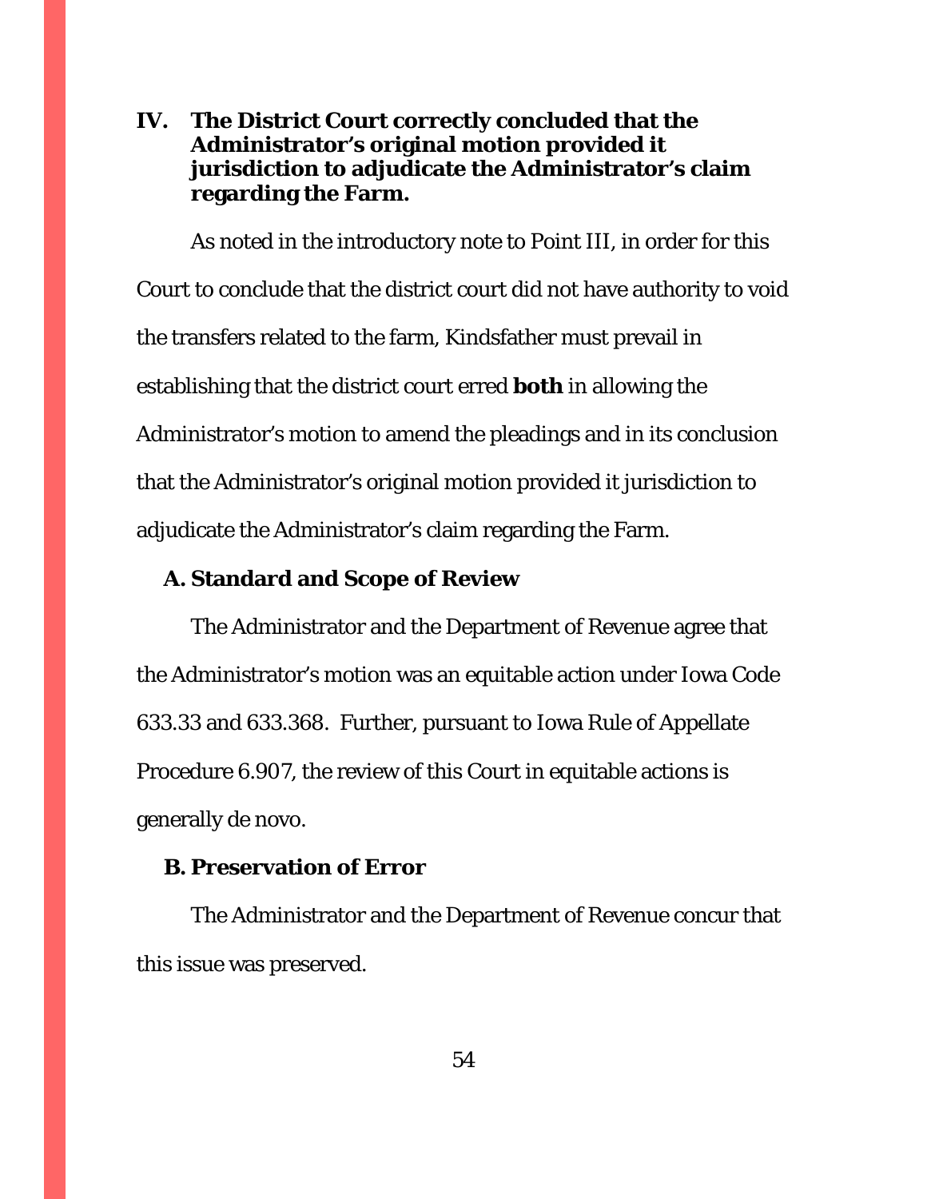## IV. The District Court correctly concluded that the Administrator's original motion provided it jurisdiction to adjudicate the Administrator's claim regarding the Farm.

As noted in the introductory note to Point III, in order for this Court to conclude that the district court did not have authority to void the transfers related to the farm, Kindsfather must prevail in establishing that the district court erred **both** in allowing the Administrator's motion to amend the pleadings and in its conclusion that the Administrator's original motion provided it jurisdiction to adjudicate the Administrator's claim regarding the Farm.

### A. Standard and Scope of Review

The Administrator and the Department of Revenue agree that the Administrator's motion was an equitable action under Iowa Code 633.33 and 633.368. Further, pursuant to Iowa Rule of Appellate Procedure 6.907, the review of this Court in equitable actions is generally de novo.

### B. Preservation of Error

The Administrator and the Department of Revenue concur that this issue was preserved.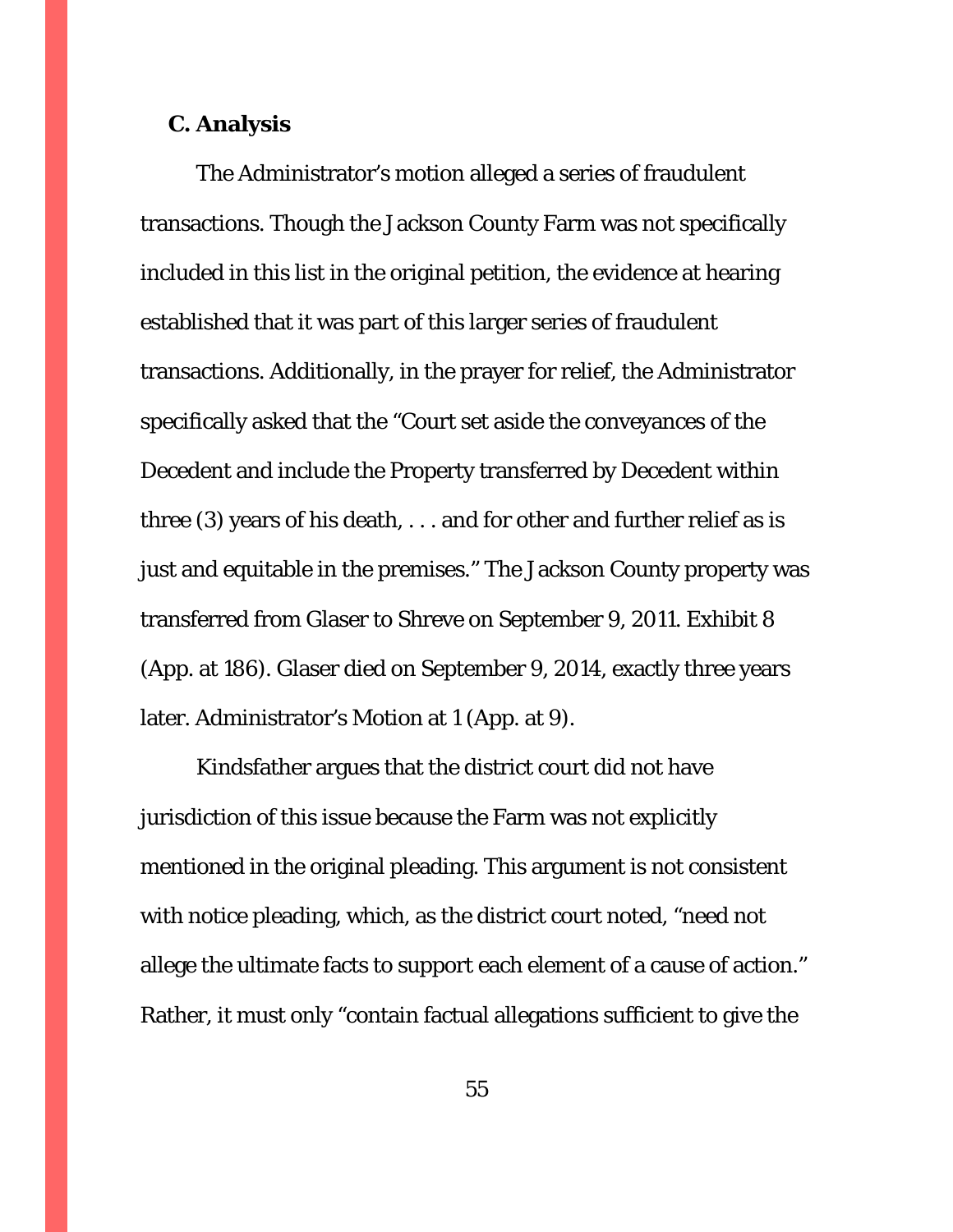### C. Analysis

The Administrator's motion alleged a series of fraudulent transactions. Though the Jackson County Farm was not specifically included in this list in the original petition, the evidence at hearing established that it was part of this larger series of fraudulent transactions. Additionally, in the prayer for relief, the Administrator specifically asked that the "Court set aside the conveyances of the Decedent and include the Property transferred by Decedent within three (3) years of his death, . . . and for other and further relief as is just and equitable in the premises." The Jackson County property was transferred from Glaser to Shreve on September 9, 2011. Exhibit 8 (App. at 186). Glaser died on September 9, 2014, exactly three years later. Administrator's Motion at 1 (App. at 9).

Kindsfather argues that the district court did not have jurisdiction of this issue because the Farm was not explicitly mentioned in the original pleading. This argument is not consistent with notice pleading, which, as the district court noted, "need not allege the ultimate facts to support each element of a cause of action." Rather, it must only "contain factual allegations sufficient to give the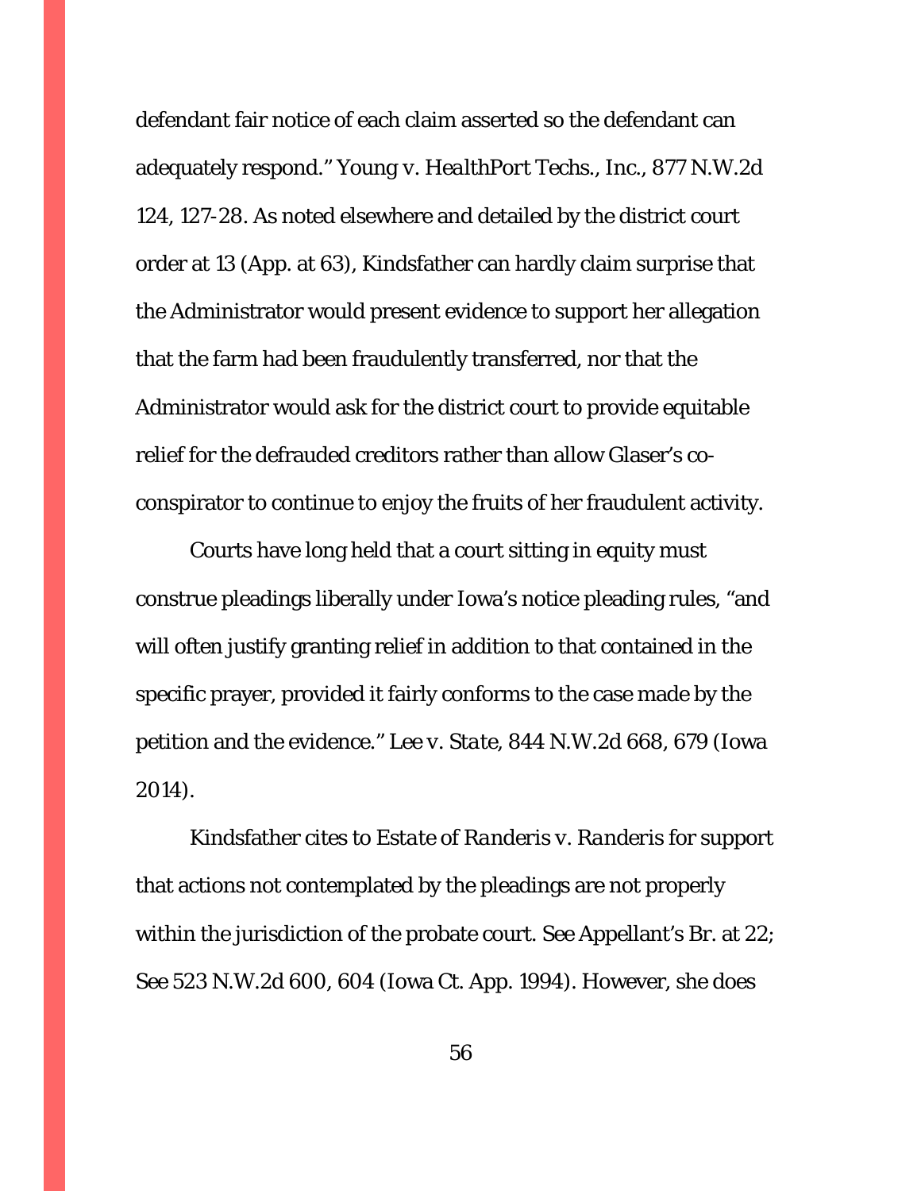defendant fair notice of each claim asserted so the defendant can adequately respond." *Young v. HealthPort Techs., Inc.*, 877 N.W.2d 124, 127-28. As noted elsewhere and detailed by the district court order at 13 (App. at 63), Kindsfather can hardly claim surprise that the Administrator would present evidence to support her allegation that the farm had been fraudulently transferred, nor that the Administrator would ask for the district court to provide equitable relief for the defrauded creditors rather than allow Glaser's co-conspirator to continue to enjoy the fruits of her fraudulent activity.

Courts have long held that a court sitting in equity must construe pleadings liberally under Iowa's notice pleading rules, "and will often justify granting relief in addition to that contained in the specific prayer, provided it fairly conforms to the case made by the petition and the evidence." *Lee v. State*, 844 N.W.2d 668, 679 (Iowa 2014).

Kindsfather cites to *Estate of Randeris v. Randeris* for support that actions not contemplated by the pleadings are not properly within the jurisdiction of the probate court. See Appellant's Br. at 22; See 523 N.W.2d 600, 604 (Iowa Ct. App. 1994). However, she does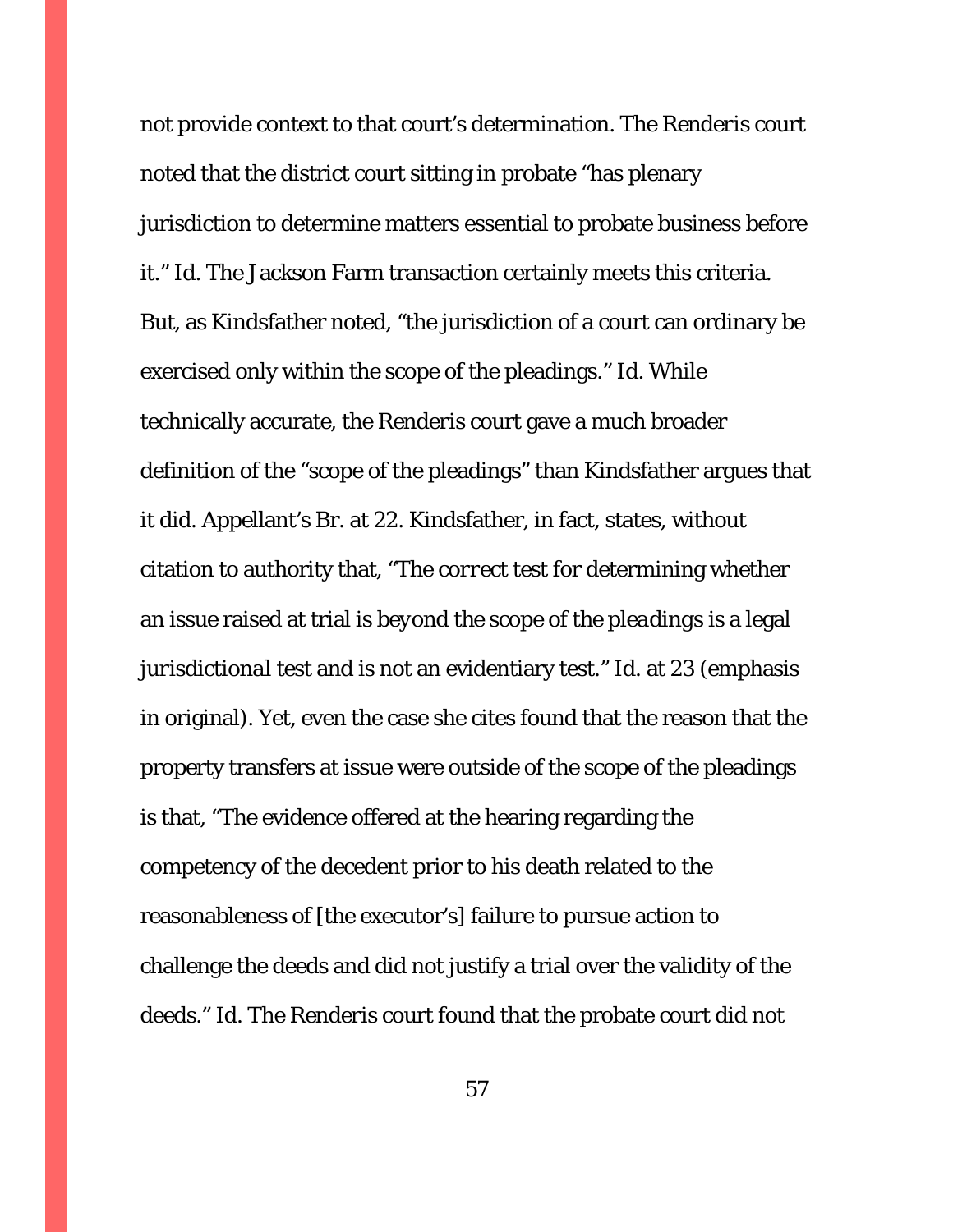not provide context to that court's determination. The *Renderis* court noted that the district court sitting in probate "has plenary jurisdiction to determine matters essential to probate business before it." *Id.* The Jackson Farm transaction certainly meets this criteria. But, as Kindsfather noted, "the jurisdiction of a court can ordinary be exercised only within the scope of the pleadings." *Id.* While technically accurate, the *Renderis* court gave a much broader definition of the "scope of the pleadings" than Kindsfather argues that it did. Appellant's Br. at 22. Kindsfather, in fact, states, without citation to authority that, "The *correct* test for determining whether an issue raised at trial is *beyond the scope of the pleadings* is a *legal jurisdictional* test and is not an evidentiary test." *Id.* at 23 (emphasis in original). Yet, even the case she cites found that the reason that the property transfers at issue were outside of the scope of the pleadings is that, "The evidence offered at the hearing regarding the competency of the decedent prior to his death related to the reasonableness of [the executor's] failure to pursue action to challenge the deeds and did not justify a trial over the validity of the deeds." *Id.* The *Renderis* court found that the probate court did not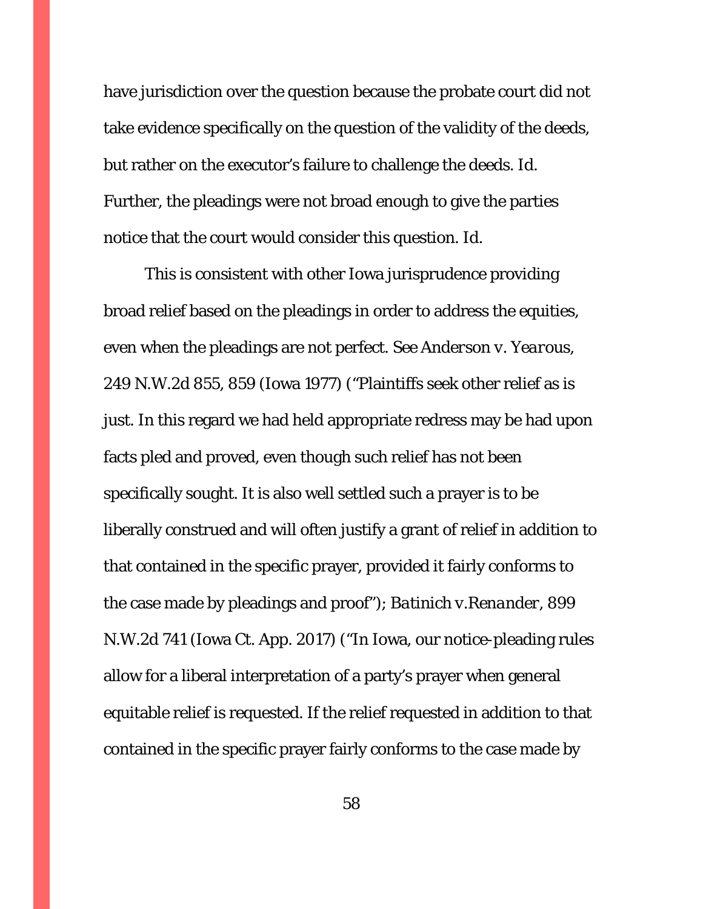have jurisdiction over the question because the probate court did not take evidence specifically on the question of the validity of the deeds, but rather on the executor's failure to challenge the deeds. *Id.* Further, the pleadings were not broad enough to give the parties notice that the court would consider this question. *Id.*

This is consistent with other Iowa jurisprudence providing broad relief based on the pleadings in order to address the equities, even when the pleadings are not perfect. *See Anderson v. Yearous*, 249 N.W.2d 855, 859 (Iowa 1977) ("Plaintiffs seek other relief as is just. In this regard we had held appropriate redress may be had upon facts pled and proved, even though such relief has not been specifically sought. It is also well settled such a prayer is to be liberally construed and will often justify a grant of relief in addition to that contained in the specific prayer, provided it fairly conforms to the case made by pleadings and proof"); *Batinich v.Renander*, 899 N.W.2d 741 (Iowa Ct. App. 2017) ("In Iowa, our notice-pleading rules allow for a liberal interpretation of a party's prayer when general equitable relief is requested. If the relief requested in addition to that contained in the specific prayer fairly conforms to the case made by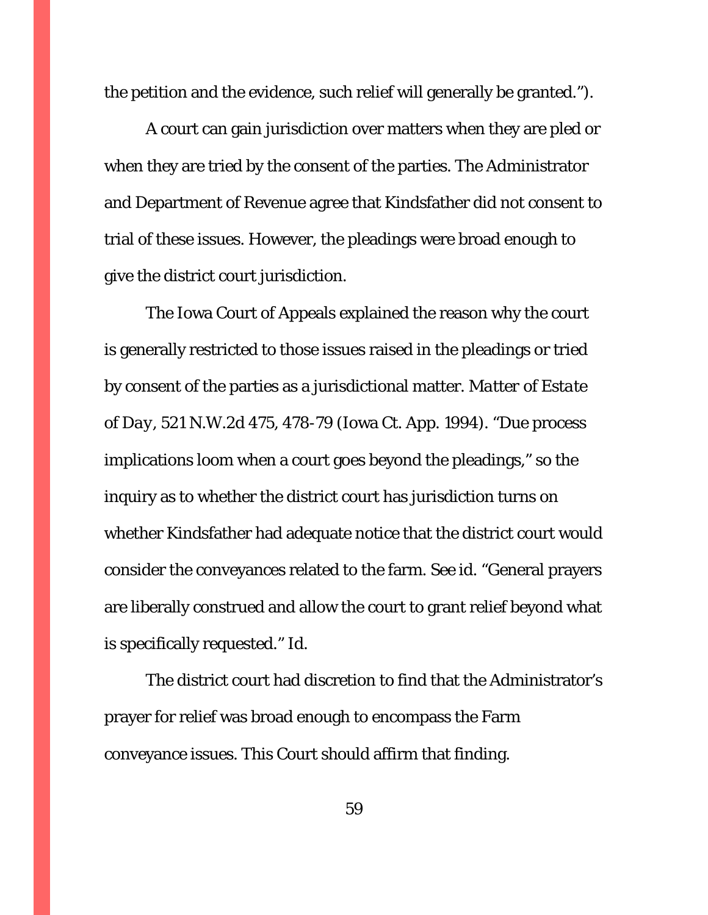the petition and the evidence, such relief will generally be granted.").

A court can gain jurisdiction over matters when they are pled or when they are tried by the consent of the parties. The Administrator and Department of Revenue agree that Kindsfather did not consent to trial of these issues. However, the pleadings were broad enough to give the district court jurisdiction.

The Iowa Court of Appeals explained the reason why the court is generally restricted to those issues raised in the pleadings or tried by consent of the parties as a jurisdictional matter. *Matter of Estate of Day*, 521 N.W.2d 475, 478-79 (Iowa Ct. App. 1994). "Due process implications loom when a court goes beyond the pleadings," so the inquiry as to whether the district court has jurisdiction turns on whether Kindsfather had adequate notice that the district court would consider the conveyances related to the farm. *See id.* "General prayers are liberally construed and allow the court to grant relief beyond what is specifically requested." *Id.*

The district court had discretion to find that the Administrator's prayer for relief was broad enough to encompass the Farm conveyance issues. This Court should affirm that finding.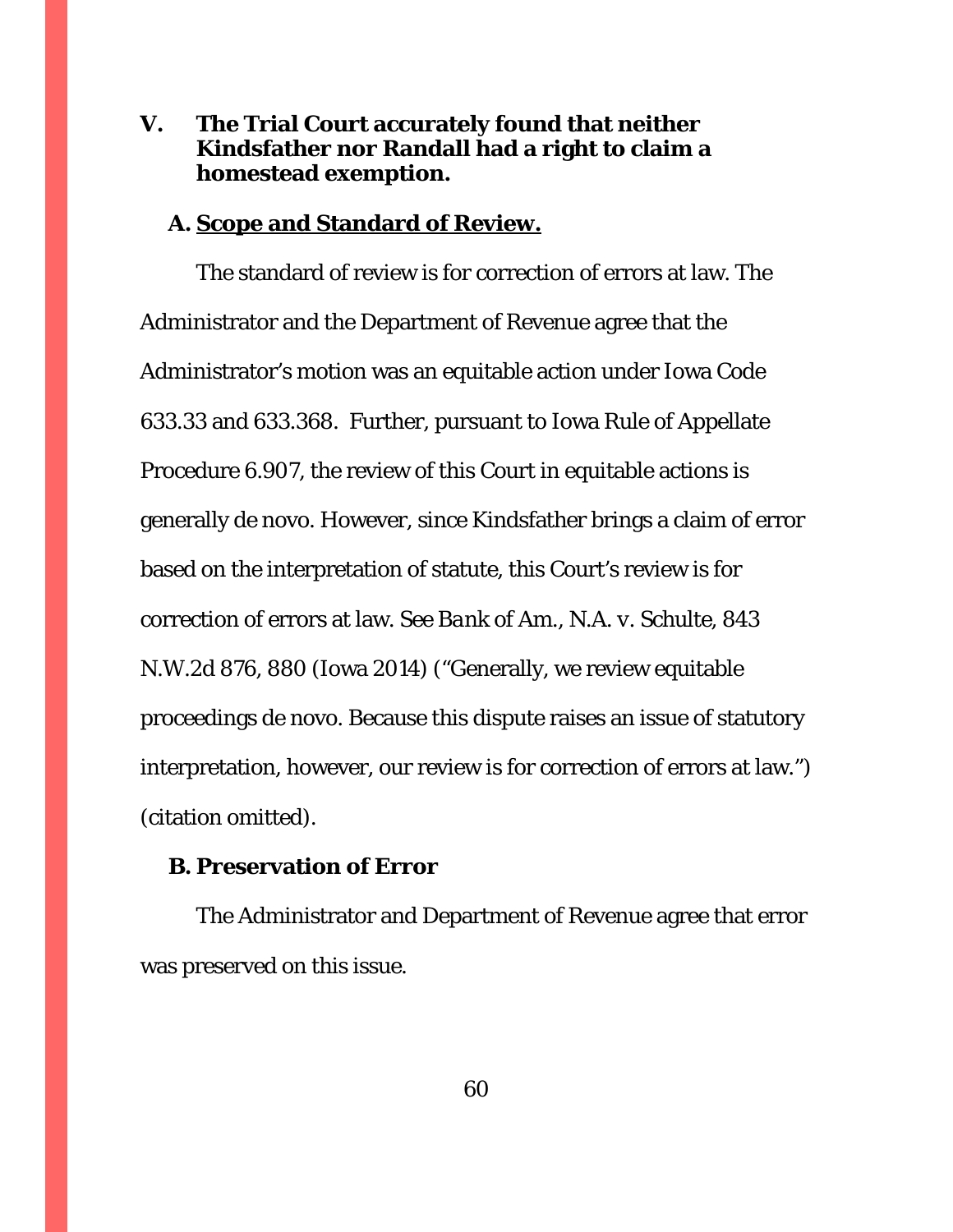## V. The Trial Court accurately found that neither Kindsfather nor Randall had a right to claim a homestead exemption.

### A. <u>Scope and Standard of Review.</u>

The standard of review is for correction of errors at law. The Administrator and the Department of Revenue agree that the Administrator's motion was an equitable action under Iowa Code 633.33 and 633.368. Further, pursuant to Iowa Rule of Appellate Procedure 6.907, the review of this Court in equitable actions is generally de novo. However, since Kindsfather brings a claim of error based on the interpretation of statute, this Court's review is for correction of errors at law. *See Bank of Am., N.A. v. Schulte*, 843 N.W.2d 876, 880 (Iowa 2014) ("Generally, we review equitable proceedings de novo. Because this dispute raises an issue of statutory interpretation, however, our review is for correction of errors at law.") (citation omitted).

### B. Preservation of Error

The Administrator and Department of Revenue agree that error was preserved on this issue.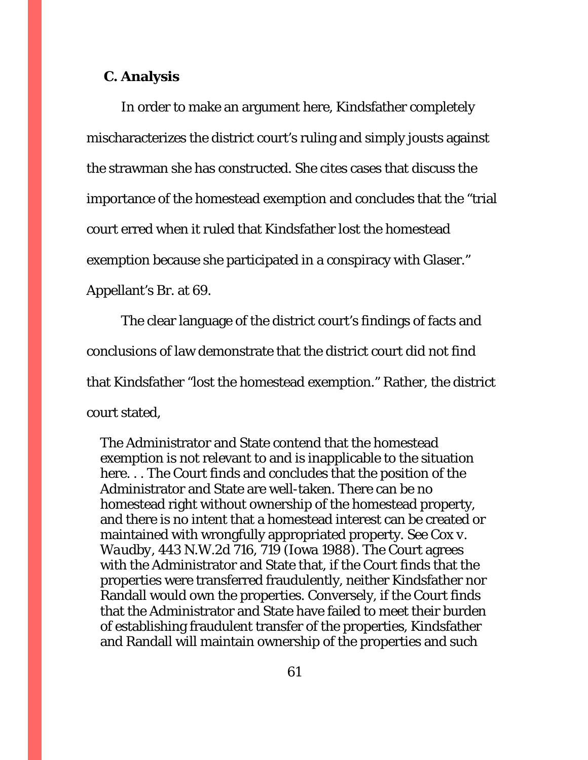### C. Analysis

In order to make an argument here, Kindsfather completely mischaracterizes the district court's ruling and simply jousts against the strawman she has constructed. She cites cases that discuss the importance of the homestead exemption and concludes that the "trial court erred when it ruled that Kindsfather lost the homestead exemption because she participated in a conspiracy with Glaser." Appellant's Br. at 69.

The clear language of the district court's findings of facts and conclusions of law demonstrate that the district court did not find that Kindsfather "lost the homestead exemption." Rather, the district court stated,

> The Administrator and State contend that the homestead exemption is not relevant to and is inapplicable to the situation here. . . The Court finds and concludes that the position of the Administrator and State are well-taken. There can be no homestead right without ownership of the homestead property, and there is no intent that a homestead interest can be created or maintained with wrongfully appropriated property. See *Cox v. Waudby*, 443 N.W.2d 716, 719 (Iowa 1988). The Court agrees with the Administrator and State that, if the Court finds that the properties were transferred fraudulently, neither Kindsfather nor Randall would own the properties. Conversely, if the Court finds that the Administrator and State have failed to meet their burden of establishing fraudulent transfer of the properties, Kindsfather and Randall will maintain ownership of the properties and such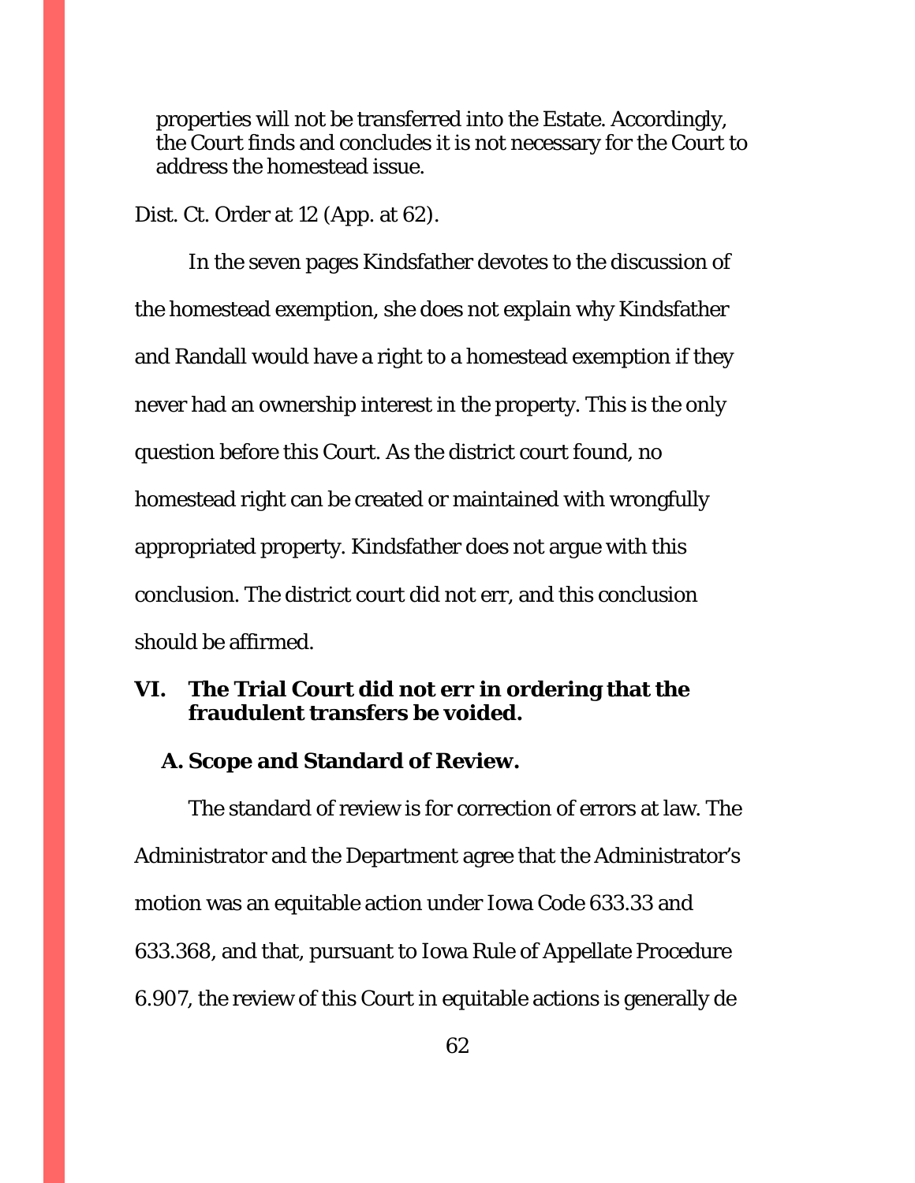> properties will not be transferred into the Estate. Accordingly, the Court finds and concludes it is not necessary for the Court to address the homestead issue.

Dist. Ct. Order at 12 (App. at 62).

In the seven pages Kindsfather devotes to the discussion of the homestead exemption, she does not explain why Kindsfather and Randall would have a right to a homestead exemption if they never had an ownership interest in the property. This is the only question before this Court. As the district court found, no homestead right can be created or maintained with wrongfully appropriated property. Kindsfather does not argue with this conclusion. The district court did not err, and this conclusion should be affirmed.

## VI. The Trial Court did not err in ordering that the fraudulent transfers be voided.

### A. Scope and Standard of Review.

The standard of review is for correction of errors at law. The Administrator and the Department agree that the Administrator's motion was an equitable action under Iowa Code 633.33 and 633.368, and that, pursuant to Iowa Rule of Appellate Procedure 6.907, the review of this Court in equitable actions is generally de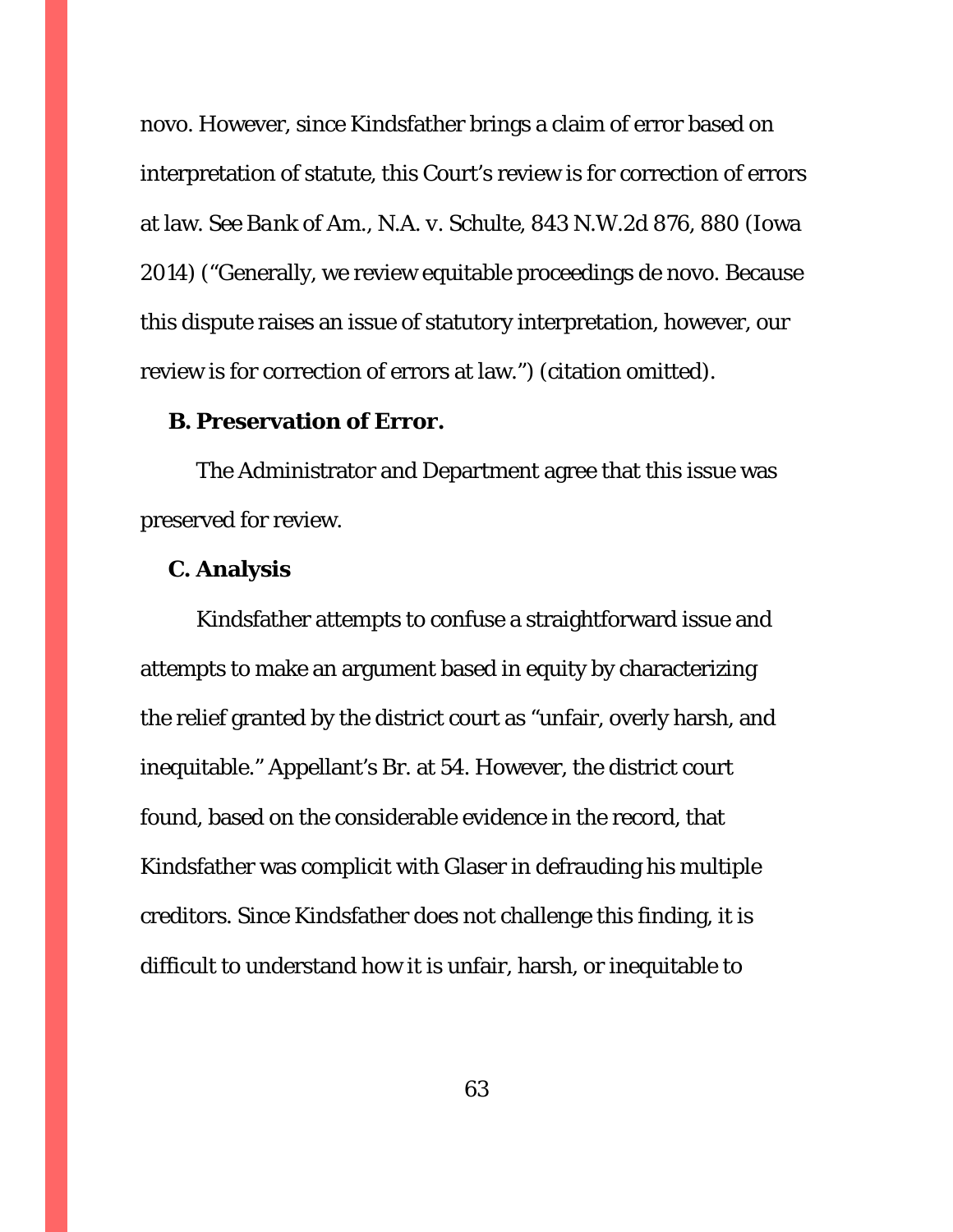novo. However, since Kindsfather brings a claim of error based on interpretation of statute, this Court's review is for correction of errors at law. *See Bank of Am., N.A. v. Schulte*, 843 N.W.2d 876, 880 (Iowa 2014) ("Generally, we review equitable proceedings de novo. Because this dispute raises an issue of statutory interpretation, however, our review is for correction of errors at law.") (citation omitted).

### B. Preservation of Error.

The Administrator and Department agree that this issue was preserved for review.

### C. Analysis

Kindsfather attempts to confuse a straightforward issue and attempts to make an argument based in equity by characterizing the relief granted by the district court as "unfair, overly harsh, and inequitable." Appellant's Br. at 54. However, the district court found, based on the considerable evidence in the record, that Kindsfather was complicit with Glaser in defrauding his multiple creditors. Since Kindsfather does not challenge this finding, it is difficult to understand how it is unfair, harsh, or inequitable to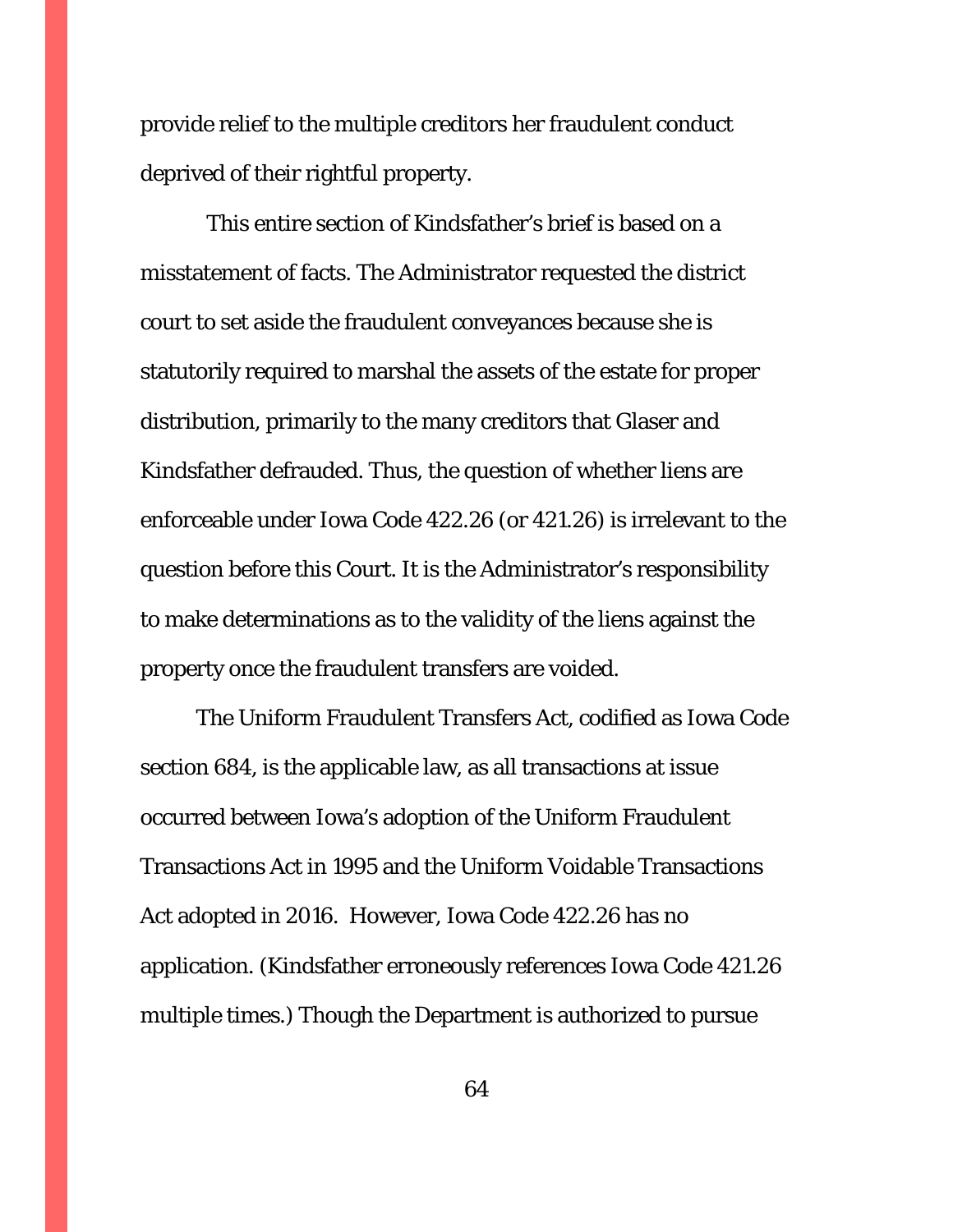provide relief to the multiple creditors her fraudulent conduct deprived of their rightful property.

This entire section of Kindsfather's brief is based on a misstatement of facts. The Administrator requested the district court to set aside the fraudulent conveyances because she is statutorily required to marshal the assets of the estate for proper distribution, primarily to the many creditors that Glaser and Kindsfather defrauded. Thus, the question of whether liens are enforceable under Iowa Code 422.26 (or 421.26) is irrelevant to the question before this Court. It is the Administrator's responsibility to make determinations as to the validity of the liens against the property once the fraudulent transfers are voided.

The Uniform Fraudulent Transfers Act, codified as Iowa Code section 684, is the applicable law, as all transactions at issue occurred between Iowa's adoption of the Uniform Fraudulent Transactions Act in 1995 and the Uniform Voidable Transactions Act adopted in 2016. However, Iowa Code 422.26 has no application. (Kindsfather erroneously references Iowa Code 421.26 multiple times.) Though the Department is authorized to pursue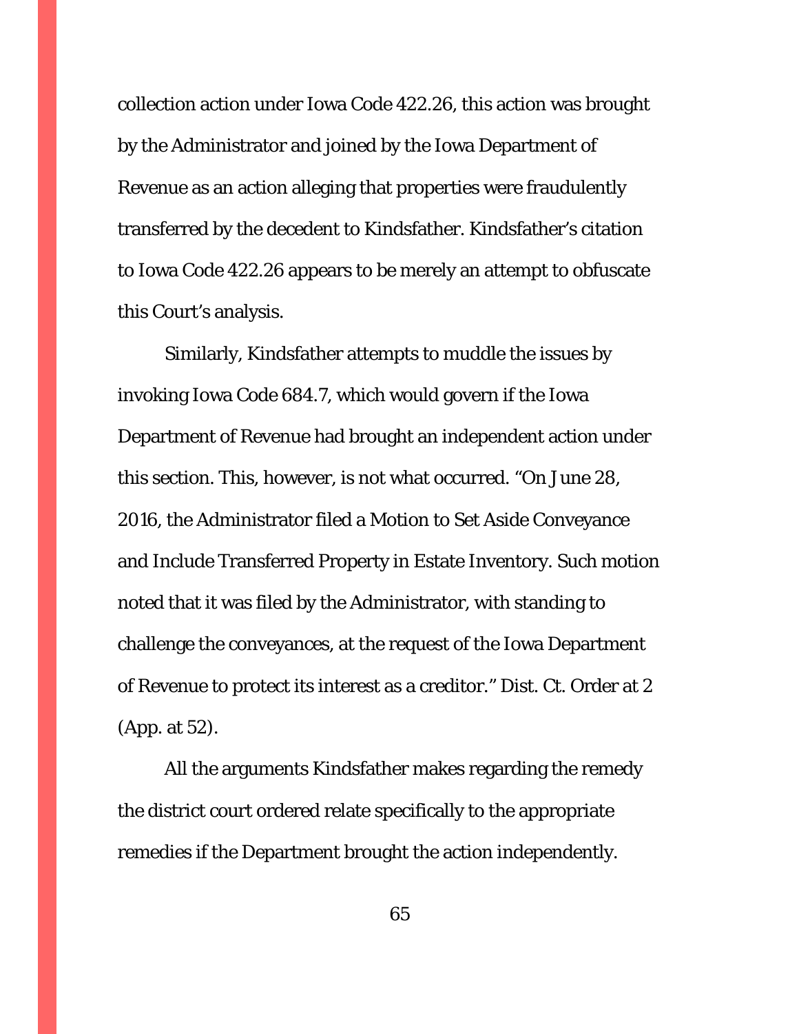collection action under Iowa Code 422.26, this action was brought by the Administrator and joined by the Iowa Department of Revenue as an action alleging that properties were fraudulently transferred by the decedent to Kindsfather. Kindsfather's citation to Iowa Code 422.26 appears to be merely an attempt to obfuscate this Court's analysis.

Similarly, Kindsfather attempts to muddle the issues by invoking Iowa Code 684.7, which would govern if the Iowa Department of Revenue had brought an independent action under this section. This, however, is not what occurred. "On June 28, 2016, the Administrator filed a Motion to Set Aside Conveyance and Include Transferred Property in Estate Inventory. Such motion noted that it was filed by the Administrator, with standing to challenge the conveyances, at the request of the Iowa Department of Revenue to protect its interest as a creditor." Dist. Ct. Order at 2 (App. at 52).

All the arguments Kindsfather makes regarding the remedy the district court ordered relate specifically to the appropriate remedies if the Department brought the action independently.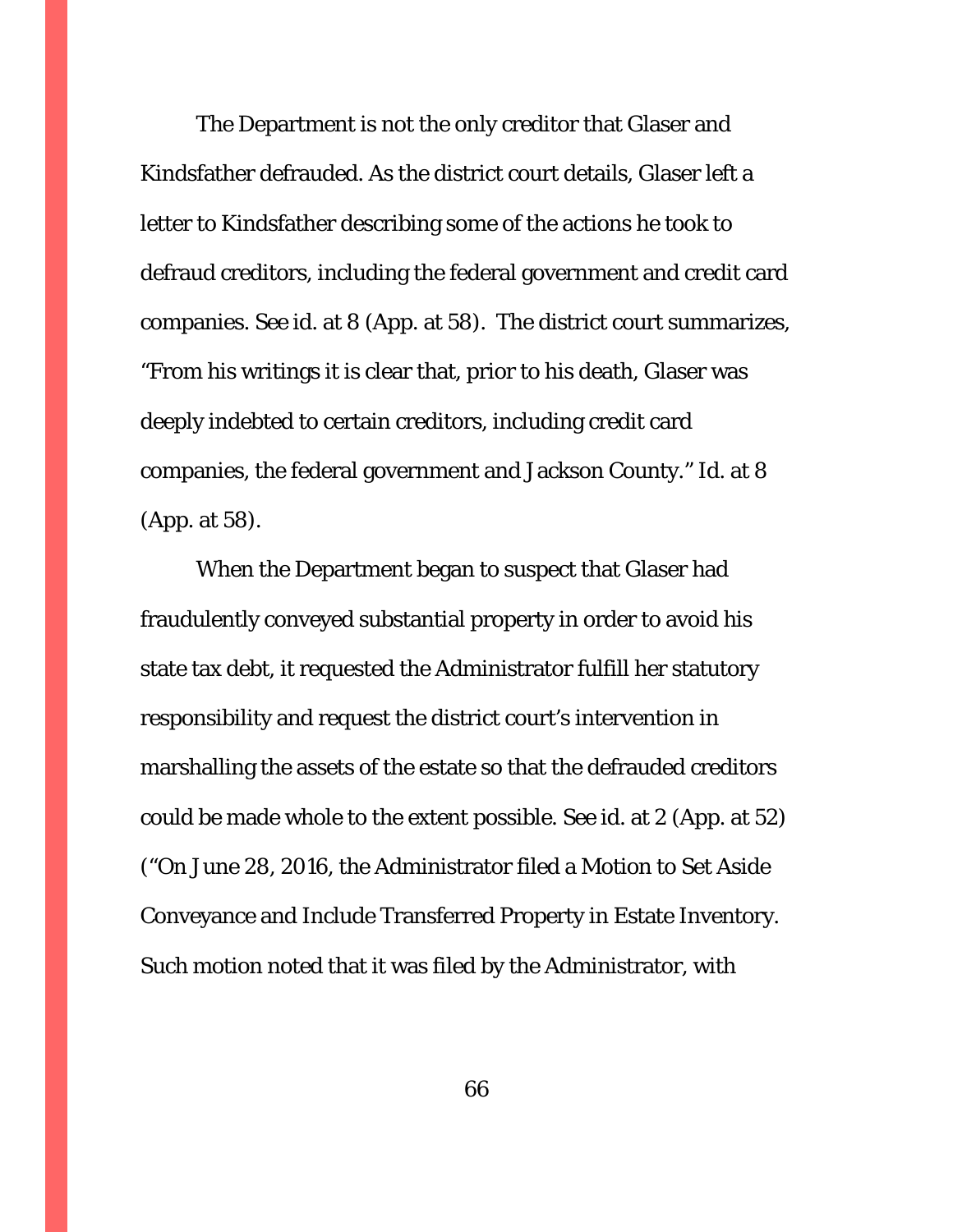The Department is not the only creditor that Glaser and Kindsfather defrauded. As the district court details, Glaser left a letter to Kindsfather describing some of the actions he took to defraud creditors, including the federal government and credit card companies. See id. at 8 (App. at 58). The district court summarizes, "From his writings it is clear that, prior to his death, Glaser was deeply indebted to certain creditors, including credit card companies, the federal government and Jackson County." Id. at 8 (App. at 58).

When the Department began to suspect that Glaser had fraudulently conveyed substantial property in order to avoid his state tax debt, it requested the Administrator fulfill her statutory responsibility and request the district court's intervention in marshalling the assets of the estate so that the defrauded creditors could be made whole to the extent possible. See id. at 2 (App. at 52) ("On June 28, 2016, the Administrator filed a Motion to Set Aside Conveyance and Include Transferred Property in Estate Inventory. Such motion noted that it was filed by the Administrator, with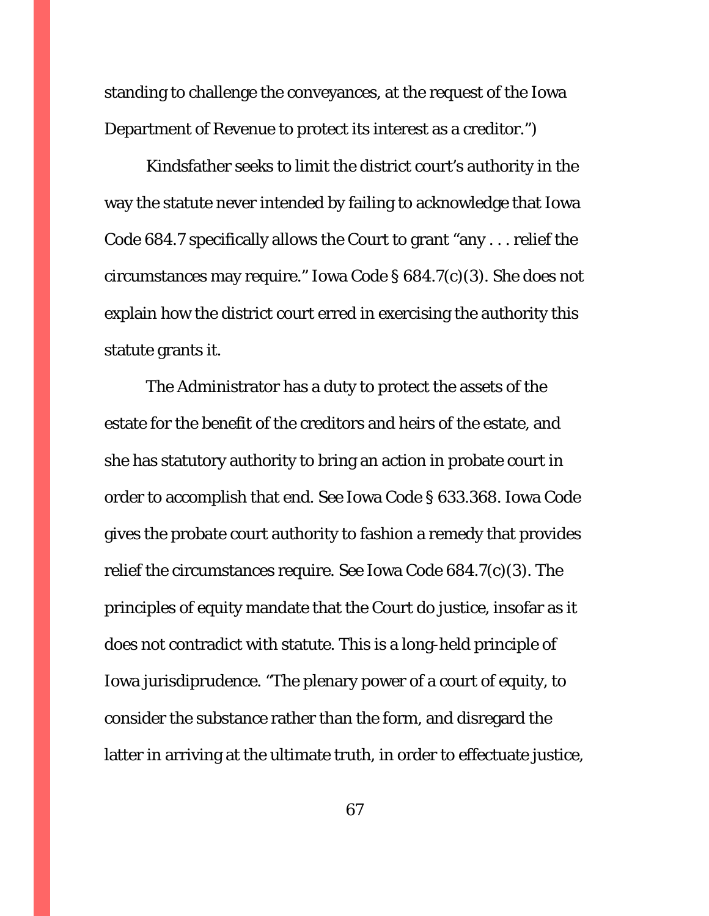standing to challenge the conveyances, at the request of the Iowa Department of Revenue to protect its interest as a creditor.")

Kindsfather seeks to limit the district court's authority in the way the statute never intended by failing to acknowledge that Iowa Code 684.7 specifically allows the Court to grant "any . . . relief the circumstances may require." Iowa Code § 684.7(c)(3). She does not explain how the district court erred in exercising the authority this statute grants it.

The Administrator has a duty to protect the assets of the estate for the benefit of the creditors and heirs of the estate, and she has statutory authority to bring an action in probate court in order to accomplish that end. See Iowa Code § 633.368. Iowa Code gives the probate court authority to fashion a remedy that provides relief the circumstances require. See Iowa Code 684.7(c)(3). The principles of equity mandate that the Court do justice, insofar as it does not contradict with statute. This is a long-held principle of Iowa jurisdiprudence. "The plenary power of a court of equity, to consider the substance rather than the form, and disregard the latter in arriving at the ultimate truth, in order to effectuate justice,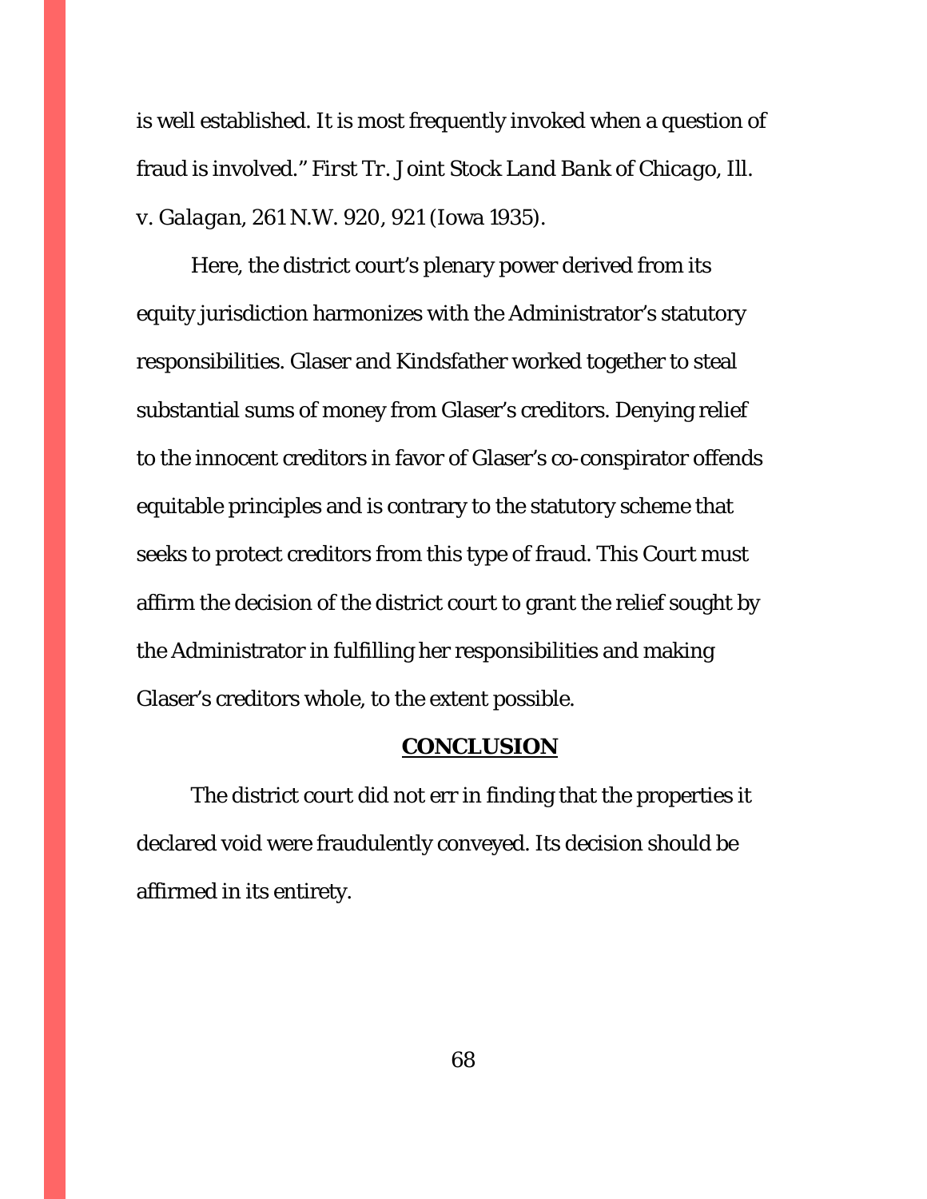is well established. It is most frequently invoked when a question of fraud is involved." *First Tr. Joint Stock Land Bank of Chicago, Ill. v. Galagan*, 261 N.W. 920, 921 (Iowa 1935).

Here, the district court's plenary power derived from its equity jurisdiction harmonizes with the Administrator's statutory responsibilities. Glaser and Kindsfather worked together to steal substantial sums of money from Glaser's creditors. Denying relief to the innocent creditors in favor of Glaser's co-conspirator offends equitable principles and is contrary to the statutory scheme that seeks to protect creditors from this type of fraud. This Court must affirm the decision of the district court to grant the relief sought by the Administrator in fulfilling her responsibilities and making Glaser's creditors whole, to the extent possible.

## **CONCLUSION**

The district court did not err in finding that the properties it declared void were fraudulently conveyed. Its decision should be affirmed in its entirety.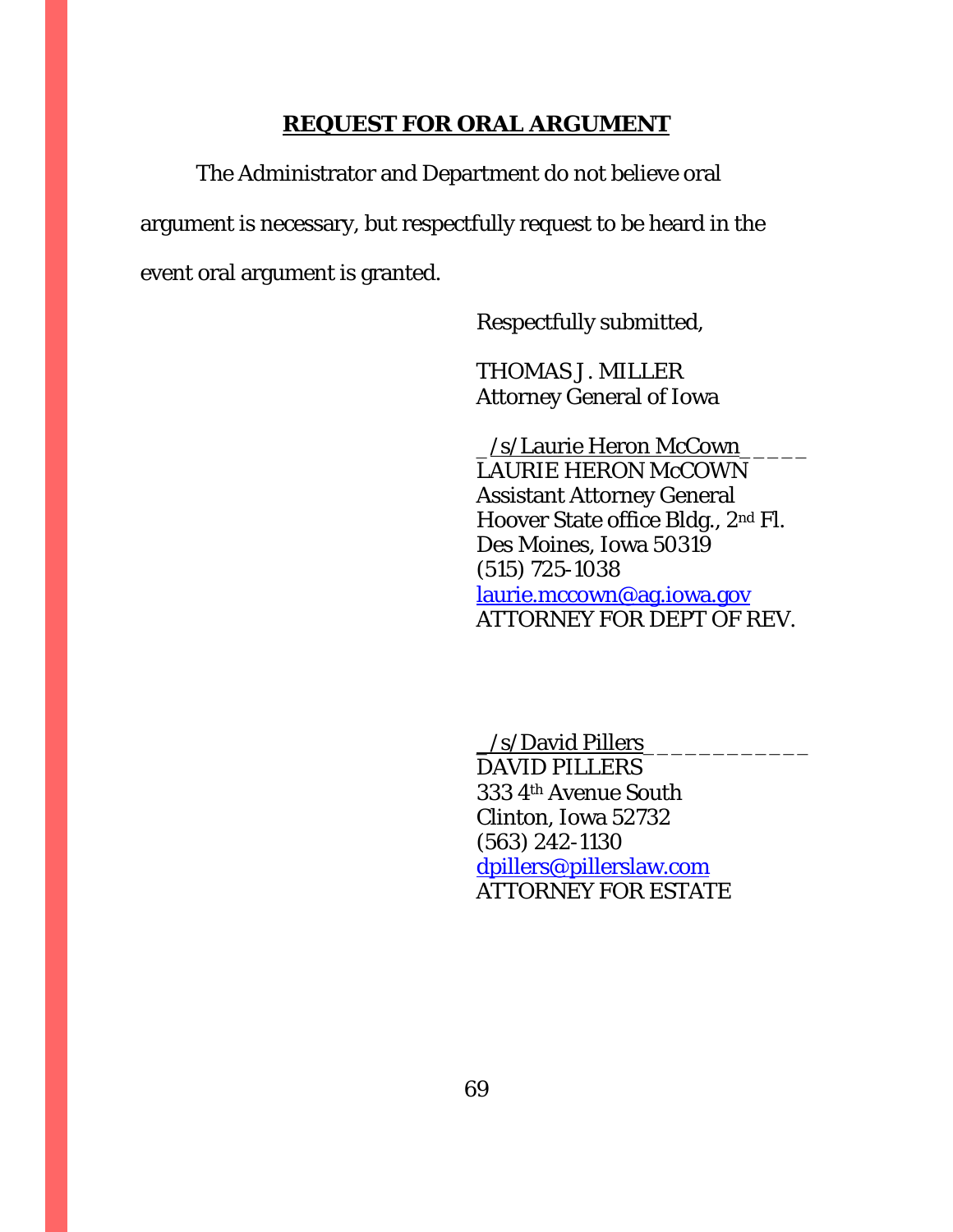## REQUEST FOR ORAL ARGUMENT

The Administrator and Department do not believe oral argument is necessary, but respectfully request to be heard in the event oral argument is granted.

Respectfully submitted,

THOMAS J. MILLER
Attorney General of Iowa

_/s/Laurie Heron McCown_____
LAURIE HERON McCOWN
Assistant Attorney General
Hoover State office Bldg., 2nd Fl.
Des Moines, Iowa 50319
(515) 725-1038
laurie.mccown@ag.iowa.gov
ATTORNEY FOR DEPT OF REV.

_/s/David Pillers____________
DAVID PILLERS
333 4th Avenue South
Clinton, Iowa 52732
(563) 242-1130
dpillers@pillerslaw.com
ATTORNEY FOR ESTATE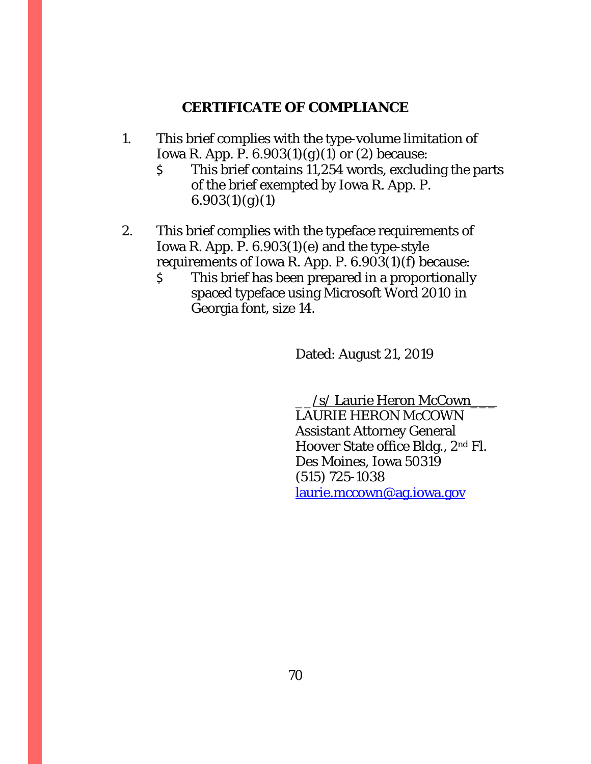## CERTIFICATE OF COMPLIANCE

1. This brief complies with the type-volume limitation of Iowa R. App. P. 6.903(1)(g)(1) or (2) because:
   - $ This brief contains 11,254 words, excluding the parts of the brief exempted by Iowa R. App. P. 6.903(1)(g)(1)

2. This brief complies with the typeface requirements of Iowa R. App. P. 6.903(1)(e) and the type-style requirements of Iowa R. App. P. 6.903(1)(f) because:
   - $ This brief has been prepared in a proportionally spaced typeface using Microsoft Word 2010 in Georgia font, size 14.

Dated: August 21, 2019

__/s/ Laurie Heron McCown___
LAURIE HERON McCOWN
Assistant Attorney General
Hoover State office Bldg., 2nd Fl.
Des Moines, Iowa 50319
(515) 725-1038
laurie.mccown@ag.iowa.gov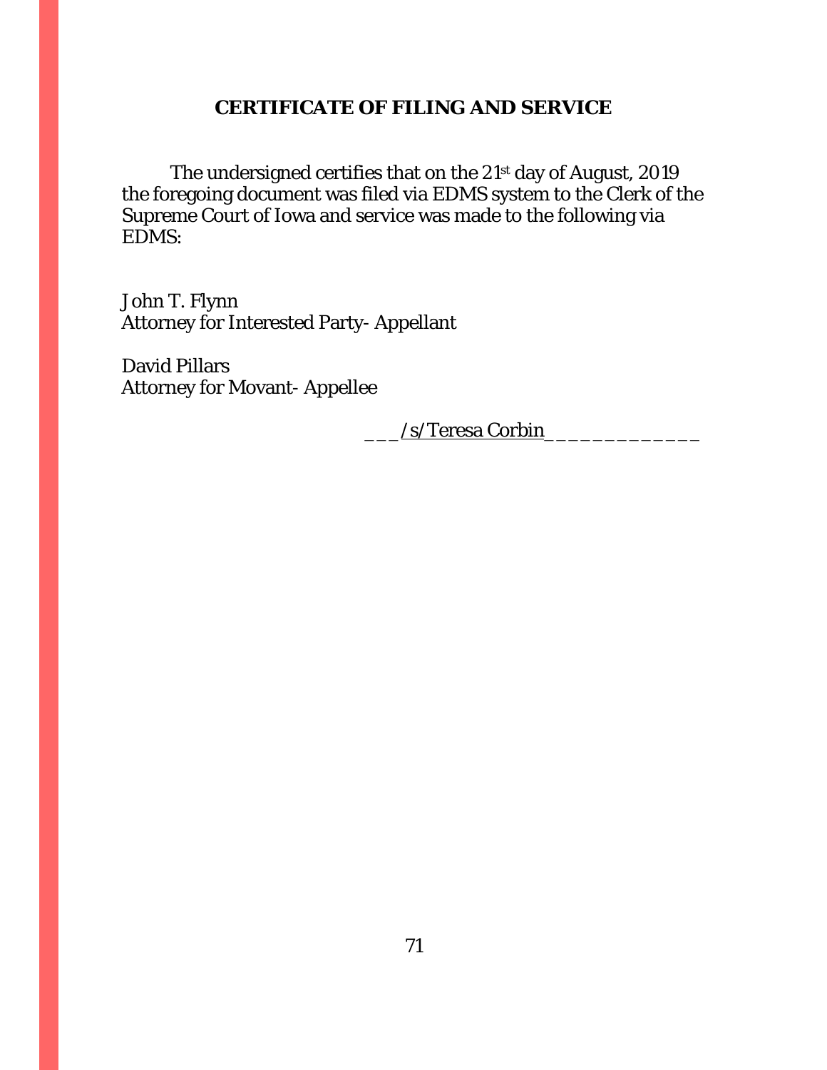## CERTIFICATE OF FILING AND SERVICE

The undersigned certifies that on the 21st day of August, 2019 the foregoing document was filed via EDMS system to the Clerk of the Supreme Court of Iowa and service was made to the following via EDMS:

John T. Flynn
Attorney for Interested Party- Appellant

David Pillars
Attorney for Movant- Appellee

___/s/Teresa Corbin_____________